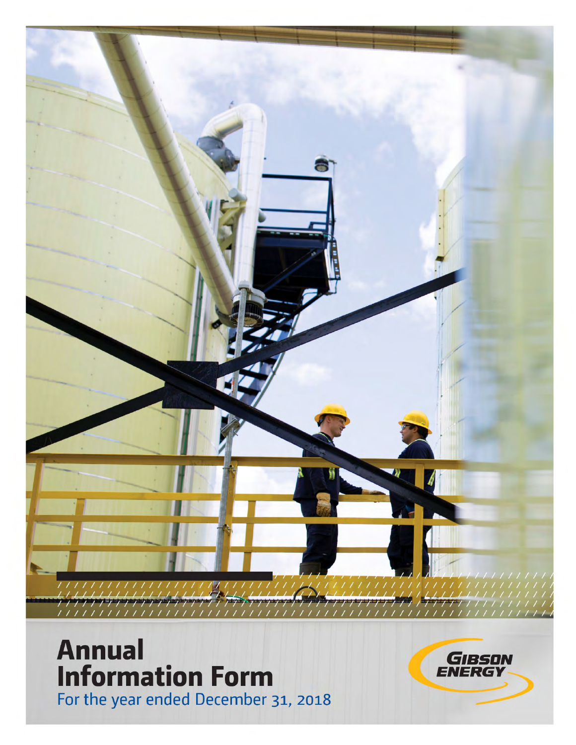# Annual Information Form

For the year ended December 31, 2018

GIBSON ENERGY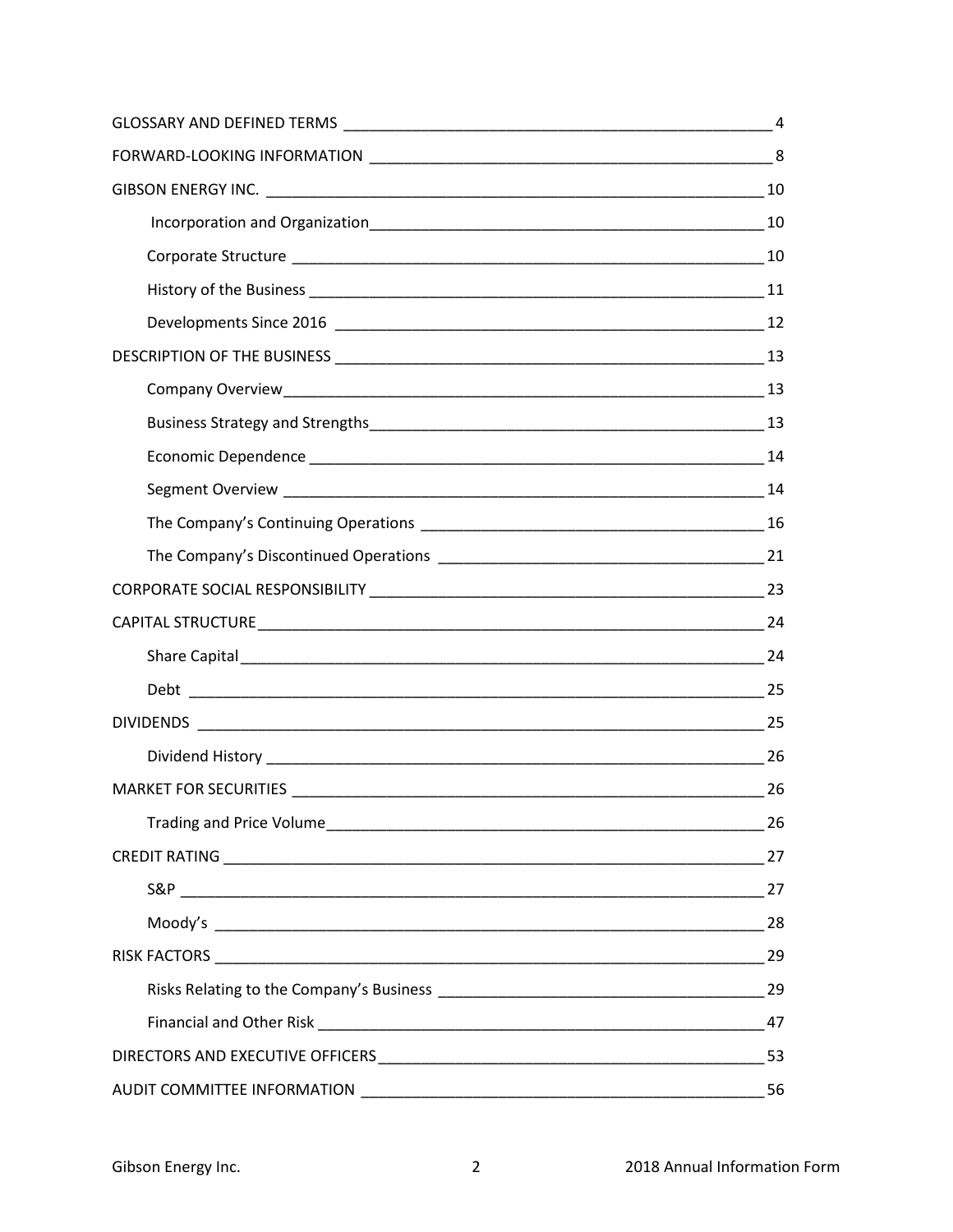| | |
|---|---|
| GLOSSARY AND DEFINED TERMS | 4 |
| FORWARD-LOOKING INFORMATION | 8 |
| GIBSON ENERGY INC. | 10 |
| Incorporation and Organization | 10 |
| Corporate Structure | 10 |
| History of the Business | 11 |
| Developments Since 2016 | 12 |
| DESCRIPTION OF THE BUSINESS | 13 |
| Company Overview | 13 |
| Business Strategy and Strengths | 13 |
| Economic Dependence | 14 |
| Segment Overview | 14 |
| The Company's Continuing Operations | 16 |
| The Company's Discontinued Operations | 21 |
| CORPORATE SOCIAL RESPONSIBILITY | 23 |
| CAPITAL STRUCTURE | 24 |
| Share Capital | 24 |
| Debt | 25 |
| DIVIDENDS | 25 |
| Dividend History | 26 |
| MARKET FOR SECURITIES | 26 |
| Trading and Price Volume | 26 |
| CREDIT RATING | 27 |
| S&P | 27 |
| Moody's | 28 |
| RISK FACTORS | 29 |
| Risks Relating to the Company's Business | 29 |
| Financial and Other Risk | 47 |
| DIRECTORS AND EXECUTIVE OFFICERS | 53 |
| AUDIT COMMITTEE INFORMATION | 56 |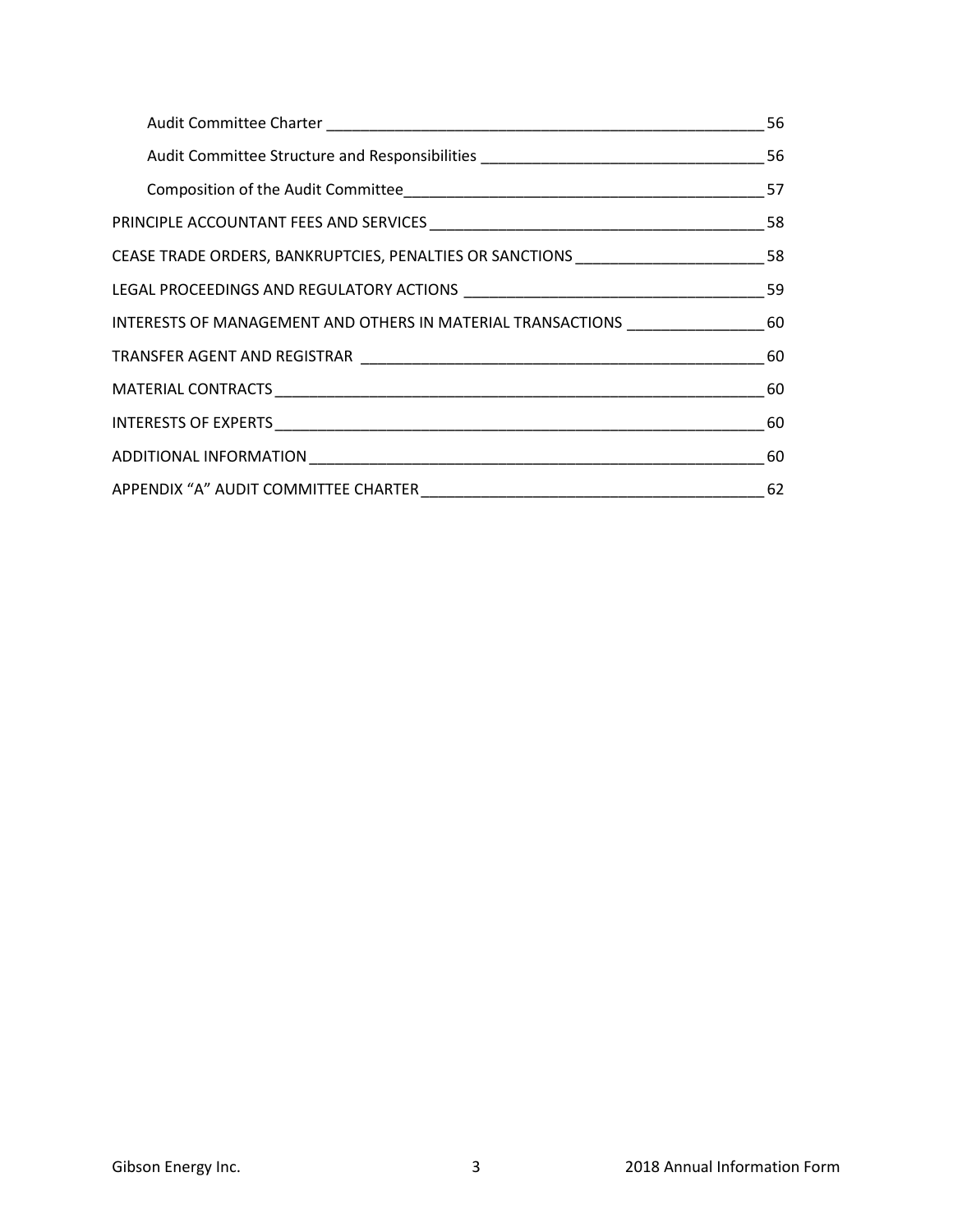| | |
|---|---|
| Audit Committee Charter | 56 |
| Audit Committee Structure and Responsibilities | 56 |
| Composition of the Audit Committee | 57 |
| PRINCIPLE ACCOUNTANT FEES AND SERVICES | 58 |
| CEASE TRADE ORDERS, BANKRUPTCIES, PENALTIES OR SANCTIONS | 58 |
| LEGAL PROCEEDINGS AND REGULATORY ACTIONS | 59 |
| INTERESTS OF MANAGEMENT AND OTHERS IN MATERIAL TRANSACTIONS | 60 |
| TRANSFER AGENT AND REGISTRAR | 60 |
| MATERIAL CONTRACTS | 60 |
| INTERESTS OF EXPERTS | 60 |
| ADDITIONAL INFORMATION | 60 |
| APPENDIX “A” AUDIT COMMITTEE CHARTER | 62 |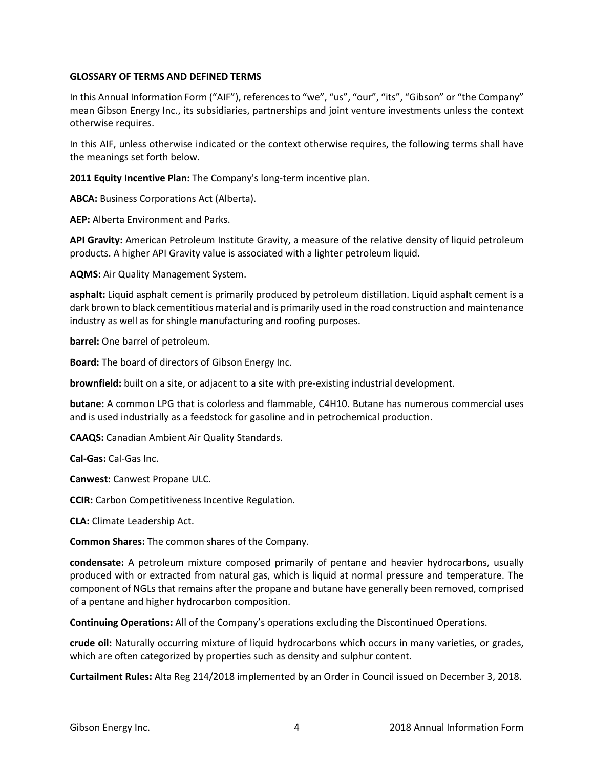## GLOSSARY OF TERMS AND DEFINED TERMS

In this Annual Information Form ("AIF"), references to "we", "us", "our", "its", "Gibson" or "the Company" mean Gibson Energy Inc., its subsidiaries, partnerships and joint venture investments unless the context otherwise requires.

In this AIF, unless otherwise indicated or the context otherwise requires, the following terms shall have the meanings set forth below.

**2011 Equity Incentive Plan:** The Company's long-term incentive plan.

**ABCA:** Business Corporations Act (Alberta).

**AEP:** Alberta Environment and Parks.

**API Gravity:** American Petroleum Institute Gravity, a measure of the relative density of liquid petroleum products. A higher API Gravity value is associated with a lighter petroleum liquid.

**AQMS:** Air Quality Management System.

**asphalt:** Liquid asphalt cement is primarily produced by petroleum distillation. Liquid asphalt cement is a dark brown to black cementitious material and is primarily used in the road construction and maintenance industry as well as for shingle manufacturing and roofing purposes.

**barrel:** One barrel of petroleum.

**Board:** The board of directors of Gibson Energy Inc.

**brownfield:** built on a site, or adjacent to a site with pre-existing industrial development.

**butane:** A common LPG that is colorless and flammable, $C_4H_{10}$. Butane has numerous commercial uses and is used industrially as a feedstock for gasoline and in petrochemical production.

**CAAQS:** Canadian Ambient Air Quality Standards.

**Cal-Gas:** Cal-Gas Inc.

**Canwest:** Canwest Propane ULC.

**CCIR:** Carbon Competitiveness Incentive Regulation.

**CLA:** Climate Leadership Act.

**Common Shares:** The common shares of the Company.

**condensate:** A petroleum mixture composed primarily of pentane and heavier hydrocarbons, usually produced with or extracted from natural gas, which is liquid at normal pressure and temperature. The component of NGLs that remains after the propane and butane have generally been removed, comprised of a pentane and higher hydrocarbon composition.

**Continuing Operations:** All of the Company's operations excluding the Discontinued Operations.

**crude oil:** Naturally occurring mixture of liquid hydrocarbons which occurs in many varieties, or grades, which are often categorized by properties such as density and sulphur content.

**Curtailment Rules:** Alta Reg 214/2018 implemented by an Order in Council issued on December 3, 2018.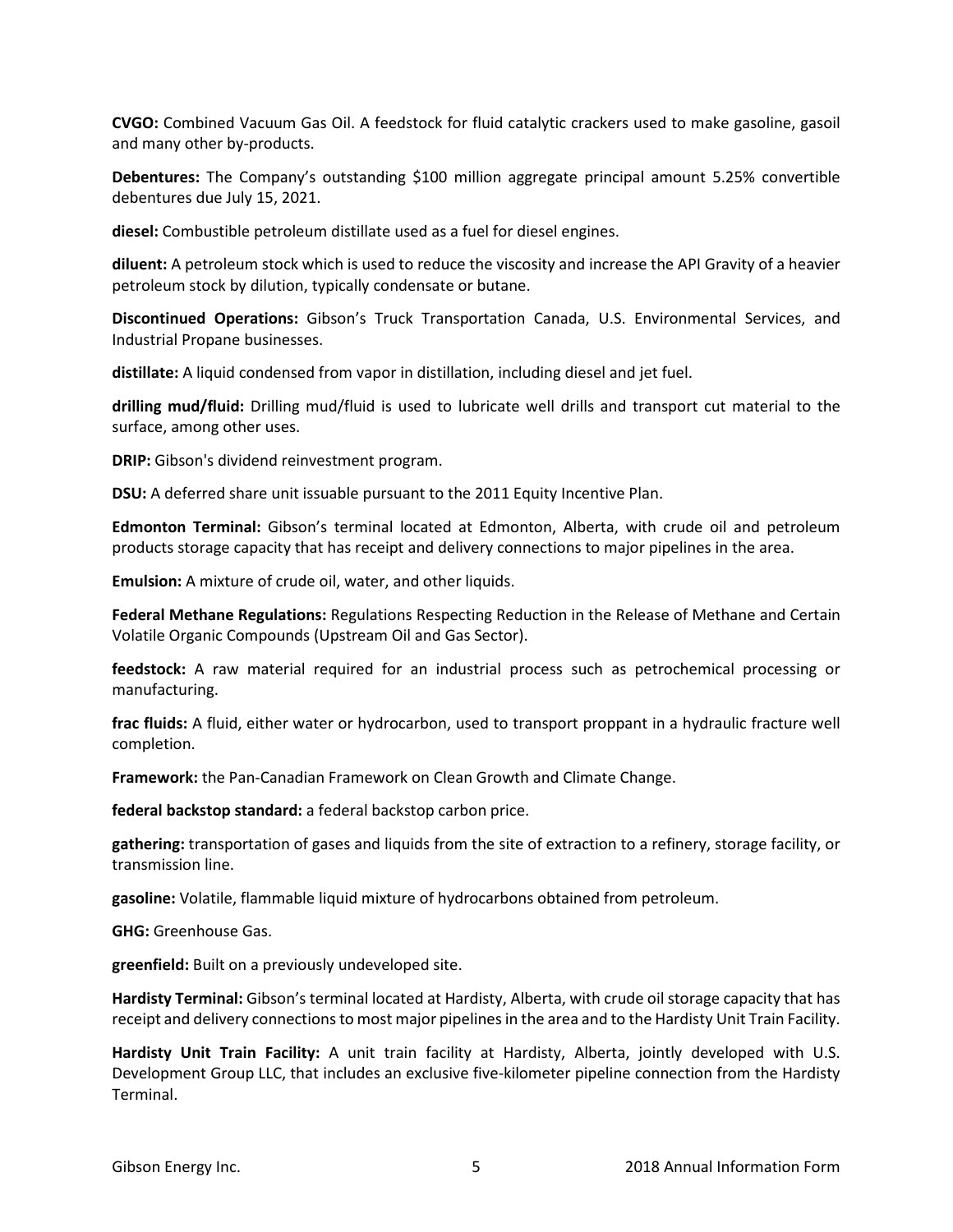**CVGO:** Combined Vacuum Gas Oil. A feedstock for fluid catalytic crackers used to make gasoline, gasoil and many other by-products.

**Debentures:** The Company's outstanding $100 million aggregate principal amount 5.25% convertible debentures due July 15, 2021.

**diesel:** Combustible petroleum distillate used as a fuel for diesel engines.

**diluent:** A petroleum stock which is used to reduce the viscosity and increase the API Gravity of a heavier petroleum stock by dilution, typically condensate or butane.

**Discontinued Operations:** Gibson's Truck Transportation Canada, U.S. Environmental Services, and Industrial Propane businesses.

**distillate:** A liquid condensed from vapor in distillation, including diesel and jet fuel.

**drilling mud/fluid:** Drilling mud/fluid is used to lubricate well drills and transport cut material to the surface, among other uses.

**DRIP:** Gibson's dividend reinvestment program.

**DSU:** A deferred share unit issuable pursuant to the 2011 Equity Incentive Plan.

**Edmonton Terminal:** Gibson's terminal located at Edmonton, Alberta, with crude oil and petroleum products storage capacity that has receipt and delivery connections to major pipelines in the area.

**Emulsion:** A mixture of crude oil, water, and other liquids.

**Federal Methane Regulations:** Regulations Respecting Reduction in the Release of Methane and Certain Volatile Organic Compounds (Upstream Oil and Gas Sector).

**feedstock:** A raw material required for an industrial process such as petrochemical processing or manufacturing.

**frac fluids:** A fluid, either water or hydrocarbon, used to transport proppant in a hydraulic fracture well completion.

**Framework:** the Pan-Canadian Framework on Clean Growth and Climate Change.

**federal backstop standard:** a federal backstop carbon price.

**gathering:** transportation of gases and liquids from the site of extraction to a refinery, storage facility, or transmission line.

**gasoline:** Volatile, flammable liquid mixture of hydrocarbons obtained from petroleum.

**GHG:** Greenhouse Gas.

**greenfield:** Built on a previously undeveloped site.

**Hardisty Terminal:** Gibson's terminal located at Hardisty, Alberta, with crude oil storage capacity that has receipt and delivery connections to most major pipelines in the area and to the Hardisty Unit Train Facility.

**Hardisty Unit Train Facility:** A unit train facility at Hardisty, Alberta, jointly developed with U.S. Development Group LLC, that includes an exclusive five-kilometer pipeline connection from the Hardisty Terminal.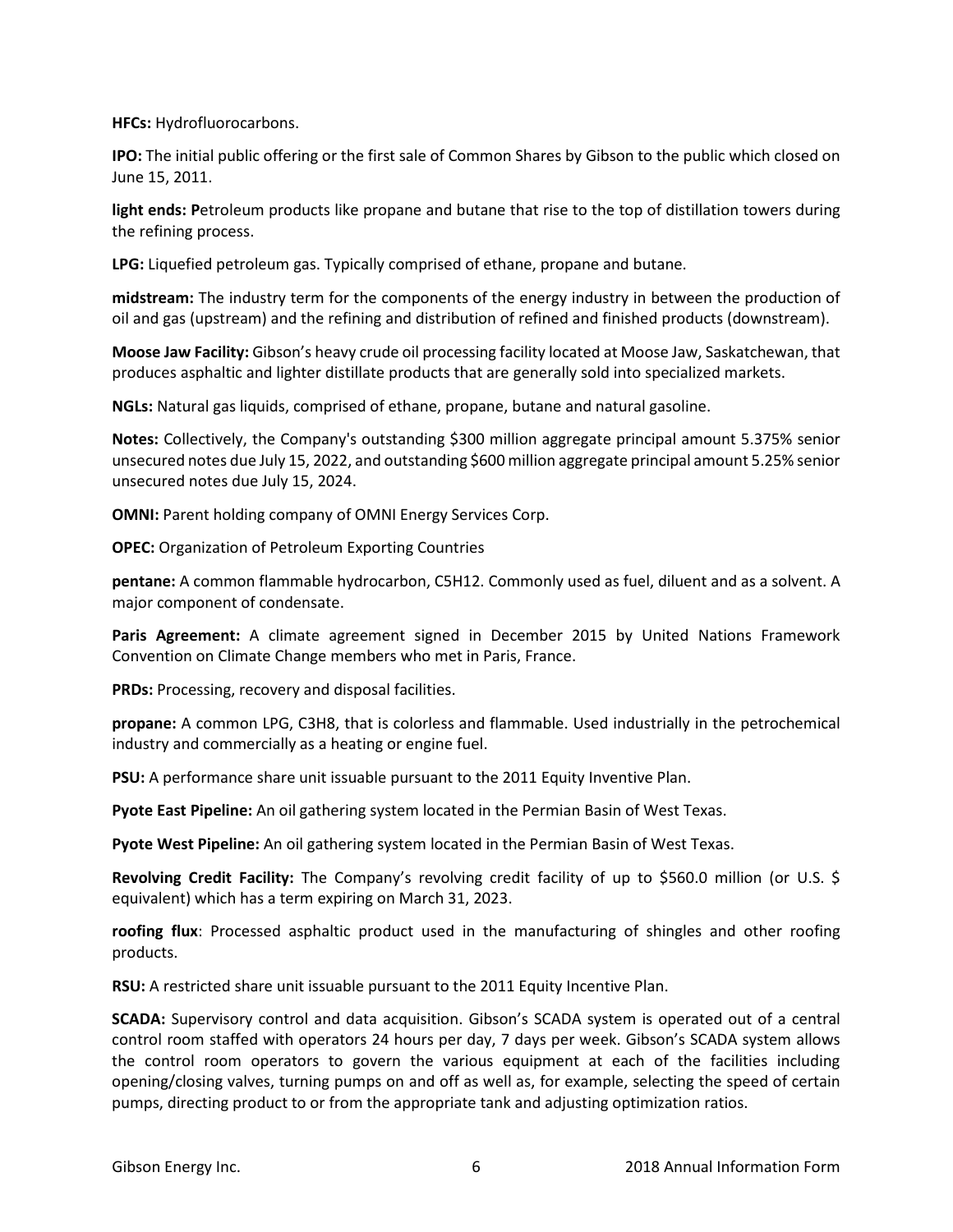**HFCs:** Hydrofluorocarbons.

**IPO:** The initial public offering or the first sale of Common Shares by Gibson to the public which closed on June 15, 2011.

**light ends: P**etroleum products like propane and butane that rise to the top of distillation towers during the refining process.

**LPG:** Liquefied petroleum gas. Typically comprised of ethane, propane and butane.

**midstream:** The industry term for the components of the energy industry in between the production of oil and gas (upstream) and the refining and distribution of refined and finished products (downstream).

**Moose Jaw Facility:** Gibson's heavy crude oil processing facility located at Moose Jaw, Saskatchewan, that produces asphaltic and lighter distillate products that are generally sold into specialized markets.

**NGLs:** Natural gas liquids, comprised of ethane, propane, butane and natural gasoline.

**Notes:** Collectively, the Company's outstanding $300 million aggregate principal amount 5.375% senior unsecured notes due July 15, 2022, and outstanding $600 million aggregate principal amount 5.25% senior unsecured notes due July 15, 2024.

**OMNI:** Parent holding company of OMNI Energy Services Corp.

**OPEC:** Organization of Petroleum Exporting Countries

**pentane:** A common flammable hydrocarbon, $C_5H_{12}$. Commonly used as fuel, diluent and as a solvent. A major component of condensate.

**Paris Agreement:** A climate agreement signed in December 2015 by United Nations Framework Convention on Climate Change members who met in Paris, France.

**PRDs:** Processing, recovery and disposal facilities.

**propane:** A common LPG, $C_3H_8$, that is colorless and flammable. Used industrially in the petrochemical industry and commercially as a heating or engine fuel.

**PSU:** A performance share unit issuable pursuant to the 2011 Equity Inventive Plan.

**Pyote East Pipeline:** An oil gathering system located in the Permian Basin of West Texas.

**Pyote West Pipeline:** An oil gathering system located in the Permian Basin of West Texas.

**Revolving Credit Facility:** The Company's revolving credit facility of up to $560.0 million (or U.S. $ equivalent) which has a term expiring on March 31, 2023.

**roofing flux**: Processed asphaltic product used in the manufacturing of shingles and other roofing products.

**RSU:** A restricted share unit issuable pursuant to the 2011 Equity Incentive Plan.

**SCADA:** Supervisory control and data acquisition. Gibson's SCADA system is operated out of a central control room staffed with operators 24 hours per day, 7 days per week. Gibson's SCADA system allows the control room operators to govern the various equipment at each of the facilities including opening/closing valves, turning pumps on and off as well as, for example, selecting the speed of certain pumps, directing product to or from the appropriate tank and adjusting optimization ratios.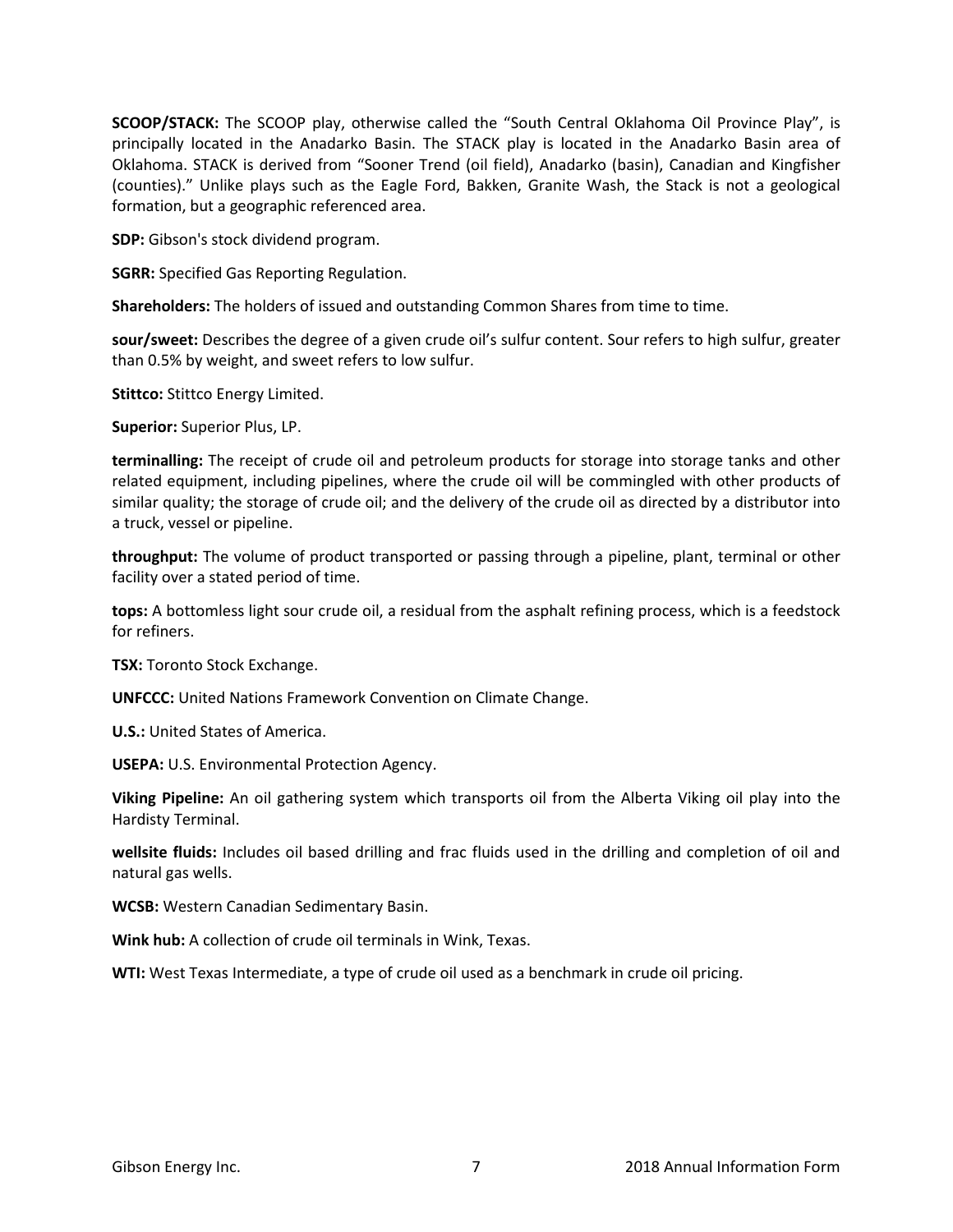**SCOOP/STACK:** The SCOOP play, otherwise called the "South Central Oklahoma Oil Province Play", is principally located in the Anadarko Basin. The STACK play is located in the Anadarko Basin area of Oklahoma. STACK is derived from "Sooner Trend (oil field), Anadarko (basin), Canadian and Kingfisher (counties)." Unlike plays such as the Eagle Ford, Bakken, Granite Wash, the Stack is not a geological formation, but a geographic referenced area.

**SDP:** Gibson's stock dividend program.

**SGRR:** Specified Gas Reporting Regulation.

**Shareholders:** The holders of issued and outstanding Common Shares from time to time.

**sour/sweet:** Describes the degree of a given crude oil's sulfur content. Sour refers to high sulfur, greater than 0.5% by weight, and sweet refers to low sulfur.

**Stittco:** Stittco Energy Limited.

**Superior:** Superior Plus, LP.

**terminalling:** The receipt of crude oil and petroleum products for storage into storage tanks and other related equipment, including pipelines, where the crude oil will be commingled with other products of similar quality; the storage of crude oil; and the delivery of the crude oil as directed by a distributor into a truck, vessel or pipeline.

**throughput:** The volume of product transported or passing through a pipeline, plant, terminal or other facility over a stated period of time.

**tops:** A bottomless light sour crude oil, a residual from the asphalt refining process, which is a feedstock for refiners.

**TSX:** Toronto Stock Exchange.

**UNFCCC:** United Nations Framework Convention on Climate Change.

**U.S.:** United States of America.

**USEPA:** U.S. Environmental Protection Agency.

**Viking Pipeline:** An oil gathering system which transports oil from the Alberta Viking oil play into the Hardisty Terminal.

**wellsite fluids:** Includes oil based drilling and frac fluids used in the drilling and completion of oil and natural gas wells.

**WCSB:** Western Canadian Sedimentary Basin.

**Wink hub:** A collection of crude oil terminals in Wink, Texas.

**WTI:** West Texas Intermediate, a type of crude oil used as a benchmark in crude oil pricing.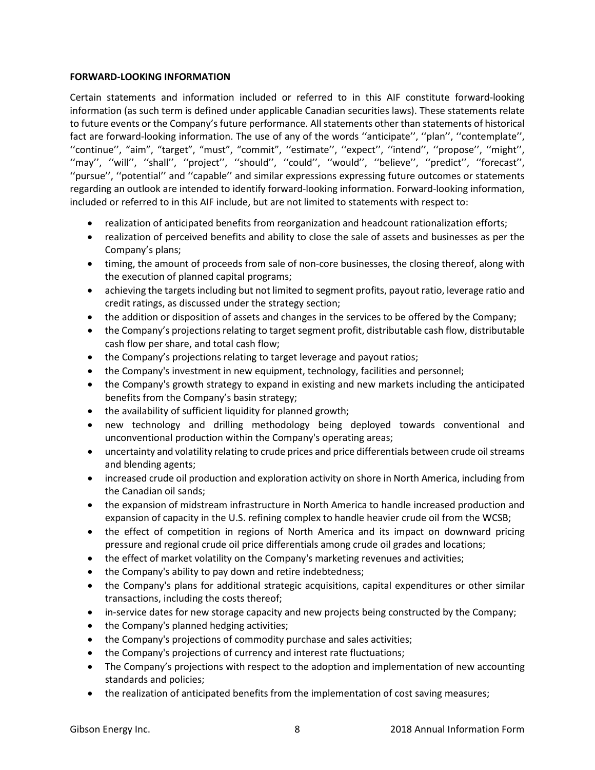**FORWARD-LOOKING INFORMATION**

Certain statements and information included or referred to in this AIF constitute forward-looking information (as such term is defined under applicable Canadian securities laws). These statements relate to future events or the Company's future performance. All statements other than statements of historical fact are forward-looking information. The use of any of the words ''anticipate'', ''plan'', ''contemplate'', ''continue'', "aim", "target", "must", "commit", ''estimate'', ''expect'', ''intend'', ''propose'', ''might'', ''may'', ''will'', ''shall'', ''project'', ''should'', ''could'', ''would'', ''believe'', ''predict'', ''forecast'', ''pursue'', ''potential'' and ''capable'' and similar expressions expressing future outcomes or statements regarding an outlook are intended to identify forward-looking information. Forward-looking information, included or referred to in this AIF include, but are not limited to statements with respect to:

- realization of anticipated benefits from reorganization and headcount rationalization efforts;
- realization of perceived benefits and ability to close the sale of assets and businesses as per the Company's plans;
- timing, the amount of proceeds from sale of non-core businesses, the closing thereof, along with the execution of planned capital programs;
- achieving the targets including but not limited to segment profits, payout ratio, leverage ratio and credit ratings, as discussed under the strategy section;
- the addition or disposition of assets and changes in the services to be offered by the Company;
- the Company's projections relating to target segment profit, distributable cash flow, distributable cash flow per share, and total cash flow;
- the Company's projections relating to target leverage and payout ratios;
- the Company's investment in new equipment, technology, facilities and personnel;
- the Company's growth strategy to expand in existing and new markets including the anticipated benefits from the Company's basin strategy;
- the availability of sufficient liquidity for planned growth;
- new technology and drilling methodology being deployed towards conventional and unconventional production within the Company's operating areas;
- uncertainty and volatility relating to crude prices and price differentials between crude oil streams and blending agents;
- increased crude oil production and exploration activity on shore in North America, including from the Canadian oil sands;
- the expansion of midstream infrastructure in North America to handle increased production and expansion of capacity in the U.S. refining complex to handle heavier crude oil from the WCSB;
- the effect of competition in regions of North America and its impact on downward pricing pressure and regional crude oil price differentials among crude oil grades and locations;
- the effect of market volatility on the Company's marketing revenues and activities;
- the Company's ability to pay down and retire indebtedness;
- the Company's plans for additional strategic acquisitions, capital expenditures or other similar transactions, including the costs thereof;
- in-service dates for new storage capacity and new projects being constructed by the Company;
- the Company's planned hedging activities;
- the Company's projections of commodity purchase and sales activities;
- the Company's projections of currency and interest rate fluctuations;
- The Company's projections with respect to the adoption and implementation of new accounting standards and policies;
- the realization of anticipated benefits from the implementation of cost saving measures;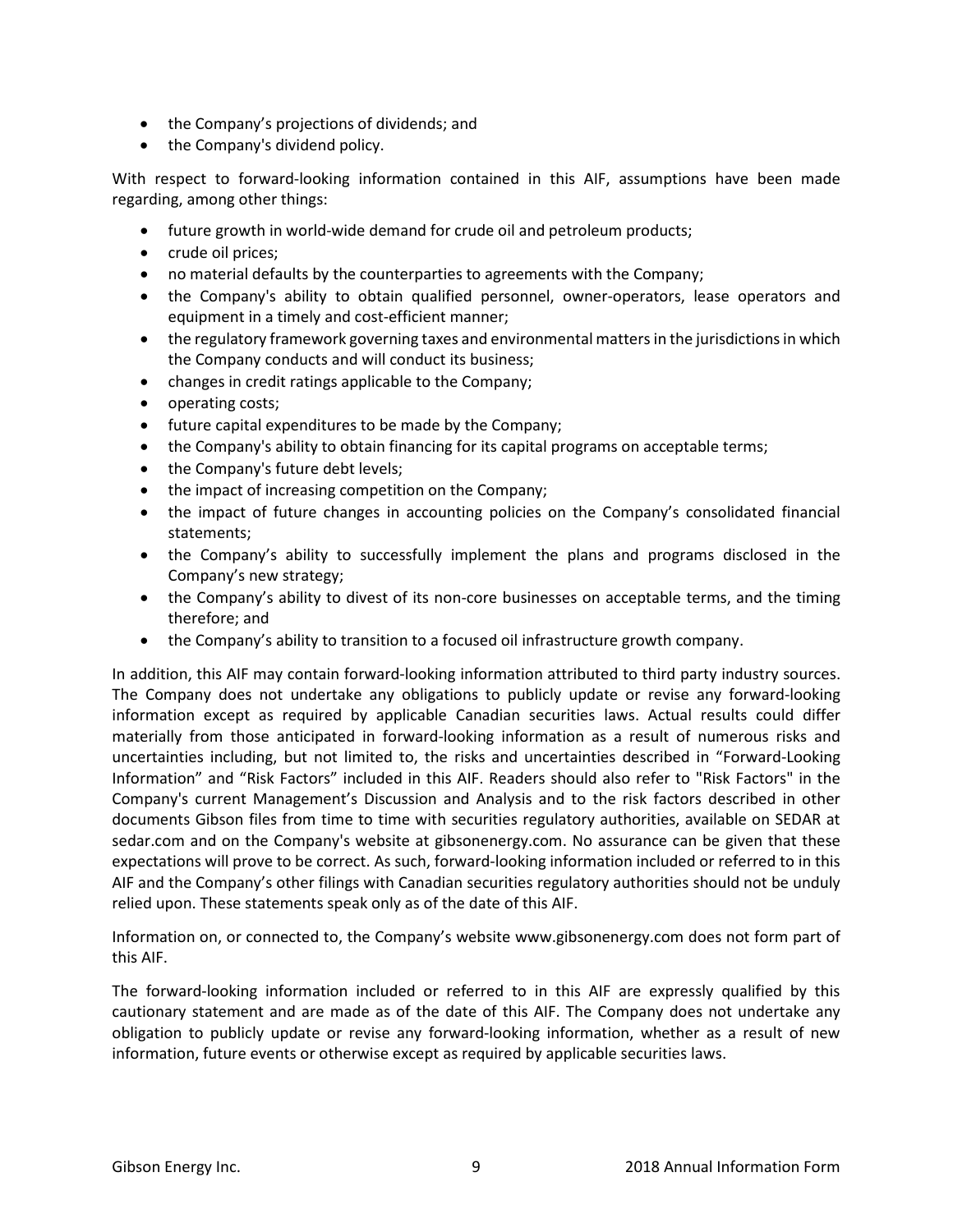- the Company's projections of dividends; and
- the Company's dividend policy.

With respect to forward-looking information contained in this AIF, assumptions have been made regarding, among other things:

- future growth in world-wide demand for crude oil and petroleum products;
- crude oil prices;
- no material defaults by the counterparties to agreements with the Company;
- the Company's ability to obtain qualified personnel, owner-operators, lease operators and equipment in a timely and cost-efficient manner;
- the regulatory framework governing taxes and environmental matters in the jurisdictions in which the Company conducts and will conduct its business;
- changes in credit ratings applicable to the Company;
- operating costs;
- future capital expenditures to be made by the Company;
- the Company's ability to obtain financing for its capital programs on acceptable terms;
- the Company's future debt levels;
- the impact of increasing competition on the Company;
- the impact of future changes in accounting policies on the Company's consolidated financial statements;
- the Company's ability to successfully implement the plans and programs disclosed in the Company's new strategy;
- the Company's ability to divest of its non-core businesses on acceptable terms, and the timing therefore; and
- the Company's ability to transition to a focused oil infrastructure growth company.

In addition, this AIF may contain forward-looking information attributed to third party industry sources. The Company does not undertake any obligations to publicly update or revise any forward-looking information except as required by applicable Canadian securities laws. Actual results could differ materially from those anticipated in forward-looking information as a result of numerous risks and uncertainties including, but not limited to, the risks and uncertainties described in "Forward-Looking Information" and "Risk Factors" included in this AIF. Readers should also refer to "Risk Factors" in the Company's current Management's Discussion and Analysis and to the risk factors described in other documents Gibson files from time to time with securities regulatory authorities, available on SEDAR at sedar.com and on the Company's website at gibsonenergy.com. No assurance can be given that these expectations will prove to be correct. As such, forward-looking information included or referred to in this AIF and the Company's other filings with Canadian securities regulatory authorities should not be unduly relied upon. These statements speak only as of the date of this AIF.

Information on, or connected to, the Company's website www.gibsonenergy.com does not form part of this AIF.

The forward-looking information included or referred to in this AIF are expressly qualified by this cautionary statement and are made as of the date of this AIF. The Company does not undertake any obligation to publicly update or revise any forward-looking information, whether as a result of new information, future events or otherwise except as required by applicable securities laws.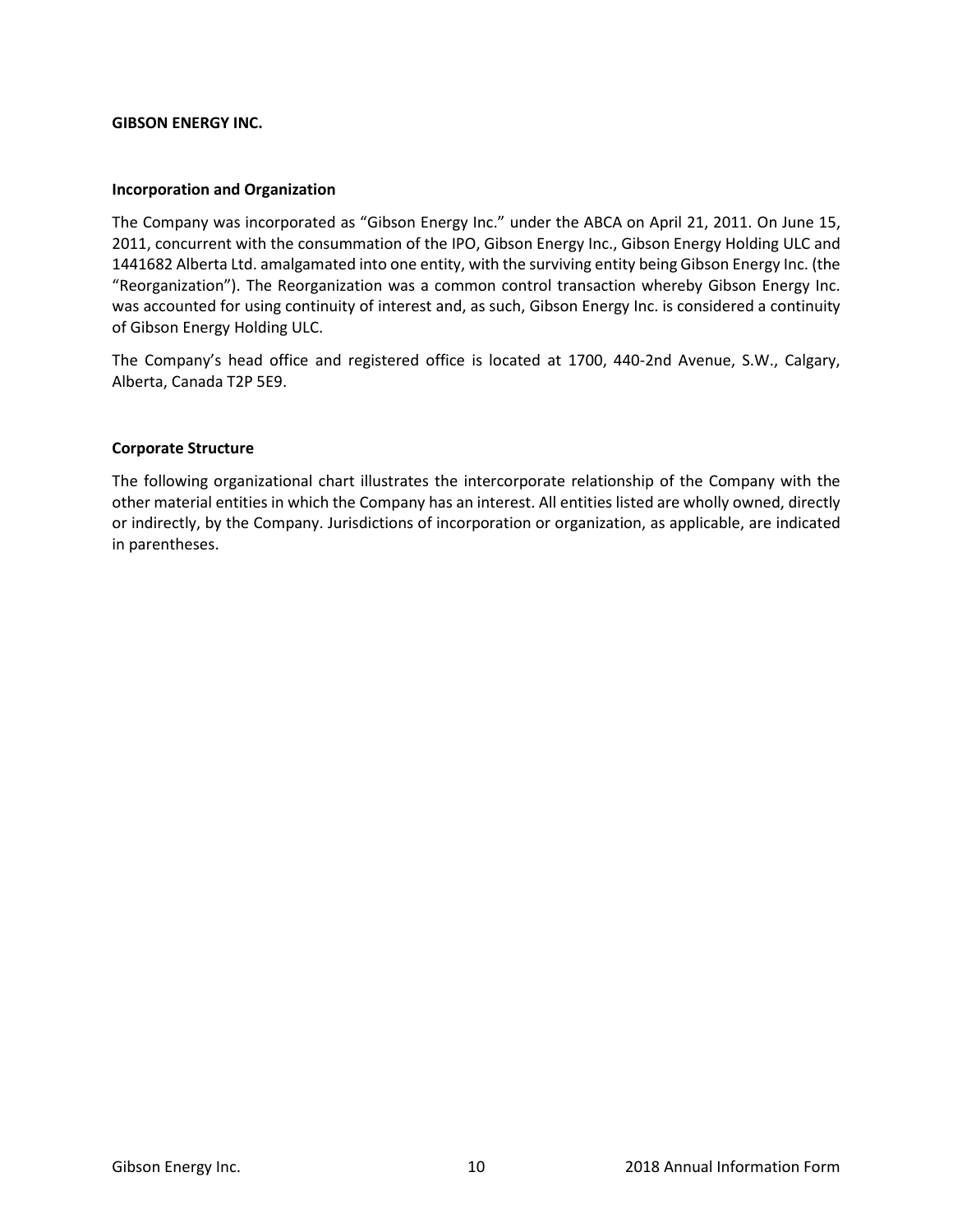## GIBSON ENERGY INC.

### Incorporation and Organization

The Company was incorporated as "Gibson Energy Inc." under the ABCA on April 21, 2011. On June 15, 2011, concurrent with the consummation of the IPO, Gibson Energy Inc., Gibson Energy Holding ULC and 1441682 Alberta Ltd. amalgamated into one entity, with the surviving entity being Gibson Energy Inc. (the "Reorganization"). The Reorganization was a common control transaction whereby Gibson Energy Inc. was accounted for using continuity of interest and, as such, Gibson Energy Inc. is considered a continuity of Gibson Energy Holding ULC.

The Company's head office and registered office is located at 1700, 440-2nd Avenue, S.W., Calgary, Alberta, Canada T2P 5E9.

### Corporate Structure

The following organizational chart illustrates the intercorporate relationship of the Company with the other material entities in which the Company has an interest. All entities listed are wholly owned, directly or indirectly, by the Company. Jurisdictions of incorporation or organization, as applicable, are indicated in parentheses.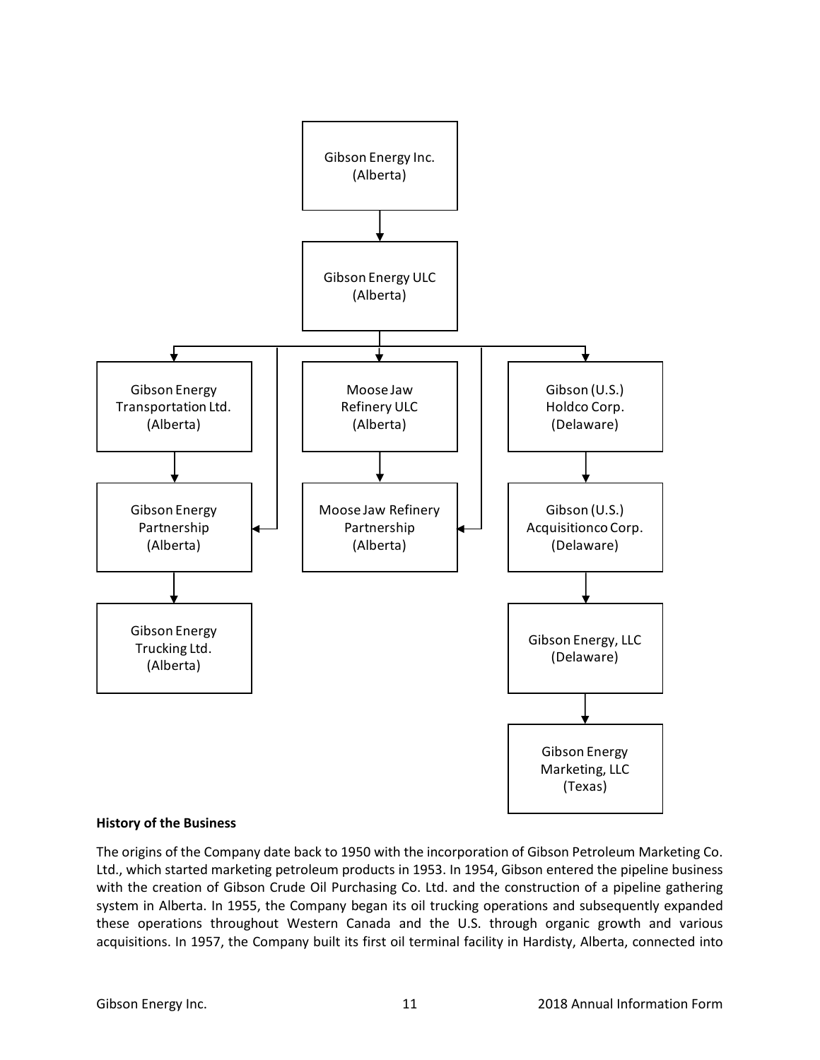Gibson Energy Inc.
(Alberta)

Gibson Energy ULC
(Alberta)

Gibson Energy Transportation Ltd.
(Alberta)

Gibson Energy Partnership
(Alberta)

Gibson Energy Trucking Ltd.
(Alberta)

Moose Jaw Refinery ULC
(Alberta)

Moose Jaw Refinery Partnership
(Alberta)

Gibson (U.S.) Holdco Corp.
(Delaware)

Gibson (U.S.) Acquisitionco Corp.
(Delaware)

Gibson Energy, LLC
(Delaware)

Gibson Energy Marketing, LLC
(Texas)

**History of the Business**

The origins of the Company date back to 1950 with the incorporation of Gibson Petroleum Marketing Co. Ltd., which started marketing petroleum products in 1953. In 1954, Gibson entered the pipeline business with the creation of Gibson Crude Oil Purchasing Co. Ltd. and the construction of a pipeline gathering system in Alberta. In 1955, the Company began its oil trucking operations and subsequently expanded these operations throughout Western Canada and the U.S. through organic growth and various acquisitions. In 1957, the Company built its first oil terminal facility in Hardisty, Alberta, connected into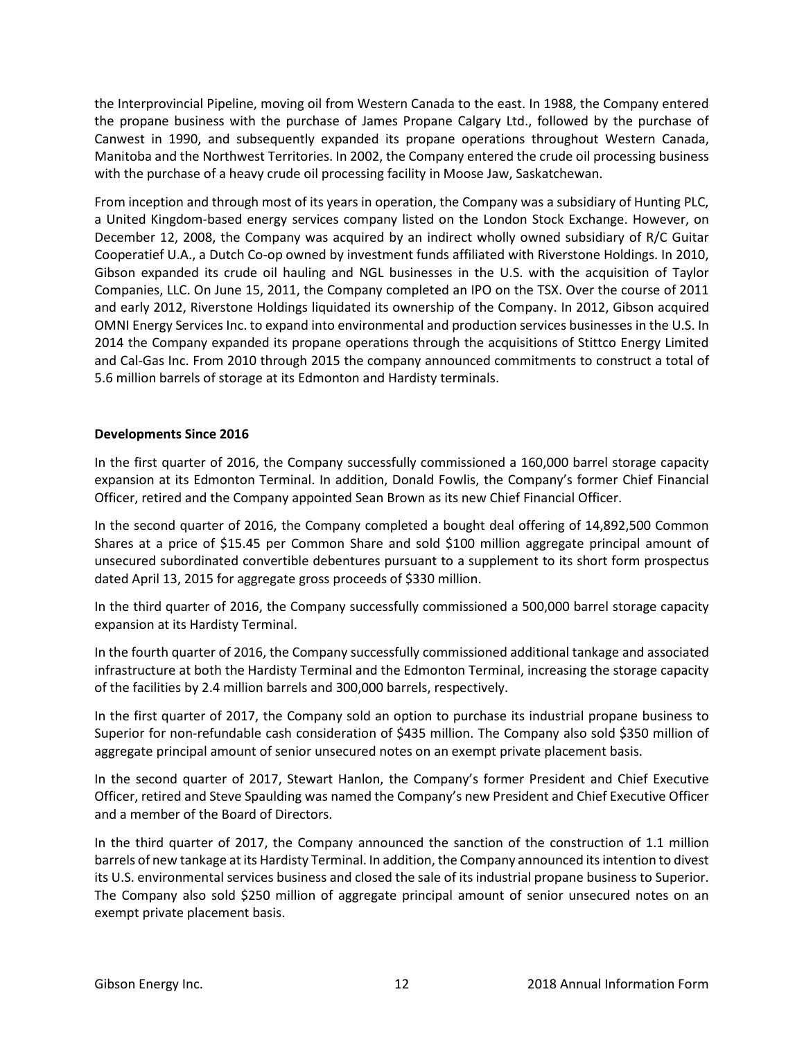the Interprovincial Pipeline, moving oil from Western Canada to the east. In 1988, the Company entered the propane business with the purchase of James Propane Calgary Ltd., followed by the purchase of Canwest in 1990, and subsequently expanded its propane operations throughout Western Canada, Manitoba and the Northwest Territories. In 2002, the Company entered the crude oil processing business with the purchase of a heavy crude oil processing facility in Moose Jaw, Saskatchewan.

From inception and through most of its years in operation, the Company was a subsidiary of Hunting PLC, a United Kingdom-based energy services company listed on the London Stock Exchange. However, on December 12, 2008, the Company was acquired by an indirect wholly owned subsidiary of R/C Guitar Cooperatief U.A., a Dutch Co-op owned by investment funds affiliated with Riverstone Holdings. In 2010, Gibson expanded its crude oil hauling and NGL businesses in the U.S. with the acquisition of Taylor Companies, LLC. On June 15, 2011, the Company completed an IPO on the TSX. Over the course of 2011 and early 2012, Riverstone Holdings liquidated its ownership of the Company. In 2012, Gibson acquired OMNI Energy Services Inc. to expand into environmental and production services businesses in the U.S. In 2014 the Company expanded its propane operations through the acquisitions of Stittco Energy Limited and Cal-Gas Inc. From 2010 through 2015 the company announced commitments to construct a total of 5.6 million barrels of storage at its Edmonton and Hardisty terminals.

**Developments Since 2016**

In the first quarter of 2016, the Company successfully commissioned a 160,000 barrel storage capacity expansion at its Edmonton Terminal. In addition, Donald Fowlis, the Company's former Chief Financial Officer, retired and the Company appointed Sean Brown as its new Chief Financial Officer.

In the second quarter of 2016, the Company completed a bought deal offering of 14,892,500 Common Shares at a price of $15.45 per Common Share and sold $100 million aggregate principal amount of unsecured subordinated convertible debentures pursuant to a supplement to its short form prospectus dated April 13, 2015 for aggregate gross proceeds of $330 million.

In the third quarter of 2016, the Company successfully commissioned a 500,000 barrel storage capacity expansion at its Hardisty Terminal.

In the fourth quarter of 2016, the Company successfully commissioned additional tankage and associated infrastructure at both the Hardisty Terminal and the Edmonton Terminal, increasing the storage capacity of the facilities by 2.4 million barrels and 300,000 barrels, respectively.

In the first quarter of 2017, the Company sold an option to purchase its industrial propane business to Superior for non-refundable cash consideration of $435 million. The Company also sold $350 million of aggregate principal amount of senior unsecured notes on an exempt private placement basis.

In the second quarter of 2017, Stewart Hanlon, the Company's former President and Chief Executive Officer, retired and Steve Spaulding was named the Company's new President and Chief Executive Officer and a member of the Board of Directors.

In the third quarter of 2017, the Company announced the sanction of the construction of 1.1 million barrels of new tankage at its Hardisty Terminal. In addition, the Company announced its intention to divest its U.S. environmental services business and closed the sale of its industrial propane business to Superior. The Company also sold $250 million of aggregate principal amount of senior unsecured notes on an exempt private placement basis.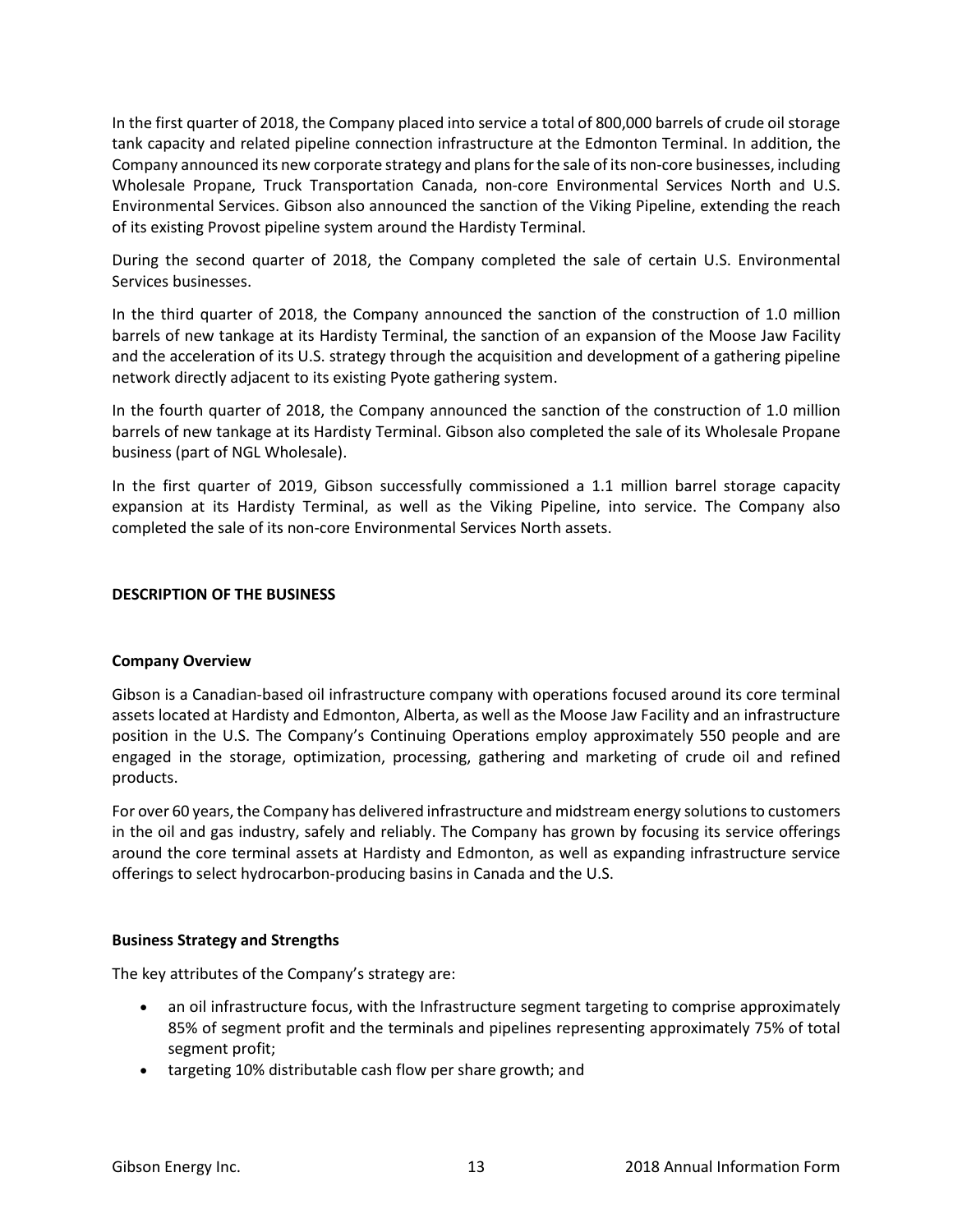In the first quarter of 2018, the Company placed into service a total of 800,000 barrels of crude oil storage tank capacity and related pipeline connection infrastructure at the Edmonton Terminal. In addition, the Company announced its new corporate strategy and plans for the sale of its non-core businesses, including Wholesale Propane, Truck Transportation Canada, non-core Environmental Services North and U.S. Environmental Services. Gibson also announced the sanction of the Viking Pipeline, extending the reach of its existing Provost pipeline system around the Hardisty Terminal.

During the second quarter of 2018, the Company completed the sale of certain U.S. Environmental Services businesses.

In the third quarter of 2018, the Company announced the sanction of the construction of 1.0 million barrels of new tankage at its Hardisty Terminal, the sanction of an expansion of the Moose Jaw Facility and the acceleration of its U.S. strategy through the acquisition and development of a gathering pipeline network directly adjacent to its existing Pyote gathering system.

In the fourth quarter of 2018, the Company announced the sanction of the construction of 1.0 million barrels of new tankage at its Hardisty Terminal. Gibson also completed the sale of its Wholesale Propane business (part of NGL Wholesale).

In the first quarter of 2019, Gibson successfully commissioned a 1.1 million barrel storage capacity expansion at its Hardisty Terminal, as well as the Viking Pipeline, into service. The Company also completed the sale of its non-core Environmental Services North assets.

## DESCRIPTION OF THE BUSINESS

### Company Overview

Gibson is a Canadian-based oil infrastructure company with operations focused around its core terminal assets located at Hardisty and Edmonton, Alberta, as well as the Moose Jaw Facility and an infrastructure position in the U.S. The Company's Continuing Operations employ approximately 550 people and are engaged in the storage, optimization, processing, gathering and marketing of crude oil and refined products.

For over 60 years, the Company has delivered infrastructure and midstream energy solutions to customers in the oil and gas industry, safely and reliably. The Company has grown by focusing its service offerings around the core terminal assets at Hardisty and Edmonton, as well as expanding infrastructure service offerings to select hydrocarbon-producing basins in Canada and the U.S.

### Business Strategy and Strengths

The key attributes of the Company's strategy are:

- an oil infrastructure focus, with the Infrastructure segment targeting to comprise approximately 85% of segment profit and the terminals and pipelines representing approximately 75% of total segment profit;
- targeting 10% distributable cash flow per share growth; and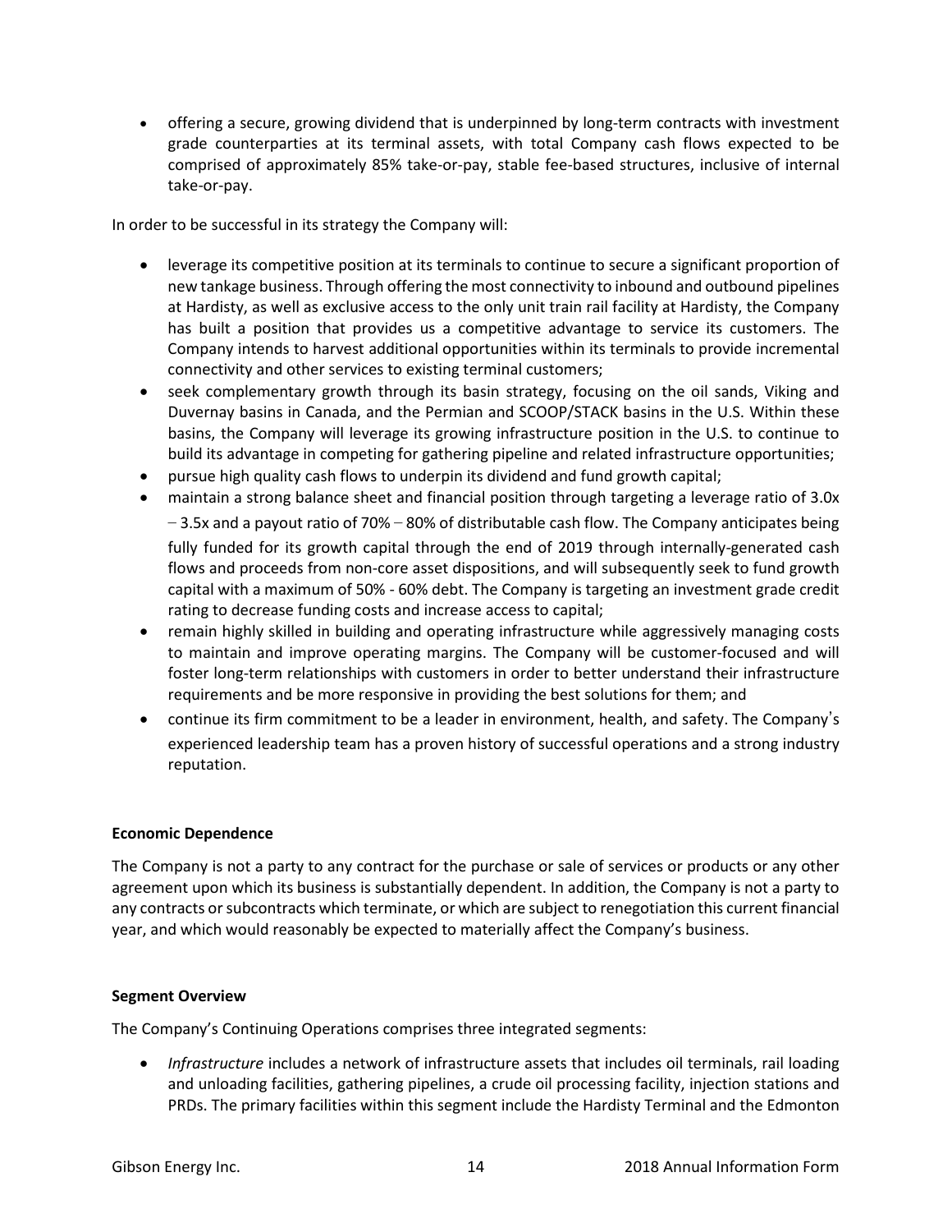- offering a secure, growing dividend that is underpinned by long-term contracts with investment grade counterparties at its terminal assets, with total Company cash flows expected to be comprised of approximately 85% take-or-pay, stable fee-based structures, inclusive of internal take-or-pay.

In order to be successful in its strategy the Company will:

- leverage its competitive position at its terminals to continue to secure a significant proportion of new tankage business. Through offering the most connectivity to inbound and outbound pipelines at Hardisty, as well as exclusive access to the only unit train rail facility at Hardisty, the Company has built a position that provides us a competitive advantage to service its customers. The Company intends to harvest additional opportunities within its terminals to provide incremental connectivity and other services to existing terminal customers;
- seek complementary growth through its basin strategy, focusing on the oil sands, Viking and Duvernay basins in Canada, and the Permian and SCOOP/STACK basins in the U.S. Within these basins, the Company will leverage its growing infrastructure position in the U.S. to continue to build its advantage in competing for gathering pipeline and related infrastructure opportunities;
- pursue high quality cash flows to underpin its dividend and fund growth capital;
- maintain a strong balance sheet and financial position through targeting a leverage ratio of 3.0x – 3.5x and a payout ratio of 70% – 80% of distributable cash flow. The Company anticipates being fully funded for its growth capital through the end of 2019 through internally-generated cash flows and proceeds from non-core asset dispositions, and will subsequently seek to fund growth capital with a maximum of 50% - 60% debt. The Company is targeting an investment grade credit rating to decrease funding costs and increase access to capital;
- remain highly skilled in building and operating infrastructure while aggressively managing costs to maintain and improve operating margins. The Company will be customer-focused and will foster long-term relationships with customers in order to better understand their infrastructure requirements and be more responsive in providing the best solutions for them; and
- continue its firm commitment to be a leader in environment, health, and safety. The Company's experienced leadership team has a proven history of successful operations and a strong industry reputation.

**Economic Dependence**

The Company is not a party to any contract for the purchase or sale of services or products or any other agreement upon which its business is substantially dependent. In addition, the Company is not a party to any contracts or subcontracts which terminate, or which are subject to renegotiation this current financial year, and which would reasonably be expected to materially affect the Company's business.

**Segment Overview**

The Company's Continuing Operations comprises three integrated segments:

- *Infrastructure* includes a network of infrastructure assets that includes oil terminals, rail loading and unloading facilities, gathering pipelines, a crude oil processing facility, injection stations and PRDs. The primary facilities within this segment include the Hardisty Terminal and the Edmonton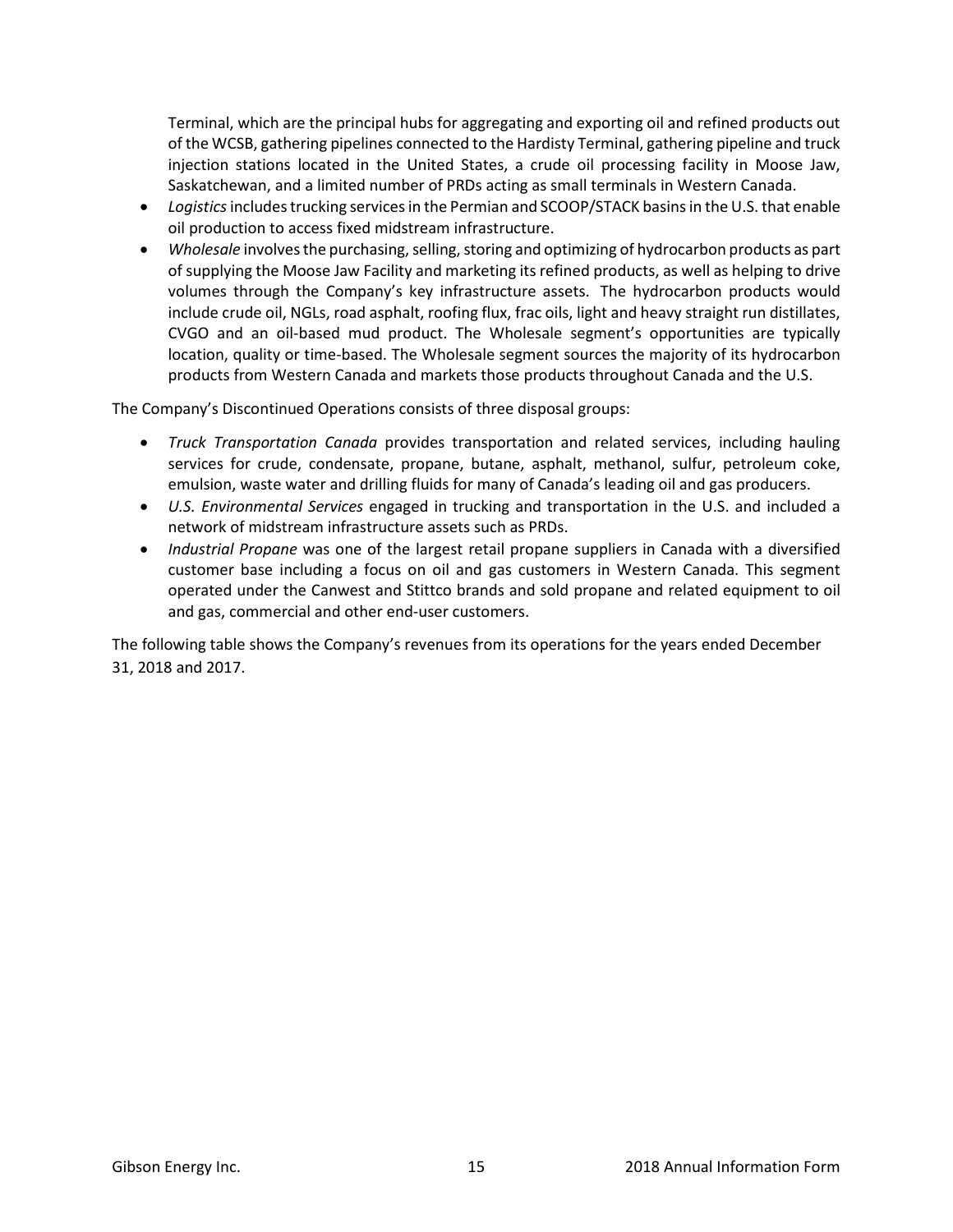Terminal, which are the principal hubs for aggregating and exporting oil and refined products out of the WCSB, gathering pipelines connected to the Hardisty Terminal, gathering pipeline and truck injection stations located in the United States, a crude oil processing facility in Moose Jaw, Saskatchewan, and a limited number of PRDs acting as small terminals in Western Canada.

- *Logistics* includes trucking services in the Permian and SCOOP/STACK basins in the U.S. that enable oil production to access fixed midstream infrastructure.
- *Wholesale* involves the purchasing, selling, storing and optimizing of hydrocarbon products as part of supplying the Moose Jaw Facility and marketing its refined products, as well as helping to drive volumes through the Company's key infrastructure assets. The hydrocarbon products would include crude oil, NGLs, road asphalt, roofing flux, frac oils, light and heavy straight run distillates, CVGO and an oil-based mud product. The Wholesale segment's opportunities are typically location, quality or time-based. The Wholesale segment sources the majority of its hydrocarbon products from Western Canada and markets those products throughout Canada and the U.S.

The Company's Discontinued Operations consists of three disposal groups:

- *Truck Transportation Canada* provides transportation and related services, including hauling services for crude, condensate, propane, butane, asphalt, methanol, sulfur, petroleum coke, emulsion, waste water and drilling fluids for many of Canada's leading oil and gas producers.
- *U.S. Environmental Services* engaged in trucking and transportation in the U.S. and included a network of midstream infrastructure assets such as PRDs.
- *Industrial Propane* was one of the largest retail propane suppliers in Canada with a diversified customer base including a focus on oil and gas customers in Western Canada. This segment operated under the Canwest and Stittco brands and sold propane and related equipment to oil and gas, commercial and other end-user customers.

The following table shows the Company's revenues from its operations for the years ended December 31, 2018 and 2017.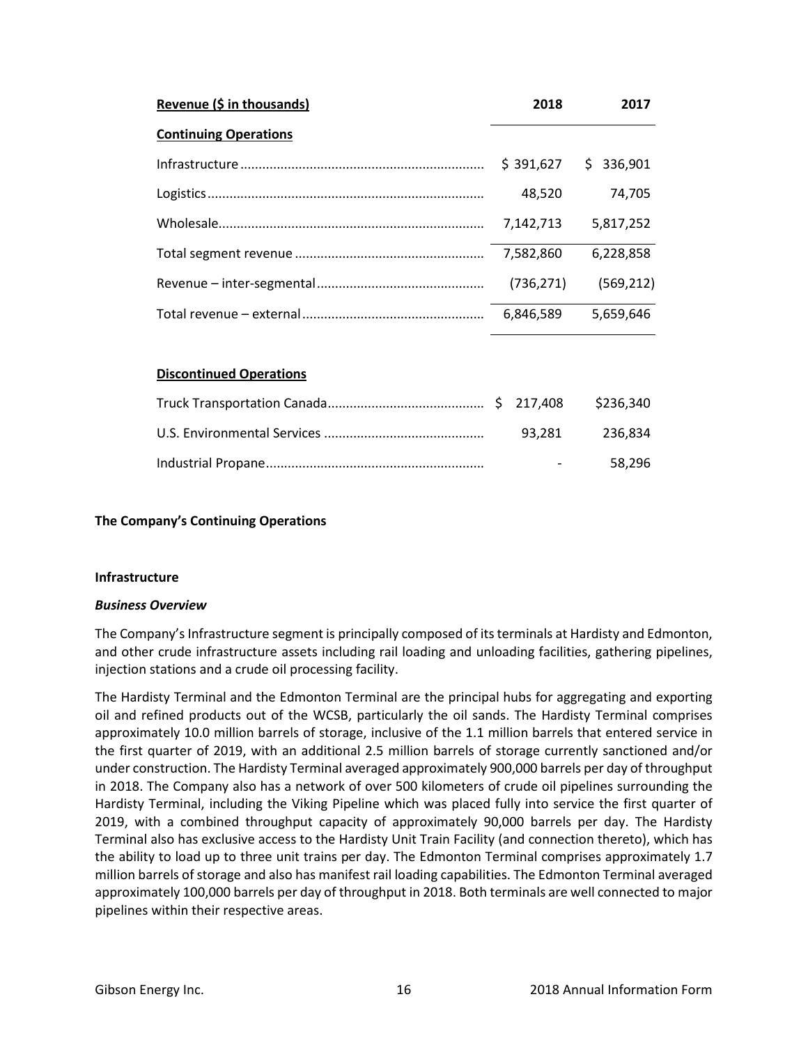| Revenue ($ in thousands) | 2018 | 2017 |
|---|---|---|
| **Continuing Operations** | | |
| Infrastructure | $ 391,627 | $ 336,901 |
| Logistics | 48,520 | 74,705 |
| Wholesale | 7,142,713 | 5,817,252 |
| Total segment revenue | 7,582,860 | 6,228,858 |
| Revenue – inter-segmental | (736,271) | (569,212) |
| Total revenue – external | 6,846,589 | 5,659,646 |
| | | |
| **Discontinued Operations** | | |
| Truck Transportation Canada | $ 217,408 | $236,340 |
| U.S. Environmental Services | 93,281 | 236,834 |
| Industrial Propane | - | 58,296 |

**The Company's Continuing Operations**

**Infrastructure**

***Business Overview***

The Company's Infrastructure segment is principally composed of its terminals at Hardisty and Edmonton, and other crude infrastructure assets including rail loading and unloading facilities, gathering pipelines, injection stations and a crude oil processing facility.

The Hardisty Terminal and the Edmonton Terminal are the principal hubs for aggregating and exporting oil and refined products out of the WCSB, particularly the oil sands. The Hardisty Terminal comprises approximately 10.0 million barrels of storage, inclusive of the 1.1 million barrels that entered service in the first quarter of 2019, with an additional 2.5 million barrels of storage currently sanctioned and/or under construction. The Hardisty Terminal averaged approximately 900,000 barrels per day of throughput in 2018. The Company also has a network of over 500 kilometers of crude oil pipelines surrounding the Hardisty Terminal, including the Viking Pipeline which was placed fully into service the first quarter of 2019, with a combined throughput capacity of approximately 90,000 barrels per day. The Hardisty Terminal also has exclusive access to the Hardisty Unit Train Facility (and connection thereto), which has the ability to load up to three unit trains per day. The Edmonton Terminal comprises approximately 1.7 million barrels of storage and also has manifest rail loading capabilities. The Edmonton Terminal averaged approximately 100,000 barrels per day of throughput in 2018. Both terminals are well connected to major pipelines within their respective areas.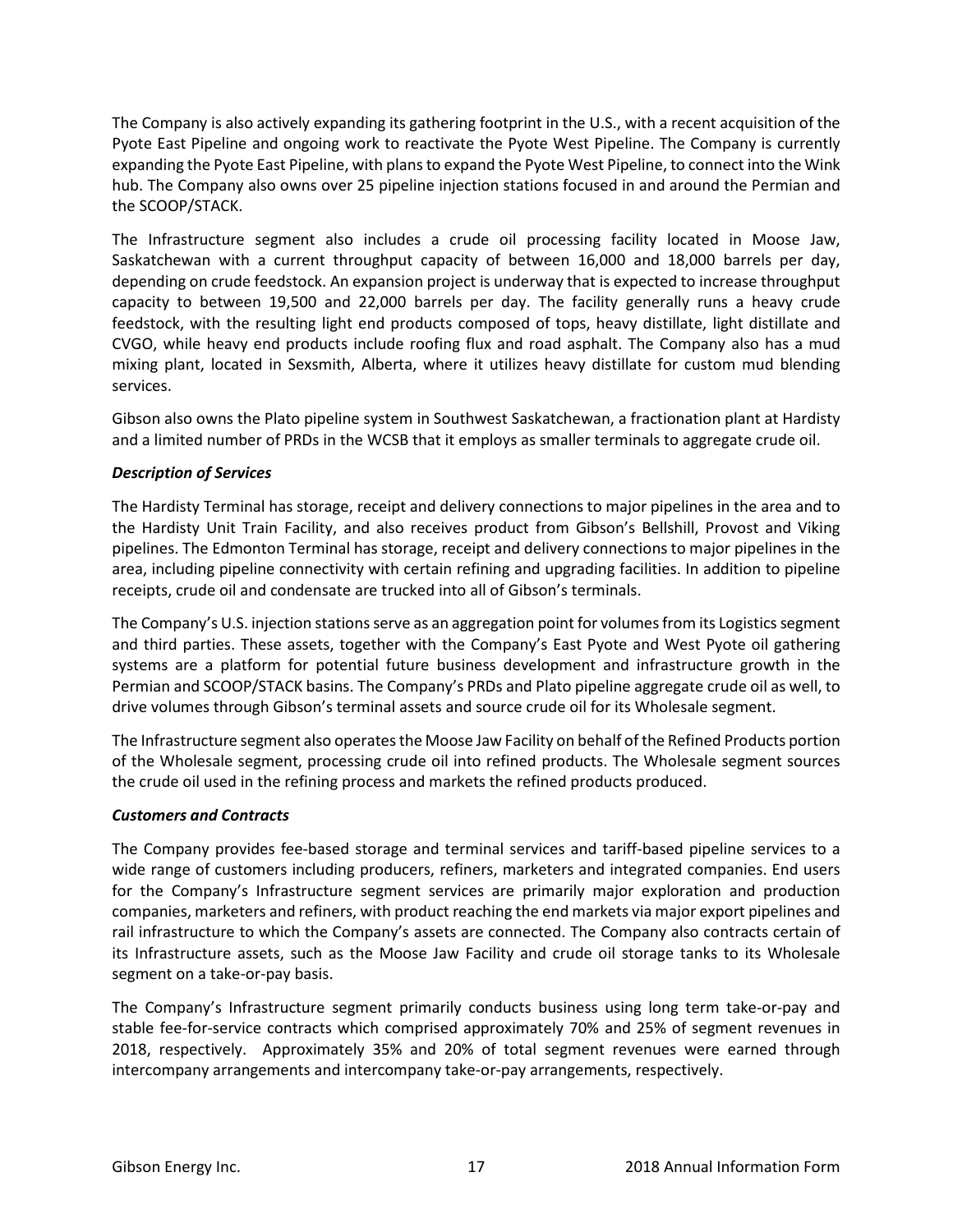The Company is also actively expanding its gathering footprint in the U.S., with a recent acquisition of the Pyote East Pipeline and ongoing work to reactivate the Pyote West Pipeline. The Company is currently expanding the Pyote East Pipeline, with plans to expand the Pyote West Pipeline, to connect into the Wink hub. The Company also owns over 25 pipeline injection stations focused in and around the Permian and the SCOOP/STACK.

The Infrastructure segment also includes a crude oil processing facility located in Moose Jaw, Saskatchewan with a current throughput capacity of between 16,000 and 18,000 barrels per day, depending on crude feedstock. An expansion project is underway that is expected to increase throughput capacity to between 19,500 and 22,000 barrels per day. The facility generally runs a heavy crude feedstock, with the resulting light end products composed of tops, heavy distillate, light distillate and CVGO, while heavy end products include roofing flux and road asphalt. The Company also has a mud mixing plant, located in Sexsmith, Alberta, where it utilizes heavy distillate for custom mud blending services.

Gibson also owns the Plato pipeline system in Southwest Saskatchewan, a fractionation plant at Hardisty and a limited number of PRDs in the WCSB that it employs as smaller terminals to aggregate crude oil.

***Description of Services***

The Hardisty Terminal has storage, receipt and delivery connections to major pipelines in the area and to the Hardisty Unit Train Facility, and also receives product from Gibson's Bellshill, Provost and Viking pipelines. The Edmonton Terminal has storage, receipt and delivery connections to major pipelines in the area, including pipeline connectivity with certain refining and upgrading facilities. In addition to pipeline receipts, crude oil and condensate are trucked into all of Gibson's terminals.

The Company's U.S. injection stations serve as an aggregation point for volumes from its Logistics segment and third parties. These assets, together with the Company's East Pyote and West Pyote oil gathering systems are a platform for potential future business development and infrastructure growth in the Permian and SCOOP/STACK basins. The Company's PRDs and Plato pipeline aggregate crude oil as well, to drive volumes through Gibson's terminal assets and source crude oil for its Wholesale segment.

The Infrastructure segment also operates the Moose Jaw Facility on behalf of the Refined Products portion of the Wholesale segment, processing crude oil into refined products. The Wholesale segment sources the crude oil used in the refining process and markets the refined products produced.

***Customers and Contracts***

The Company provides fee-based storage and terminal services and tariff-based pipeline services to a wide range of customers including producers, refiners, marketers and integrated companies. End users for the Company's Infrastructure segment services are primarily major exploration and production companies, marketers and refiners, with product reaching the end markets via major export pipelines and rail infrastructure to which the Company's assets are connected. The Company also contracts certain of its Infrastructure assets, such as the Moose Jaw Facility and crude oil storage tanks to its Wholesale segment on a take-or-pay basis.

The Company's Infrastructure segment primarily conducts business using long term take-or-pay and stable fee-for-service contracts which comprised approximately 70% and 25% of segment revenues in 2018, respectively. Approximately 35% and 20% of total segment revenues were earned through intercompany arrangements and intercompany take-or-pay arrangements, respectively.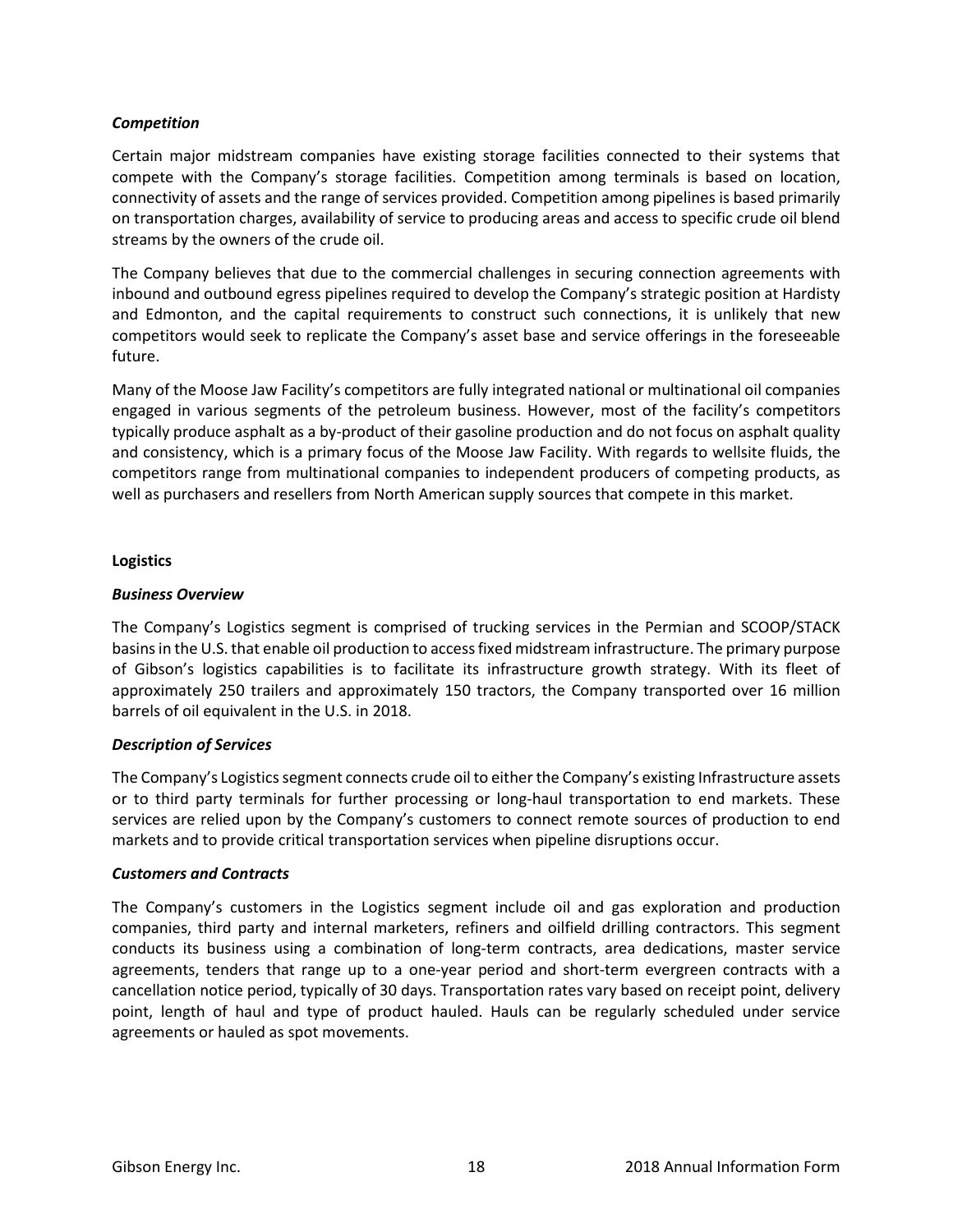### *Competition*

Certain major midstream companies have existing storage facilities connected to their systems that compete with the Company's storage facilities. Competition among terminals is based on location, connectivity of assets and the range of services provided. Competition among pipelines is based primarily on transportation charges, availability of service to producing areas and access to specific crude oil blend streams by the owners of the crude oil.

The Company believes that due to the commercial challenges in securing connection agreements with inbound and outbound egress pipelines required to develop the Company's strategic position at Hardisty and Edmonton, and the capital requirements to construct such connections, it is unlikely that new competitors would seek to replicate the Company's asset base and service offerings in the foreseeable future.

Many of the Moose Jaw Facility's competitors are fully integrated national or multinational oil companies engaged in various segments of the petroleum business. However, most of the facility's competitors typically produce asphalt as a by-product of their gasoline production and do not focus on asphalt quality and consistency, which is a primary focus of the Moose Jaw Facility. With regards to wellsite fluids, the competitors range from multinational companies to independent producers of competing products, as well as purchasers and resellers from North American supply sources that compete in this market.

## Logistics

### *Business Overview*

The Company's Logistics segment is comprised of trucking services in the Permian and SCOOP/STACK basins in the U.S. that enable oil production to access fixed midstream infrastructure. The primary purpose of Gibson's logistics capabilities is to facilitate its infrastructure growth strategy. With its fleet of approximately 250 trailers and approximately 150 tractors, the Company transported over 16 million barrels of oil equivalent in the U.S. in 2018.

### *Description of Services*

The Company's Logistics segment connects crude oil to either the Company's existing Infrastructure assets or to third party terminals for further processing or long-haul transportation to end markets. These services are relied upon by the Company's customers to connect remote sources of production to end markets and to provide critical transportation services when pipeline disruptions occur.

### *Customers and Contracts*

The Company's customers in the Logistics segment include oil and gas exploration and production companies, third party and internal marketers, refiners and oilfield drilling contractors. This segment conducts its business using a combination of long-term contracts, area dedications, master service agreements, tenders that range up to a one-year period and short-term evergreen contracts with a cancellation notice period, typically of 30 days. Transportation rates vary based on receipt point, delivery point, length of haul and type of product hauled. Hauls can be regularly scheduled under service agreements or hauled as spot movements.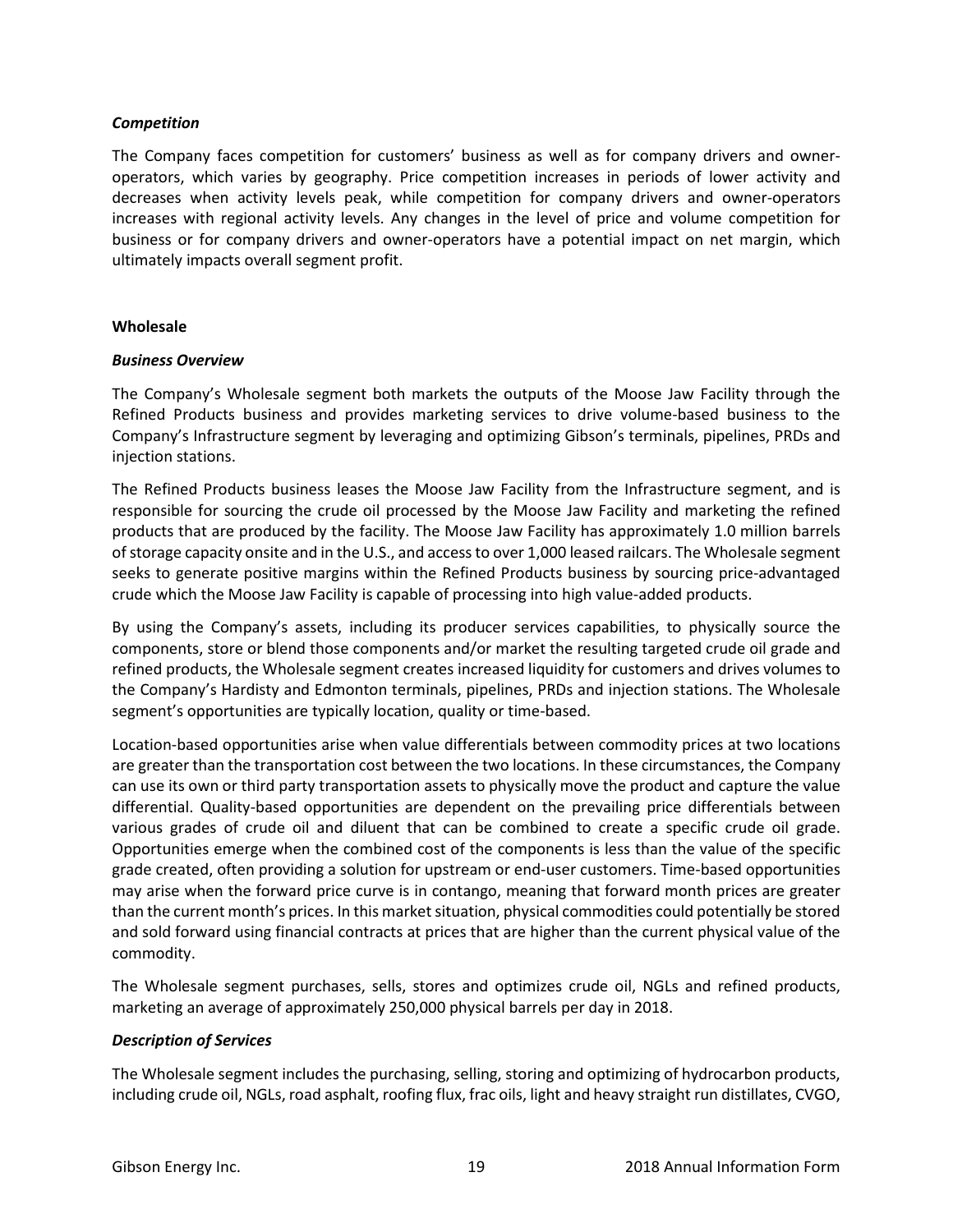### *Competition*

The Company faces competition for customers' business as well as for company drivers and owner-operators, which varies by geography. Price competition increases in periods of lower activity and decreases when activity levels peak, while competition for company drivers and owner-operators increases with regional activity levels. Any changes in the level of price and volume competition for business or for company drivers and owner-operators have a potential impact on net margin, which ultimately impacts overall segment profit.

## Wholesale

### *Business Overview*

The Company's Wholesale segment both markets the outputs of the Moose Jaw Facility through the Refined Products business and provides marketing services to drive volume-based business to the Company's Infrastructure segment by leveraging and optimizing Gibson's terminals, pipelines, PRDs and injection stations.

The Refined Products business leases the Moose Jaw Facility from the Infrastructure segment, and is responsible for sourcing the crude oil processed by the Moose Jaw Facility and marketing the refined products that are produced by the facility. The Moose Jaw Facility has approximately 1.0 million barrels of storage capacity onsite and in the U.S., and access to over 1,000 leased railcars. The Wholesale segment seeks to generate positive margins within the Refined Products business by sourcing price-advantaged crude which the Moose Jaw Facility is capable of processing into high value-added products.

By using the Company's assets, including its producer services capabilities, to physically source the components, store or blend those components and/or market the resulting targeted crude oil grade and refined products, the Wholesale segment creates increased liquidity for customers and drives volumes to the Company's Hardisty and Edmonton terminals, pipelines, PRDs and injection stations. The Wholesale segment's opportunities are typically location, quality or time-based.

Location-based opportunities arise when value differentials between commodity prices at two locations are greater than the transportation cost between the two locations. In these circumstances, the Company can use its own or third party transportation assets to physically move the product and capture the value differential. Quality-based opportunities are dependent on the prevailing price differentials between various grades of crude oil and diluent that can be combined to create a specific crude oil grade. Opportunities emerge when the combined cost of the components is less than the value of the specific grade created, often providing a solution for upstream or end-user customers. Time-based opportunities may arise when the forward price curve is in contango, meaning that forward month prices are greater than the current month's prices. In this market situation, physical commodities could potentially be stored and sold forward using financial contracts at prices that are higher than the current physical value of the commodity.

The Wholesale segment purchases, sells, stores and optimizes crude oil, NGLs and refined products, marketing an average of approximately 250,000 physical barrels per day in 2018.

### *Description of Services*

The Wholesale segment includes the purchasing, selling, storing and optimizing of hydrocarbon products, including crude oil, NGLs, road asphalt, roofing flux, frac oils, light and heavy straight run distillates, CVGO,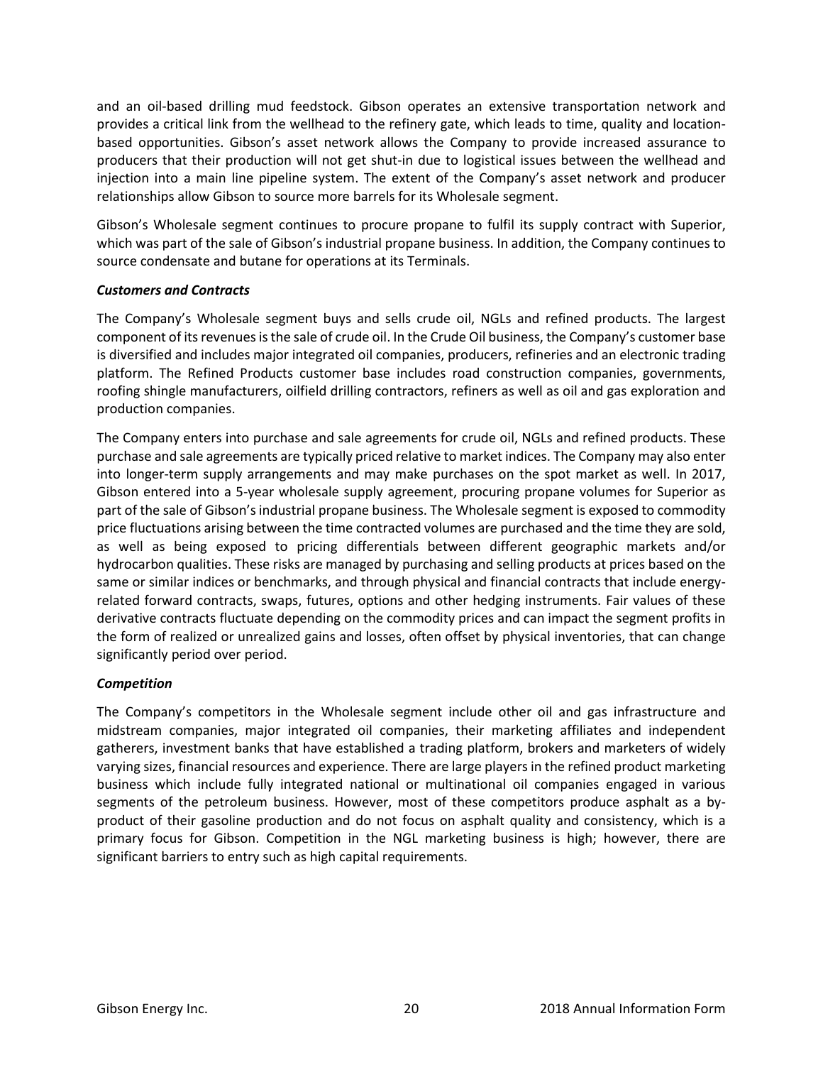and an oil-based drilling mud feedstock. Gibson operates an extensive transportation network and provides a critical link from the wellhead to the refinery gate, which leads to time, quality and location-based opportunities. Gibson's asset network allows the Company to provide increased assurance to producers that their production will not get shut-in due to logistical issues between the wellhead and injection into a main line pipeline system. The extent of the Company's asset network and producer relationships allow Gibson to source more barrels for its Wholesale segment.

Gibson's Wholesale segment continues to procure propane to fulfil its supply contract with Superior, which was part of the sale of Gibson's industrial propane business. In addition, the Company continues to source condensate and butane for operations at its Terminals.

***Customers and Contracts***

The Company's Wholesale segment buys and sells crude oil, NGLs and refined products. The largest component of its revenues is the sale of crude oil. In the Crude Oil business, the Company's customer base is diversified and includes major integrated oil companies, producers, refineries and an electronic trading platform. The Refined Products customer base includes road construction companies, governments, roofing shingle manufacturers, oilfield drilling contractors, refiners as well as oil and gas exploration and production companies.

The Company enters into purchase and sale agreements for crude oil, NGLs and refined products. These purchase and sale agreements are typically priced relative to market indices. The Company may also enter into longer-term supply arrangements and may make purchases on the spot market as well. In 2017, Gibson entered into a 5-year wholesale supply agreement, procuring propane volumes for Superior as part of the sale of Gibson's industrial propane business. The Wholesale segment is exposed to commodity price fluctuations arising between the time contracted volumes are purchased and the time they are sold, as well as being exposed to pricing differentials between different geographic markets and/or hydrocarbon qualities. These risks are managed by purchasing and selling products at prices based on the same or similar indices or benchmarks, and through physical and financial contracts that include energy-related forward contracts, swaps, futures, options and other hedging instruments. Fair values of these derivative contracts fluctuate depending on the commodity prices and can impact the segment profits in the form of realized or unrealized gains and losses, often offset by physical inventories, that can change significantly period over period.

***Competition***

The Company's competitors in the Wholesale segment include other oil and gas infrastructure and midstream companies, major integrated oil companies, their marketing affiliates and independent gatherers, investment banks that have established a trading platform, brokers and marketers of widely varying sizes, financial resources and experience. There are large players in the refined product marketing business which include fully integrated national or multinational oil companies engaged in various segments of the petroleum business. However, most of these competitors produce asphalt as a by-product of their gasoline production and do not focus on asphalt quality and consistency, which is a primary focus for Gibson. Competition in the NGL marketing business is high; however, there are significant barriers to entry such as high capital requirements.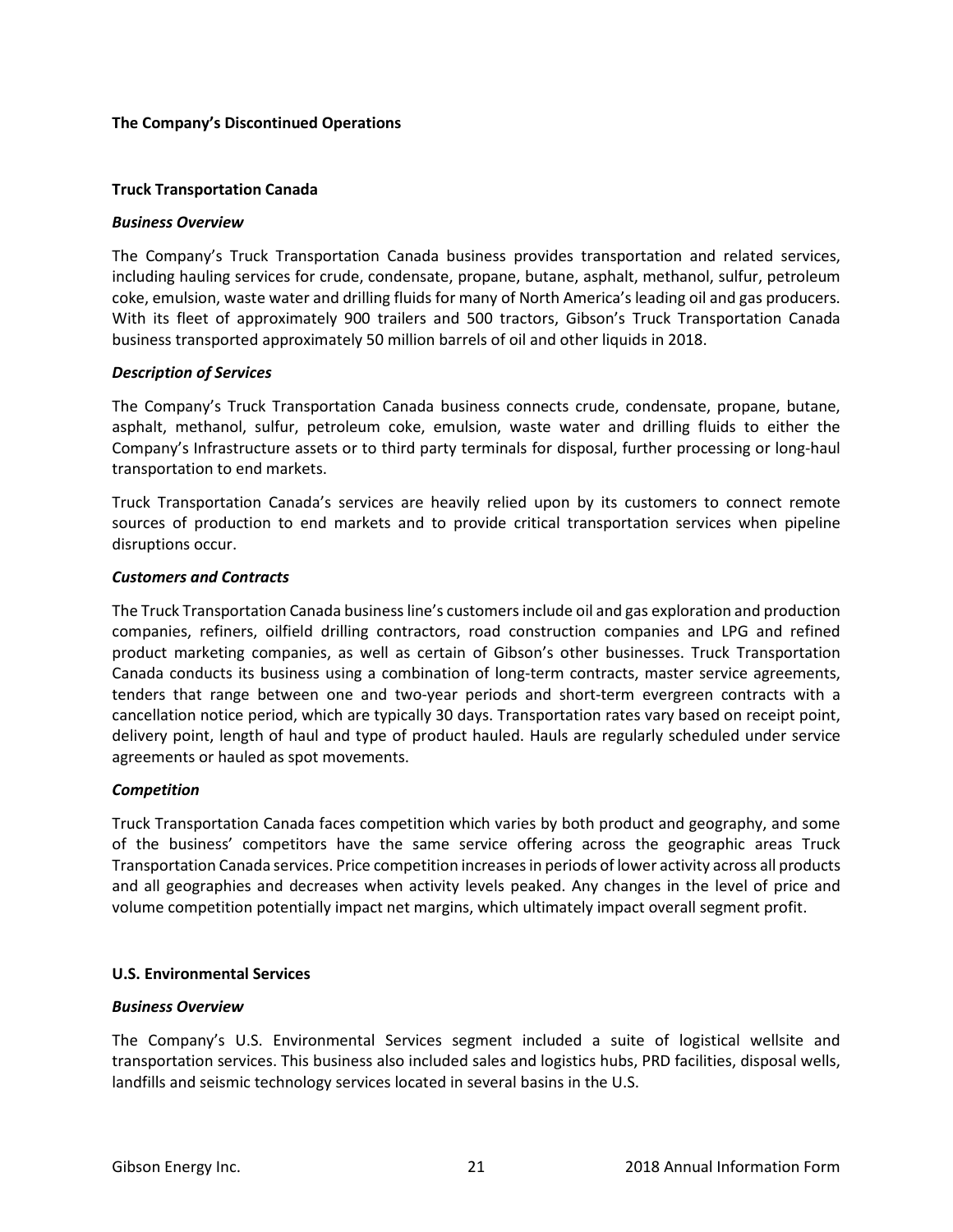**The Company's Discontinued Operations**

**Truck Transportation Canada**

***Business Overview***

The Company's Truck Transportation Canada business provides transportation and related services, including hauling services for crude, condensate, propane, butane, asphalt, methanol, sulfur, petroleum coke, emulsion, waste water and drilling fluids for many of North America's leading oil and gas producers. With its fleet of approximately 900 trailers and 500 tractors, Gibson's Truck Transportation Canada business transported approximately 50 million barrels of oil and other liquids in 2018.

***Description of Services***

The Company's Truck Transportation Canada business connects crude, condensate, propane, butane, asphalt, methanol, sulfur, petroleum coke, emulsion, waste water and drilling fluids to either the Company's Infrastructure assets or to third party terminals for disposal, further processing or long-haul transportation to end markets.

Truck Transportation Canada's services are heavily relied upon by its customers to connect remote sources of production to end markets and to provide critical transportation services when pipeline disruptions occur.

***Customers and Contracts***

The Truck Transportation Canada business line's customers include oil and gas exploration and production companies, refiners, oilfield drilling contractors, road construction companies and LPG and refined product marketing companies, as well as certain of Gibson's other businesses. Truck Transportation Canada conducts its business using a combination of long-term contracts, master service agreements, tenders that range between one and two-year periods and short-term evergreen contracts with a cancellation notice period, which are typically 30 days. Transportation rates vary based on receipt point, delivery point, length of haul and type of product hauled. Hauls are regularly scheduled under service agreements or hauled as spot movements.

***Competition***

Truck Transportation Canada faces competition which varies by both product and geography, and some of the business' competitors have the same service offering across the geographic areas Truck Transportation Canada services. Price competition increases in periods of lower activity across all products and all geographies and decreases when activity levels peaked. Any changes in the level of price and volume competition potentially impact net margins, which ultimately impact overall segment profit.

**U.S. Environmental Services**

***Business Overview***

The Company's U.S. Environmental Services segment included a suite of logistical wellsite and transportation services. This business also included sales and logistics hubs, PRD facilities, disposal wells, landfills and seismic technology services located in several basins in the U.S.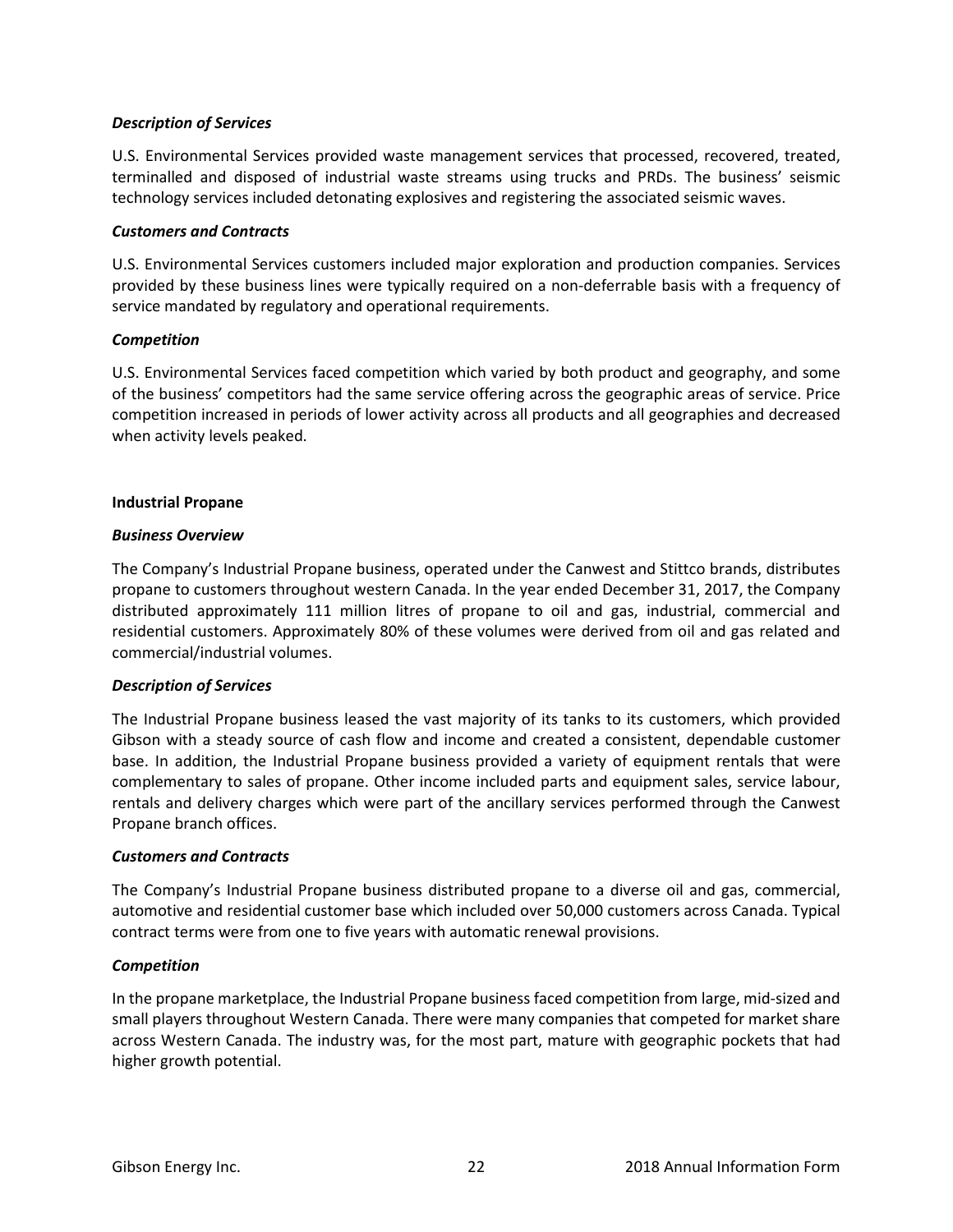*Description of Services*

U.S. Environmental Services provided waste management services that processed, recovered, treated, terminalled and disposed of industrial waste streams using trucks and PRDs. The business' seismic technology services included detonating explosives and registering the associated seismic waves.

*Customers and Contracts*

U.S. Environmental Services customers included major exploration and production companies. Services provided by these business lines were typically required on a non-deferrable basis with a frequency of service mandated by regulatory and operational requirements.

*Competition*

U.S. Environmental Services faced competition which varied by both product and geography, and some of the business' competitors had the same service offering across the geographic areas of service. Price competition increased in periods of lower activity across all products and all geographies and decreased when activity levels peaked.

**Industrial Propane**

*Business Overview*

The Company's Industrial Propane business, operated under the Canwest and Stittco brands, distributes propane to customers throughout western Canada. In the year ended December 31, 2017, the Company distributed approximately 111 million litres of propane to oil and gas, industrial, commercial and residential customers. Approximately 80% of these volumes were derived from oil and gas related and commercial/industrial volumes.

*Description of Services*

The Industrial Propane business leased the vast majority of its tanks to its customers, which provided Gibson with a steady source of cash flow and income and created a consistent, dependable customer base. In addition, the Industrial Propane business provided a variety of equipment rentals that were complementary to sales of propane. Other income included parts and equipment sales, service labour, rentals and delivery charges which were part of the ancillary services performed through the Canwest Propane branch offices.

*Customers and Contracts*

The Company's Industrial Propane business distributed propane to a diverse oil and gas, commercial, automotive and residential customer base which included over 50,000 customers across Canada. Typical contract terms were from one to five years with automatic renewal provisions.

*Competition*

In the propane marketplace, the Industrial Propane business faced competition from large, mid-sized and small players throughout Western Canada. There were many companies that competed for market share across Western Canada. The industry was, for the most part, mature with geographic pockets that had higher growth potential.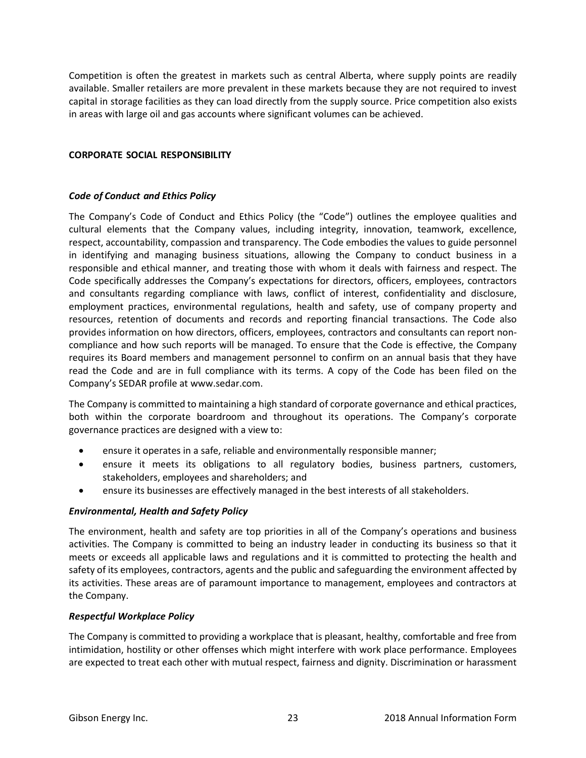Competition is often the greatest in markets such as central Alberta, where supply points are readily available. Smaller retailers are more prevalent in these markets because they are not required to invest capital in storage facilities as they can load directly from the supply source. Price competition also exists in areas with large oil and gas accounts where significant volumes can be achieved.

## CORPORATE SOCIAL RESPONSIBILITY

### *Code of Conduct and Ethics Policy*

The Company's Code of Conduct and Ethics Policy (the "Code") outlines the employee qualities and cultural elements that the Company values, including integrity, innovation, teamwork, excellence, respect, accountability, compassion and transparency. The Code embodies the values to guide personnel in identifying and managing business situations, allowing the Company to conduct business in a responsible and ethical manner, and treating those with whom it deals with fairness and respect. The Code specifically addresses the Company's expectations for directors, officers, employees, contractors and consultants regarding compliance with laws, conflict of interest, confidentiality and disclosure, employment practices, environmental regulations, health and safety, use of company property and resources, retention of documents and records and reporting financial transactions. The Code also provides information on how directors, officers, employees, contractors and consultants can report non-compliance and how such reports will be managed. To ensure that the Code is effective, the Company requires its Board members and management personnel to confirm on an annual basis that they have read the Code and are in full compliance with its terms. A copy of the Code has been filed on the Company's SEDAR profile at www.sedar.com.

The Company is committed to maintaining a high standard of corporate governance and ethical practices, both within the corporate boardroom and throughout its operations. The Company's corporate governance practices are designed with a view to:

- ensure it operates in a safe, reliable and environmentally responsible manner;
- ensure it meets its obligations to all regulatory bodies, business partners, customers, stakeholders, employees and shareholders; and
- ensure its businesses are effectively managed in the best interests of all stakeholders.

### *Environmental, Health and Safety Policy*

The environment, health and safety are top priorities in all of the Company's operations and business activities. The Company is committed to being an industry leader in conducting its business so that it meets or exceeds all applicable laws and regulations and it is committed to protecting the health and safety of its employees, contractors, agents and the public and safeguarding the environment affected by its activities. These areas are of paramount importance to management, employees and contractors at the Company.

### *Respectful Workplace Policy*

The Company is committed to providing a workplace that is pleasant, healthy, comfortable and free from intimidation, hostility or other offenses which might interfere with work place performance. Employees are expected to treat each other with mutual respect, fairness and dignity. Discrimination or harassment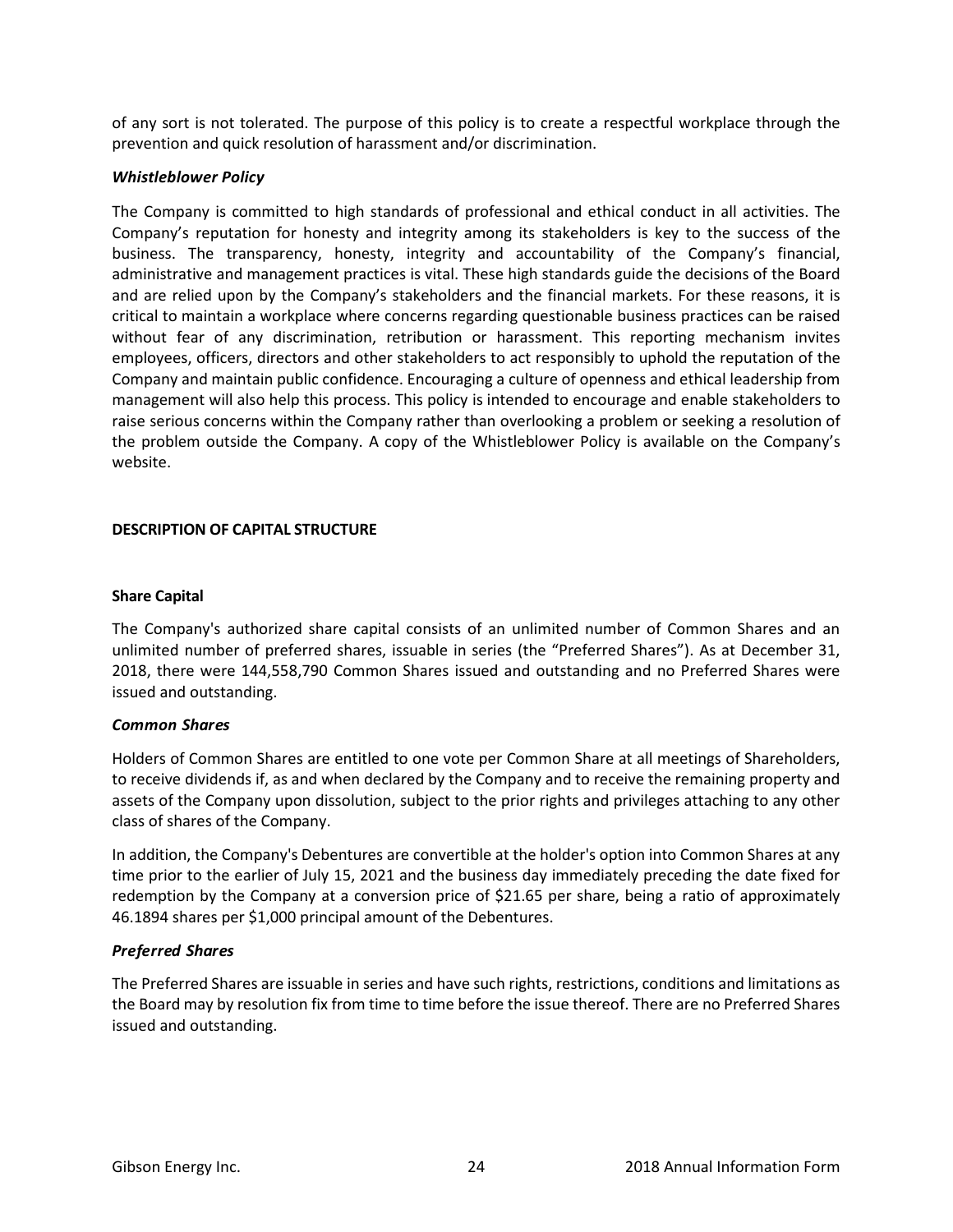of any sort is not tolerated. The purpose of this policy is to create a respectful workplace through the prevention and quick resolution of harassment and/or discrimination.

***Whistleblower Policy***

The Company is committed to high standards of professional and ethical conduct in all activities. The Company's reputation for honesty and integrity among its stakeholders is key to the success of the business. The transparency, honesty, integrity and accountability of the Company's financial, administrative and management practices is vital. These high standards guide the decisions of the Board and are relied upon by the Company's stakeholders and the financial markets. For these reasons, it is critical to maintain a workplace where concerns regarding questionable business practices can be raised without fear of any discrimination, retribution or harassment. This reporting mechanism invites employees, officers, directors and other stakeholders to act responsibly to uphold the reputation of the Company and maintain public confidence. Encouraging a culture of openness and ethical leadership from management will also help this process. This policy is intended to encourage and enable stakeholders to raise serious concerns within the Company rather than overlooking a problem or seeking a resolution of the problem outside the Company. A copy of the Whistleblower Policy is available on the Company's website.

## DESCRIPTION OF CAPITAL STRUCTURE

### Share Capital

The Company's authorized share capital consists of an unlimited number of Common Shares and an unlimited number of preferred shares, issuable in series (the "Preferred Shares"). As at December 31, 2018, there were 144,558,790 Common Shares issued and outstanding and no Preferred Shares were issued and outstanding.

***Common Shares***

Holders of Common Shares are entitled to one vote per Common Share at all meetings of Shareholders, to receive dividends if, as and when declared by the Company and to receive the remaining property and assets of the Company upon dissolution, subject to the prior rights and privileges attaching to any other class of shares of the Company.

In addition, the Company's Debentures are convertible at the holder's option into Common Shares at any time prior to the earlier of July 15, 2021 and the business day immediately preceding the date fixed for redemption by the Company at a conversion price of $21.65 per share, being a ratio of approximately 46.1894 shares per $1,000 principal amount of the Debentures.

***Preferred Shares***

The Preferred Shares are issuable in series and have such rights, restrictions, conditions and limitations as the Board may by resolution fix from time to time before the issue thereof. There are no Preferred Shares issued and outstanding.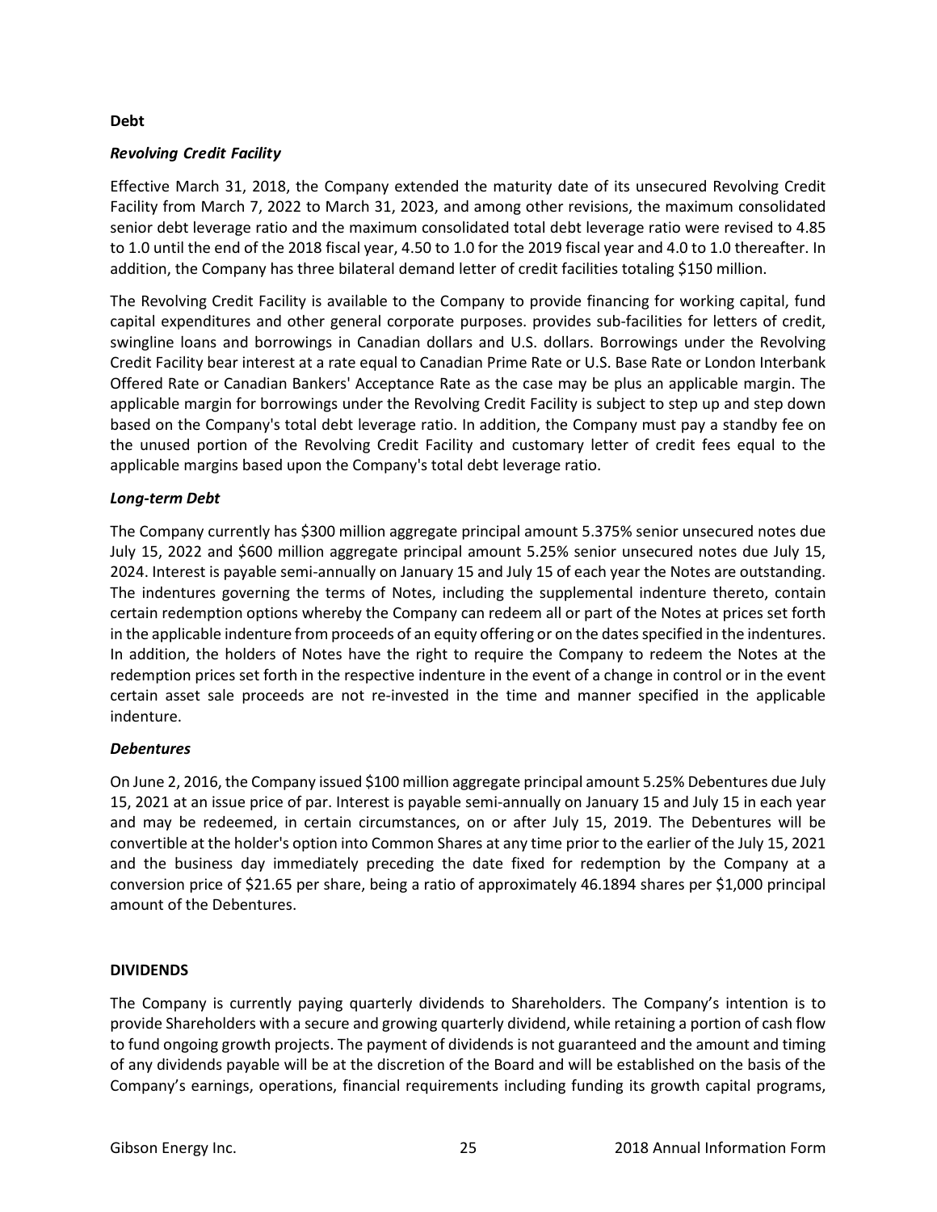**Debt**

***Revolving Credit Facility***

Effective March 31, 2018, the Company extended the maturity date of its unsecured Revolving Credit Facility from March 7, 2022 to March 31, 2023, and among other revisions, the maximum consolidated senior debt leverage ratio and the maximum consolidated total debt leverage ratio were revised to 4.85 to 1.0 until the end of the 2018 fiscal year, 4.50 to 1.0 for the 2019 fiscal year and 4.0 to 1.0 thereafter. In addition, the Company has three bilateral demand letter of credit facilities totaling $150 million.

The Revolving Credit Facility is available to the Company to provide financing for working capital, fund capital expenditures and other general corporate purposes. provides sub-facilities for letters of credit, swingline loans and borrowings in Canadian dollars and U.S. dollars. Borrowings under the Revolving Credit Facility bear interest at a rate equal to Canadian Prime Rate or U.S. Base Rate or London Interbank Offered Rate or Canadian Bankers' Acceptance Rate as the case may be plus an applicable margin. The applicable margin for borrowings under the Revolving Credit Facility is subject to step up and step down based on the Company's total debt leverage ratio. In addition, the Company must pay a standby fee on the unused portion of the Revolving Credit Facility and customary letter of credit fees equal to the applicable margins based upon the Company's total debt leverage ratio.

***Long-term Debt***

The Company currently has $300 million aggregate principal amount 5.375% senior unsecured notes due July 15, 2022 and $600 million aggregate principal amount 5.25% senior unsecured notes due July 15, 2024. Interest is payable semi-annually on January 15 and July 15 of each year the Notes are outstanding. The indentures governing the terms of Notes, including the supplemental indenture thereto, contain certain redemption options whereby the Company can redeem all or part of the Notes at prices set forth in the applicable indenture from proceeds of an equity offering or on the dates specified in the indentures. In addition, the holders of Notes have the right to require the Company to redeem the Notes at the redemption prices set forth in the respective indenture in the event of a change in control or in the event certain asset sale proceeds are not re-invested in the time and manner specified in the applicable indenture.

***Debentures***

On June 2, 2016, the Company issued $100 million aggregate principal amount 5.25% Debentures due July 15, 2021 at an issue price of par. Interest is payable semi-annually on January 15 and July 15 in each year and may be redeemed, in certain circumstances, on or after July 15, 2019. The Debentures will be convertible at the holder's option into Common Shares at any time prior to the earlier of the July 15, 2021 and the business day immediately preceding the date fixed for redemption by the Company at a conversion price of $21.65 per share, being a ratio of approximately 46.1894 shares per $1,000 principal amount of the Debentures.

**DIVIDENDS**

The Company is currently paying quarterly dividends to Shareholders. The Company's intention is to provide Shareholders with a secure and growing quarterly dividend, while retaining a portion of cash flow to fund ongoing growth projects. The payment of dividends is not guaranteed and the amount and timing of any dividends payable will be at the discretion of the Board and will be established on the basis of the Company's earnings, operations, financial requirements including funding its growth capital programs,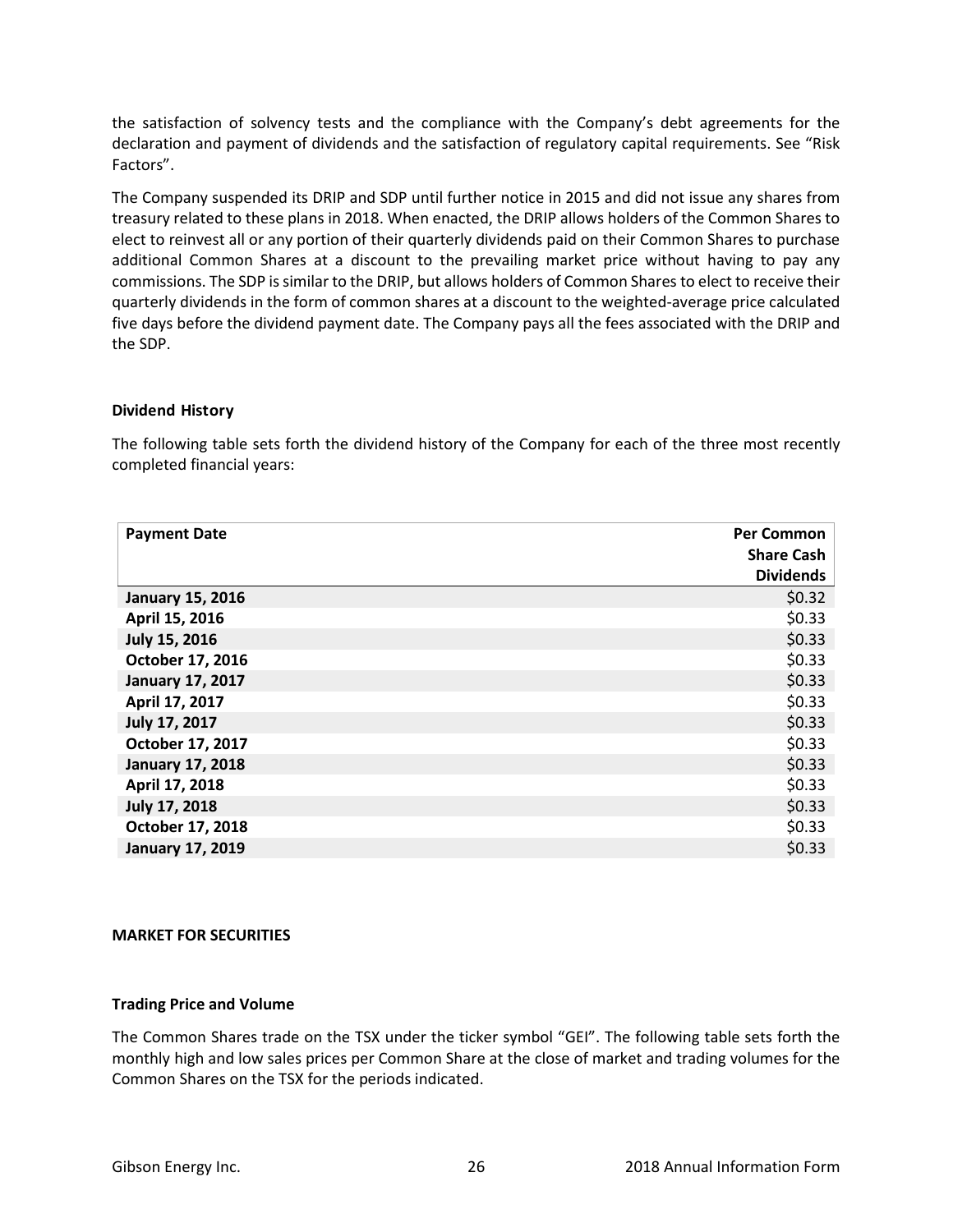the satisfaction of solvency tests and the compliance with the Company's debt agreements for the declaration and payment of dividends and the satisfaction of regulatory capital requirements. See "Risk Factors".

The Company suspended its DRIP and SDP until further notice in 2015 and did not issue any shares from treasury related to these plans in 2018. When enacted, the DRIP allows holders of the Common Shares to elect to reinvest all or any portion of their quarterly dividends paid on their Common Shares to purchase additional Common Shares at a discount to the prevailing market price without having to pay any commissions. The SDP is similar to the DRIP, but allows holders of Common Shares to elect to receive their quarterly dividends in the form of common shares at a discount to the weighted-average price calculated five days before the dividend payment date. The Company pays all the fees associated with the DRIP and the SDP.

**Dividend History**

The following table sets forth the dividend history of the Company for each of the three most recently completed financial years:

| Payment Date | Per Common Share Cash Dividends |
|---|---:|
| **January 15, 2016** | $0.32 |
| **April 15, 2016** | $0.33 |
| **July 15, 2016** | $0.33 |
| **October 17, 2016** | $0.33 |
| **January 17, 2017** | $0.33 |
| **April 17, 2017** | $0.33 |
| **July 17, 2017** | $0.33 |
| **October 17, 2017** | $0.33 |
| **January 17, 2018** | $0.33 |
| **April 17, 2018** | $0.33 |
| **July 17, 2018** | $0.33 |
| **October 17, 2018** | $0.33 |
| **January 17, 2019** | $0.33 |

**MARKET FOR SECURITIES**

**Trading Price and Volume**

The Common Shares trade on the TSX under the ticker symbol "GEI". The following table sets forth the monthly high and low sales prices per Common Share at the close of market and trading volumes for the Common Shares on the TSX for the periods indicated.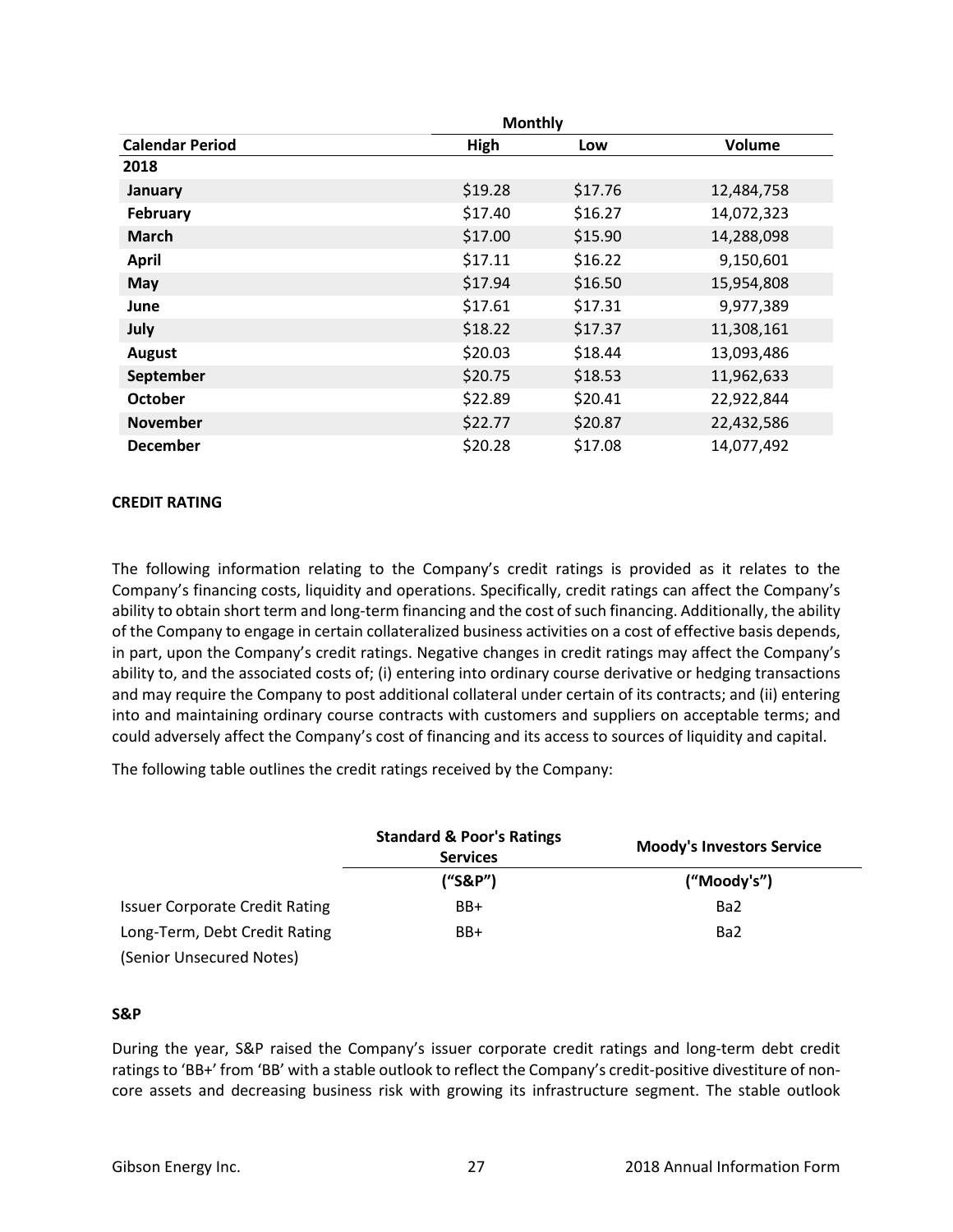| | Monthly | | |
|---|---|---|---|
| **Calendar Period** | **High** | **Low** | **Volume** |
| **2018** | | | |
| **January** | $19.28 | $17.76 | 12,484,758 |
| **February** | $17.40 | $16.27 | 14,072,323 |
| **March** | $17.00 | $15.90 | 14,288,098 |
| **April** | $17.11 | $16.22 | 9,150,601 |
| **May** | $17.94 | $16.50 | 15,954,808 |
| **June** | $17.61 | $17.31 | 9,977,389 |
| **July** | $18.22 | $17.37 | 11,308,161 |
| **August** | $20.03 | $18.44 | 13,093,486 |
| **September** | $20.75 | $18.53 | 11,962,633 |
| **October** | $22.89 | $20.41 | 22,922,844 |
| **November** | $22.77 | $20.87 | 22,432,586 |
| **December** | $20.28 | $17.08 | 14,077,492 |

**CREDIT RATING**

The following information relating to the Company's credit ratings is provided as it relates to the Company's financing costs, liquidity and operations. Specifically, credit ratings can affect the Company's ability to obtain short term and long-term financing and the cost of such financing. Additionally, the ability of the Company to engage in certain collateralized business activities on a cost of effective basis depends, in part, upon the Company's credit ratings. Negative changes in credit ratings may affect the Company's ability to, and the associated costs of; (i) entering into ordinary course derivative or hedging transactions and may require the Company to post additional collateral under certain of its contracts; and (ii) entering into and maintaining ordinary course contracts with customers and suppliers on acceptable terms; and could adversely affect the Company's cost of financing and its access to sources of liquidity and capital.

The following table outlines the credit ratings received by the Company:

| | **Standard & Poor's Ratings Services** | **Moody's Investors Service** |
|---|---|---|
| | **("S&P")** | **("Moody's")** |
| Issuer Corporate Credit Rating | BB+ | Ba2 |
| Long-Term, Debt Credit Rating (Senior Unsecured Notes) | BB+ | Ba2 |

**S&P**

During the year, S&P raised the Company's issuer corporate credit ratings and long-term debt credit ratings to 'BB+' from 'BB' with a stable outlook to reflect the Company's credit-positive divestiture of non-core assets and decreasing business risk with growing its infrastructure segment. The stable outlook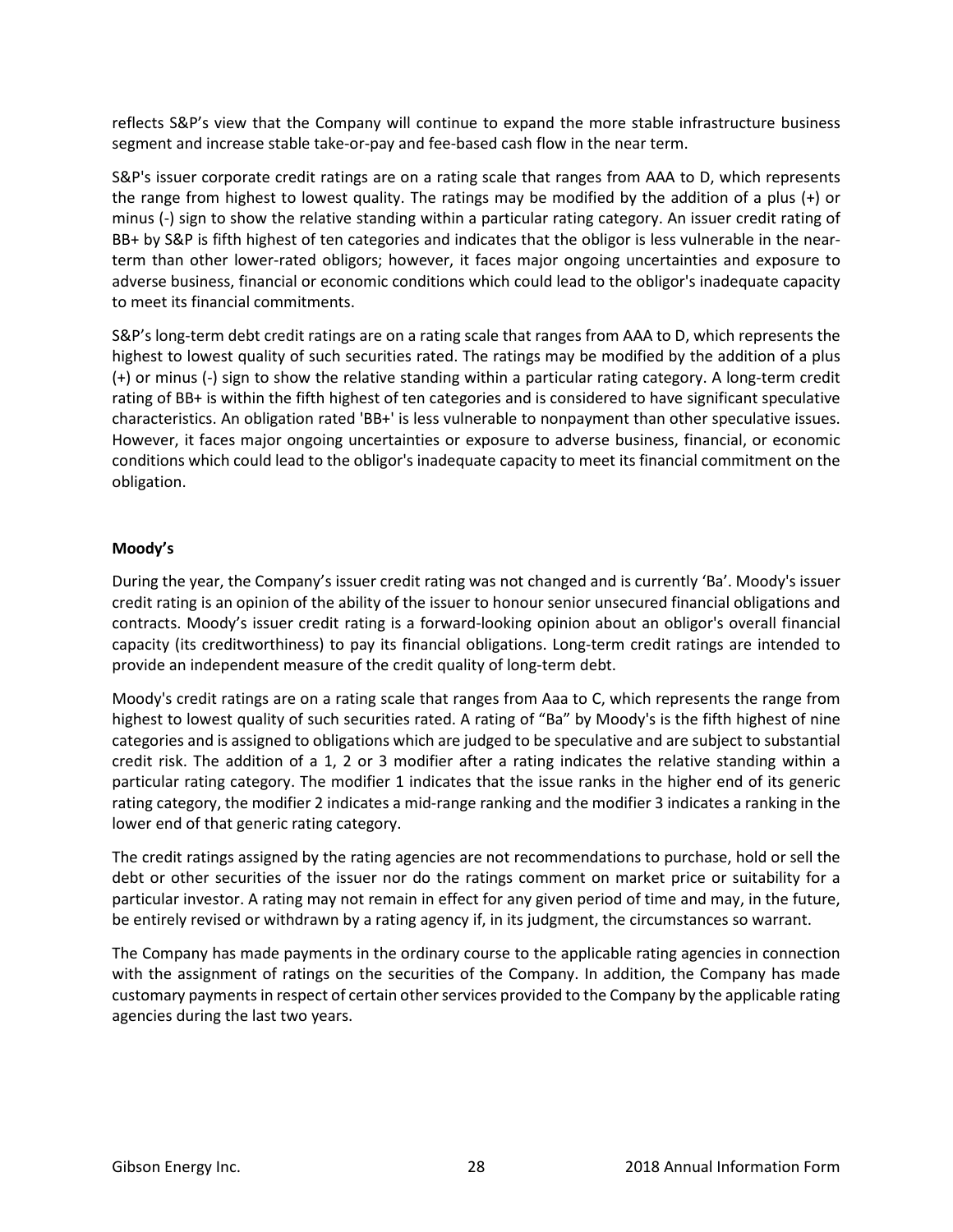reflects S&P's view that the Company will continue to expand the more stable infrastructure business segment and increase stable take-or-pay and fee-based cash flow in the near term.

S&P's issuer corporate credit ratings are on a rating scale that ranges from AAA to D, which represents the range from highest to lowest quality. The ratings may be modified by the addition of a plus (+) or minus (-) sign to show the relative standing within a particular rating category. An issuer credit rating of BB+ by S&P is fifth highest of ten categories and indicates that the obligor is less vulnerable in the near-term than other lower-rated obligors; however, it faces major ongoing uncertainties and exposure to adverse business, financial or economic conditions which could lead to the obligor's inadequate capacity to meet its financial commitments.

S&P's long-term debt credit ratings are on a rating scale that ranges from AAA to D, which represents the highest to lowest quality of such securities rated. The ratings may be modified by the addition of a plus (+) or minus (-) sign to show the relative standing within a particular rating category. A long-term credit rating of BB+ is within the fifth highest of ten categories and is considered to have significant speculative characteristics. An obligation rated 'BB+' is less vulnerable to nonpayment than other speculative issues. However, it faces major ongoing uncertainties or exposure to adverse business, financial, or economic conditions which could lead to the obligor's inadequate capacity to meet its financial commitment on the obligation.

**Moody's**

During the year, the Company's issuer credit rating was not changed and is currently 'Ba'. Moody's issuer credit rating is an opinion of the ability of the issuer to honour senior unsecured financial obligations and contracts. Moody's issuer credit rating is a forward-looking opinion about an obligor's overall financial capacity (its creditworthiness) to pay its financial obligations. Long-term credit ratings are intended to provide an independent measure of the credit quality of long-term debt.

Moody's credit ratings are on a rating scale that ranges from Aaa to C, which represents the range from highest to lowest quality of such securities rated. A rating of "Ba" by Moody's is the fifth highest of nine categories and is assigned to obligations which are judged to be speculative and are subject to substantial credit risk. The addition of a 1, 2 or 3 modifier after a rating indicates the relative standing within a particular rating category. The modifier 1 indicates that the issue ranks in the higher end of its generic rating category, the modifier 2 indicates a mid-range ranking and the modifier 3 indicates a ranking in the lower end of that generic rating category.

The credit ratings assigned by the rating agencies are not recommendations to purchase, hold or sell the debt or other securities of the issuer nor do the ratings comment on market price or suitability for a particular investor. A rating may not remain in effect for any given period of time and may, in the future, be entirely revised or withdrawn by a rating agency if, in its judgment, the circumstances so warrant.

The Company has made payments in the ordinary course to the applicable rating agencies in connection with the assignment of ratings on the securities of the Company. In addition, the Company has made customary payments in respect of certain other services provided to the Company by the applicable rating agencies during the last two years.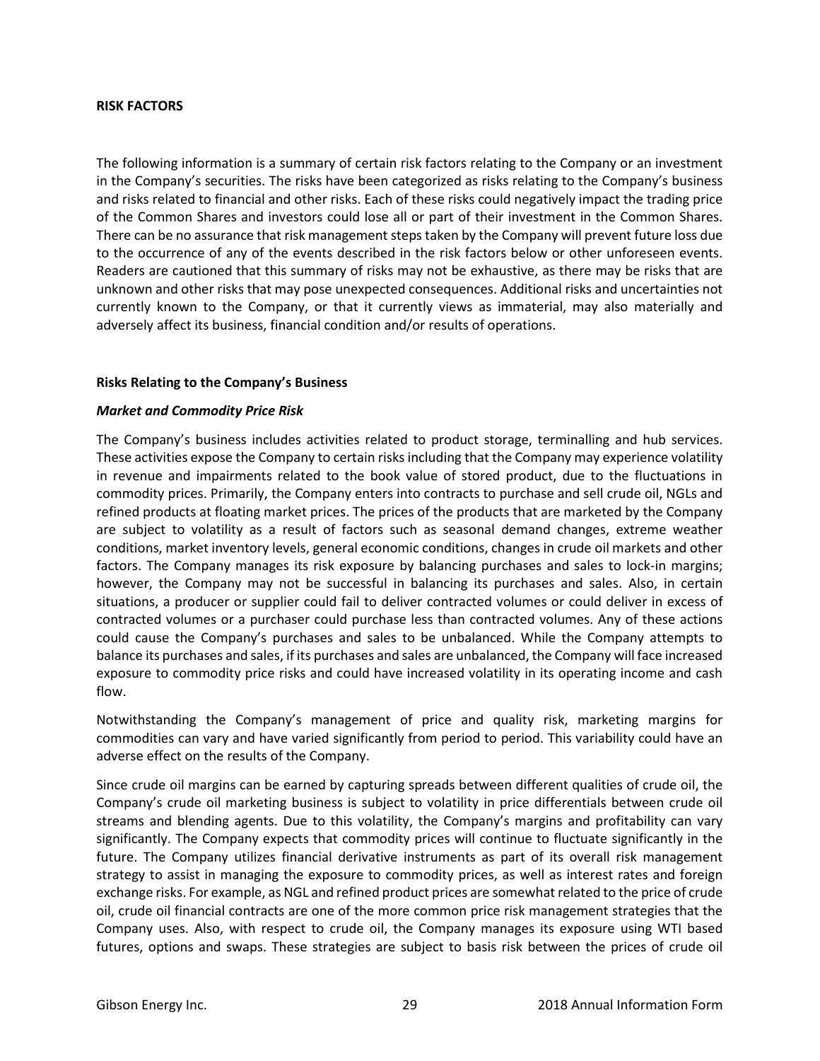## RISK FACTORS

The following information is a summary of certain risk factors relating to the Company or an investment in the Company's securities. The risks have been categorized as risks relating to the Company's business and risks related to financial and other risks. Each of these risks could negatively impact the trading price of the Common Shares and investors could lose all or part of their investment in the Common Shares. There can be no assurance that risk management steps taken by the Company will prevent future loss due to the occurrence of any of the events described in the risk factors below or other unforeseen events. Readers are cautioned that this summary of risks may not be exhaustive, as there may be risks that are unknown and other risks that may pose unexpected consequences. Additional risks and uncertainties not currently known to the Company, or that it currently views as immaterial, may also materially and adversely affect its business, financial condition and/or results of operations.

### Risks Relating to the Company's Business

#### *Market and Commodity Price Risk*

The Company's business includes activities related to product storage, terminalling and hub services. These activities expose the Company to certain risks including that the Company may experience volatility in revenue and impairments related to the book value of stored product, due to the fluctuations in commodity prices. Primarily, the Company enters into contracts to purchase and sell crude oil, NGLs and refined products at floating market prices. The prices of the products that are marketed by the Company are subject to volatility as a result of factors such as seasonal demand changes, extreme weather conditions, market inventory levels, general economic conditions, changes in crude oil markets and other factors. The Company manages its risk exposure by balancing purchases and sales to lock-in margins; however, the Company may not be successful in balancing its purchases and sales. Also, in certain situations, a producer or supplier could fail to deliver contracted volumes or could deliver in excess of contracted volumes or a purchaser could purchase less than contracted volumes. Any of these actions could cause the Company's purchases and sales to be unbalanced. While the Company attempts to balance its purchases and sales, if its purchases and sales are unbalanced, the Company will face increased exposure to commodity price risks and could have increased volatility in its operating income and cash flow.

Notwithstanding the Company's management of price and quality risk, marketing margins for commodities can vary and have varied significantly from period to period. This variability could have an adverse effect on the results of the Company.

Since crude oil margins can be earned by capturing spreads between different qualities of crude oil, the Company's crude oil marketing business is subject to volatility in price differentials between crude oil streams and blending agents. Due to this volatility, the Company's margins and profitability can vary significantly. The Company expects that commodity prices will continue to fluctuate significantly in the future. The Company utilizes financial derivative instruments as part of its overall risk management strategy to assist in managing the exposure to commodity prices, as well as interest rates and foreign exchange risks. For example, as NGL and refined product prices are somewhat related to the price of crude oil, crude oil financial contracts are one of the more common price risk management strategies that the Company uses. Also, with respect to crude oil, the Company manages its exposure using WTI based futures, options and swaps. These strategies are subject to basis risk between the prices of crude oil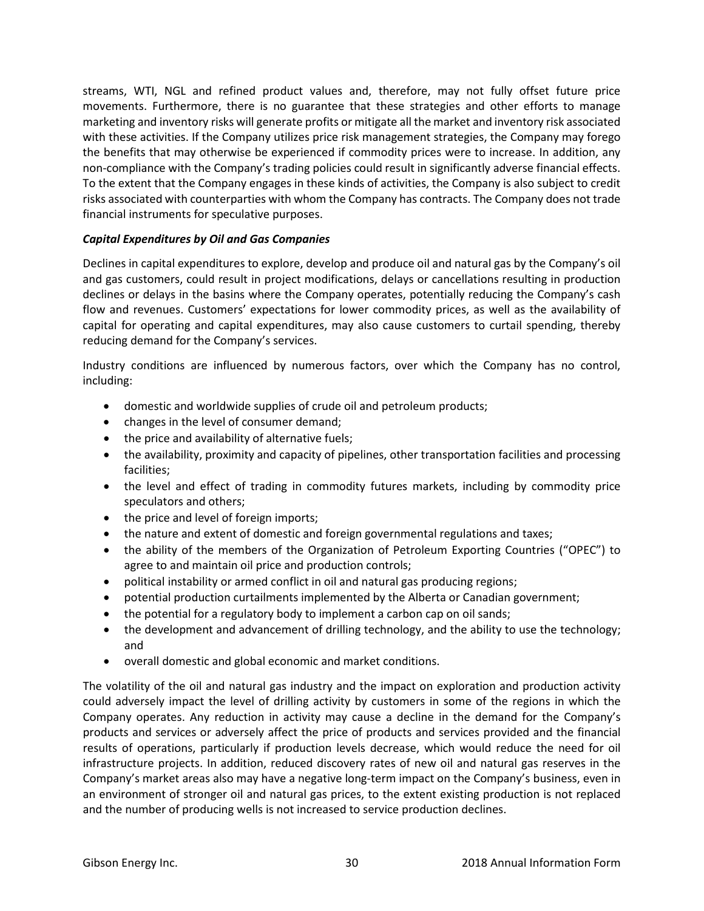streams, WTI, NGL and refined product values and, therefore, may not fully offset future price movements. Furthermore, there is no guarantee that these strategies and other efforts to manage marketing and inventory risks will generate profits or mitigate all the market and inventory risk associated with these activities. If the Company utilizes price risk management strategies, the Company may forego the benefits that may otherwise be experienced if commodity prices were to increase. In addition, any non-compliance with the Company's trading policies could result in significantly adverse financial effects. To the extent that the Company engages in these kinds of activities, the Company is also subject to credit risks associated with counterparties with whom the Company has contracts. The Company does not trade financial instruments for speculative purposes.

***Capital Expenditures by Oil and Gas Companies***

Declines in capital expenditures to explore, develop and produce oil and natural gas by the Company's oil and gas customers, could result in project modifications, delays or cancellations resulting in production declines or delays in the basins where the Company operates, potentially reducing the Company's cash flow and revenues. Customers' expectations for lower commodity prices, as well as the availability of capital for operating and capital expenditures, may also cause customers to curtail spending, thereby reducing demand for the Company's services.

Industry conditions are influenced by numerous factors, over which the Company has no control, including:

- domestic and worldwide supplies of crude oil and petroleum products;
- changes in the level of consumer demand;
- the price and availability of alternative fuels;
- the availability, proximity and capacity of pipelines, other transportation facilities and processing facilities;
- the level and effect of trading in commodity futures markets, including by commodity price speculators and others;
- the price and level of foreign imports;
- the nature and extent of domestic and foreign governmental regulations and taxes;
- the ability of the members of the Organization of Petroleum Exporting Countries ("OPEC") to agree to and maintain oil price and production controls;
- political instability or armed conflict in oil and natural gas producing regions;
- potential production curtailments implemented by the Alberta or Canadian government;
- the potential for a regulatory body to implement a carbon cap on oil sands;
- the development and advancement of drilling technology, and the ability to use the technology; and
- overall domestic and global economic and market conditions.

The volatility of the oil and natural gas industry and the impact on exploration and production activity could adversely impact the level of drilling activity by customers in some of the regions in which the Company operates. Any reduction in activity may cause a decline in the demand for the Company's products and services or adversely affect the price of products and services provided and the financial results of operations, particularly if production levels decrease, which would reduce the need for oil infrastructure projects. In addition, reduced discovery rates of new oil and natural gas reserves in the Company's market areas also may have a negative long-term impact on the Company's business, even in an environment of stronger oil and natural gas prices, to the extent existing production is not replaced and the number of producing wells is not increased to service production declines.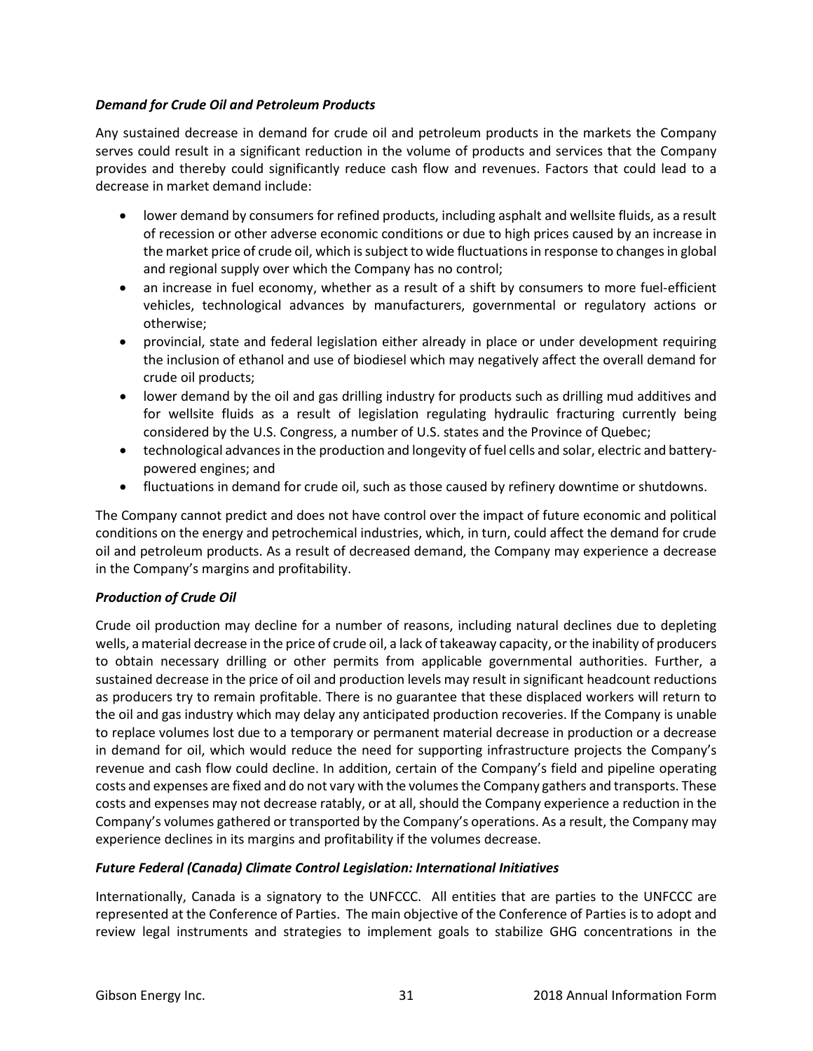### *Demand for Crude Oil and Petroleum Products*

Any sustained decrease in demand for crude oil and petroleum products in the markets the Company serves could result in a significant reduction in the volume of products and services that the Company provides and thereby could significantly reduce cash flow and revenues. Factors that could lead to a decrease in market demand include:

- lower demand by consumers for refined products, including asphalt and wellsite fluids, as a result of recession or other adverse economic conditions or due to high prices caused by an increase in the market price of crude oil, which is subject to wide fluctuations in response to changes in global and regional supply over which the Company has no control;
- an increase in fuel economy, whether as a result of a shift by consumers to more fuel-efficient vehicles, technological advances by manufacturers, governmental or regulatory actions or otherwise;
- provincial, state and federal legislation either already in place or under development requiring the inclusion of ethanol and use of biodiesel which may negatively affect the overall demand for crude oil products;
- lower demand by the oil and gas drilling industry for products such as drilling mud additives and for wellsite fluids as a result of legislation regulating hydraulic fracturing currently being considered by the U.S. Congress, a number of U.S. states and the Province of Quebec;
- technological advances in the production and longevity of fuel cells and solar, electric and battery-powered engines; and
- fluctuations in demand for crude oil, such as those caused by refinery downtime or shutdowns.

The Company cannot predict and does not have control over the impact of future economic and political conditions on the energy and petrochemical industries, which, in turn, could affect the demand for crude oil and petroleum products. As a result of decreased demand, the Company may experience a decrease in the Company's margins and profitability.

### *Production of Crude Oil*

Crude oil production may decline for a number of reasons, including natural declines due to depleting wells, a material decrease in the price of crude oil, a lack of takeaway capacity, or the inability of producers to obtain necessary drilling or other permits from applicable governmental authorities. Further, a sustained decrease in the price of oil and production levels may result in significant headcount reductions as producers try to remain profitable. There is no guarantee that these displaced workers will return to the oil and gas industry which may delay any anticipated production recoveries. If the Company is unable to replace volumes lost due to a temporary or permanent material decrease in production or a decrease in demand for oil, which would reduce the need for supporting infrastructure projects the Company's revenue and cash flow could decline. In addition, certain of the Company's field and pipeline operating costs and expenses are fixed and do not vary with the volumes the Company gathers and transports. These costs and expenses may not decrease ratably, or at all, should the Company experience a reduction in the Company's volumes gathered or transported by the Company's operations. As a result, the Company may experience declines in its margins and profitability if the volumes decrease.

### *Future Federal (Canada) Climate Control Legislation: International Initiatives*

Internationally, Canada is a signatory to the UNFCCC. All entities that are parties to the UNFCCC are represented at the Conference of Parties. The main objective of the Conference of Parties is to adopt and review legal instruments and strategies to implement goals to stabilize GHG concentrations in the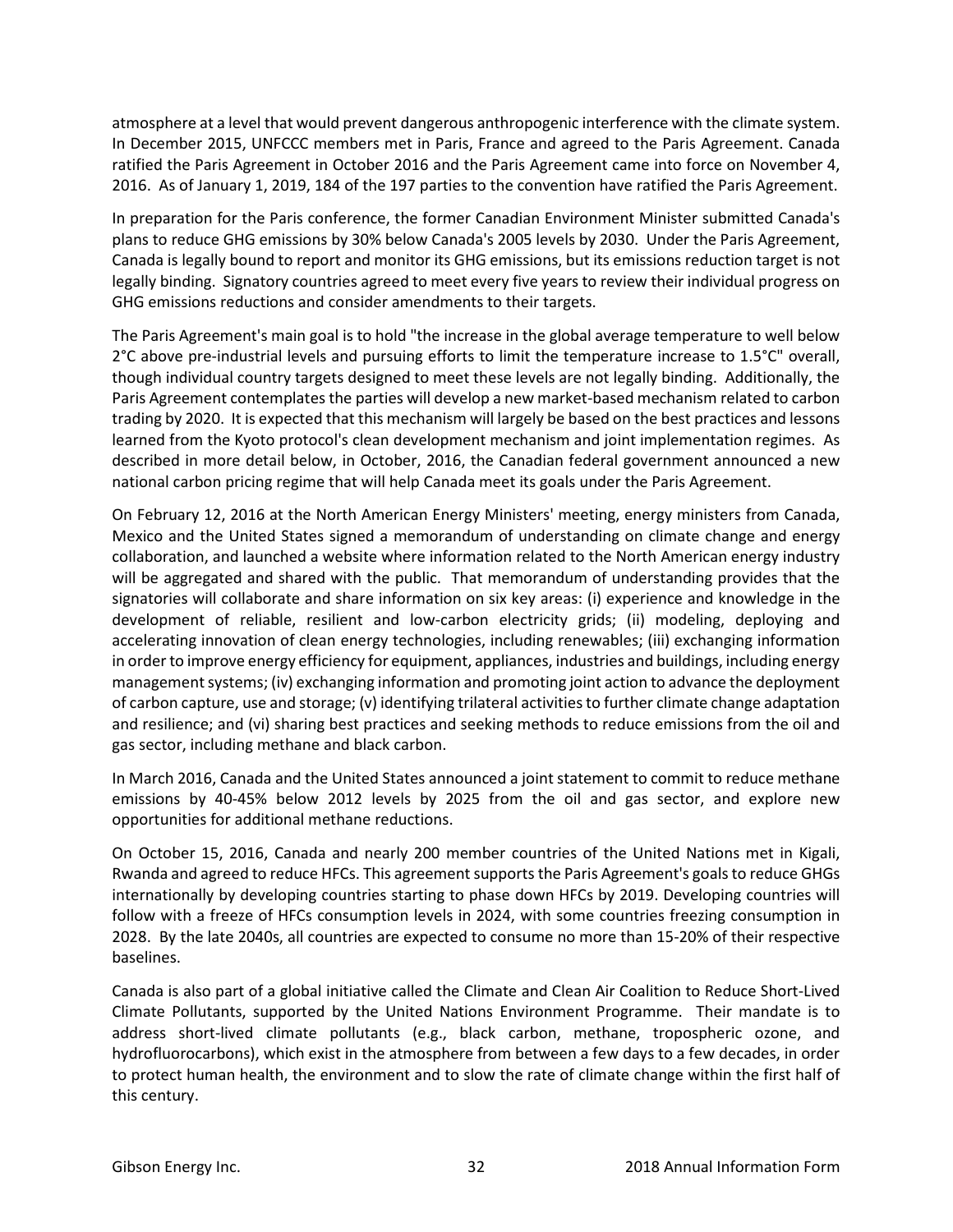atmosphere at a level that would prevent dangerous anthropogenic interference with the climate system. In December 2015, UNFCCC members met in Paris, France and agreed to the Paris Agreement. Canada ratified the Paris Agreement in October 2016 and the Paris Agreement came into force on November 4, 2016. As of January 1, 2019, 184 of the 197 parties to the convention have ratified the Paris Agreement.

In preparation for the Paris conference, the former Canadian Environment Minister submitted Canada's plans to reduce GHG emissions by 30% below Canada's 2005 levels by 2030. Under the Paris Agreement, Canada is legally bound to report and monitor its GHG emissions, but its emissions reduction target is not legally binding. Signatory countries agreed to meet every five years to review their individual progress on GHG emissions reductions and consider amendments to their targets.

The Paris Agreement's main goal is to hold "the increase in the global average temperature to well below 2°C above pre-industrial levels and pursuing efforts to limit the temperature increase to 1.5°C" overall, though individual country targets designed to meet these levels are not legally binding. Additionally, the Paris Agreement contemplates the parties will develop a new market-based mechanism related to carbon trading by 2020. It is expected that this mechanism will largely be based on the best practices and lessons learned from the Kyoto protocol's clean development mechanism and joint implementation regimes. As described in more detail below, in October, 2016, the Canadian federal government announced a new national carbon pricing regime that will help Canada meet its goals under the Paris Agreement.

On February 12, 2016 at the North American Energy Ministers' meeting, energy ministers from Canada, Mexico and the United States signed a memorandum of understanding on climate change and energy collaboration, and launched a website where information related to the North American energy industry will be aggregated and shared with the public. That memorandum of understanding provides that the signatories will collaborate and share information on six key areas: (i) experience and knowledge in the development of reliable, resilient and low-carbon electricity grids; (ii) modeling, deploying and accelerating innovation of clean energy technologies, including renewables; (iii) exchanging information in order to improve energy efficiency for equipment, appliances, industries and buildings, including energy management systems; (iv) exchanging information and promoting joint action to advance the deployment of carbon capture, use and storage; (v) identifying trilateral activities to further climate change adaptation and resilience; and (vi) sharing best practices and seeking methods to reduce emissions from the oil and gas sector, including methane and black carbon.

In March 2016, Canada and the United States announced a joint statement to commit to reduce methane emissions by 40-45% below 2012 levels by 2025 from the oil and gas sector, and explore new opportunities for additional methane reductions.

On October 15, 2016, Canada and nearly 200 member countries of the United Nations met in Kigali, Rwanda and agreed to reduce HFCs. This agreement supports the Paris Agreement's goals to reduce GHGs internationally by developing countries starting to phase down HFCs by 2019. Developing countries will follow with a freeze of HFCs consumption levels in 2024, with some countries freezing consumption in 2028. By the late 2040s, all countries are expected to consume no more than 15-20% of their respective baselines.

Canada is also part of a global initiative called the Climate and Clean Air Coalition to Reduce Short-Lived Climate Pollutants, supported by the United Nations Environment Programme. Their mandate is to address short-lived climate pollutants (e.g., black carbon, methane, tropospheric ozone, and hydrofluorocarbons), which exist in the atmosphere from between a few days to a few decades, in order to protect human health, the environment and to slow the rate of climate change within the first half of this century.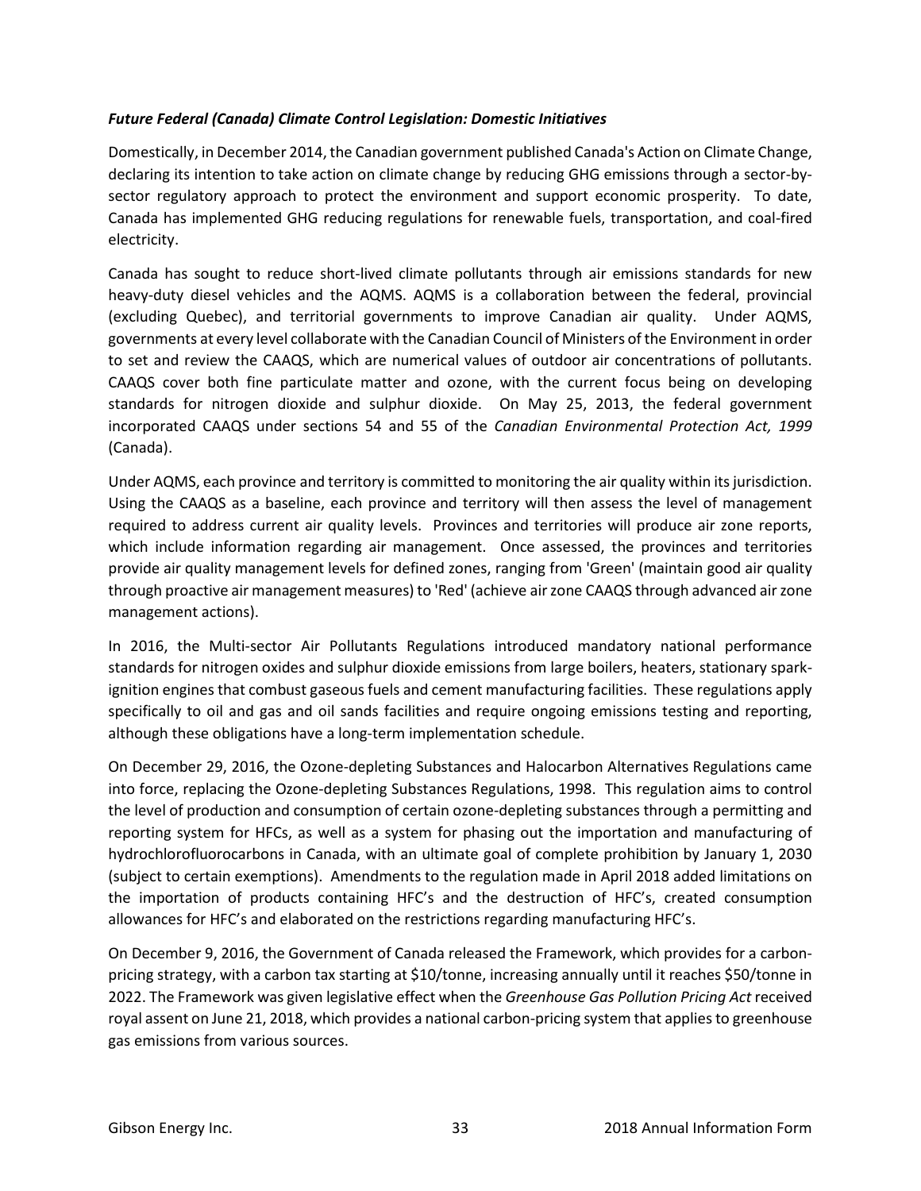***Future Federal (Canada) Climate Control Legislation: Domestic Initiatives***

Domestically, in December 2014, the Canadian government published Canada's Action on Climate Change, declaring its intention to take action on climate change by reducing GHG emissions through a sector-by-sector regulatory approach to protect the environment and support economic prosperity. To date, Canada has implemented GHG reducing regulations for renewable fuels, transportation, and coal-fired electricity.

Canada has sought to reduce short-lived climate pollutants through air emissions standards for new heavy-duty diesel vehicles and the AQMS. AQMS is a collaboration between the federal, provincial (excluding Quebec), and territorial governments to improve Canadian air quality. Under AQMS, governments at every level collaborate with the Canadian Council of Ministers of the Environment in order to set and review the CAAQS, which are numerical values of outdoor air concentrations of pollutants. CAAQS cover both fine particulate matter and ozone, with the current focus being on developing standards for nitrogen dioxide and sulphur dioxide. On May 25, 2013, the federal government incorporated CAAQS under sections 54 and 55 of the *Canadian Environmental Protection Act, 1999* (Canada).

Under AQMS, each province and territory is committed to monitoring the air quality within its jurisdiction. Using the CAAQS as a baseline, each province and territory will then assess the level of management required to address current air quality levels. Provinces and territories will produce air zone reports, which include information regarding air management. Once assessed, the provinces and territories provide air quality management levels for defined zones, ranging from 'Green' (maintain good air quality through proactive air management measures) to 'Red' (achieve air zone CAAQS through advanced air zone management actions).

In 2016, the Multi-sector Air Pollutants Regulations introduced mandatory national performance standards for nitrogen oxides and sulphur dioxide emissions from large boilers, heaters, stationary spark-ignition engines that combust gaseous fuels and cement manufacturing facilities. These regulations apply specifically to oil and gas and oil sands facilities and require ongoing emissions testing and reporting, although these obligations have a long-term implementation schedule.

On December 29, 2016, the Ozone-depleting Substances and Halocarbon Alternatives Regulations came into force, replacing the Ozone-depleting Substances Regulations, 1998. This regulation aims to control the level of production and consumption of certain ozone-depleting substances through a permitting and reporting system for HFCs, as well as a system for phasing out the importation and manufacturing of hydrochlorofluorocarbons in Canada, with an ultimate goal of complete prohibition by January 1, 2030 (subject to certain exemptions). Amendments to the regulation made in April 2018 added limitations on the importation of products containing HFC's and the destruction of HFC's, created consumption allowances for HFC's and elaborated on the restrictions regarding manufacturing HFC's.

On December 9, 2016, the Government of Canada released the Framework, which provides for a carbon-pricing strategy, with a carbon tax starting at $10/tonne, increasing annually until it reaches $50/tonne in 2022. The Framework was given legislative effect when the *Greenhouse Gas Pollution Pricing Act* received royal assent on June 21, 2018, which provides a national carbon-pricing system that applies to greenhouse gas emissions from various sources.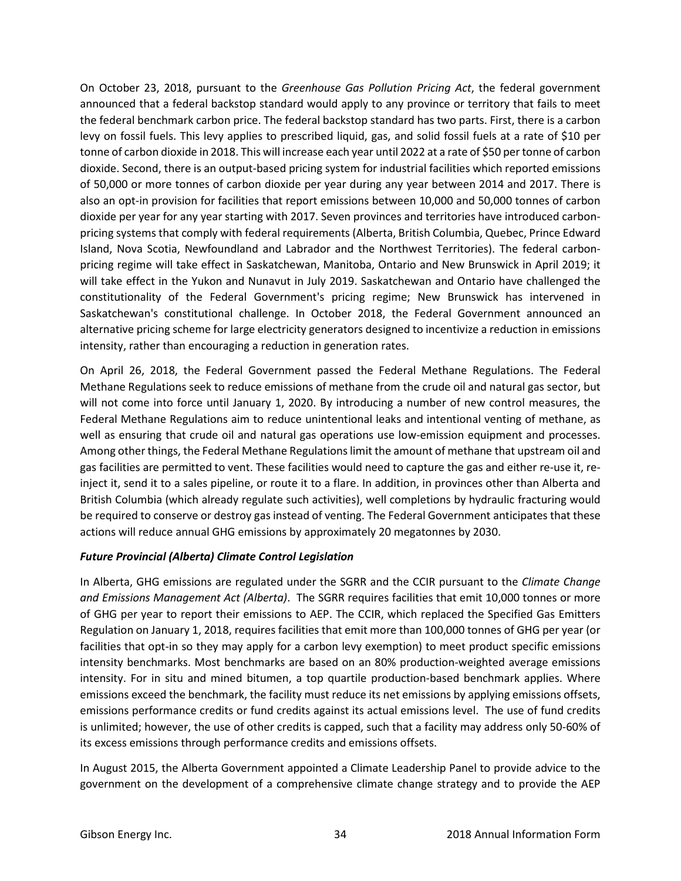On October 23, 2018, pursuant to the *Greenhouse Gas Pollution Pricing Act*, the federal government announced that a federal backstop standard would apply to any province or territory that fails to meet the federal benchmark carbon price. The federal backstop standard has two parts. First, there is a carbon levy on fossil fuels. This levy applies to prescribed liquid, gas, and solid fossil fuels at a rate of $10 per tonne of carbon dioxide in 2018. This will increase each year until 2022 at a rate of $50 per tonne of carbon dioxide. Second, there is an output-based pricing system for industrial facilities which reported emissions of 50,000 or more tonnes of carbon dioxide per year during any year between 2014 and 2017. There is also an opt-in provision for facilities that report emissions between 10,000 and 50,000 tonnes of carbon dioxide per year for any year starting with 2017. Seven provinces and territories have introduced carbon-pricing systems that comply with federal requirements (Alberta, British Columbia, Quebec, Prince Edward Island, Nova Scotia, Newfoundland and Labrador and the Northwest Territories). The federal carbon-pricing regime will take effect in Saskatchewan, Manitoba, Ontario and New Brunswick in April 2019; it will take effect in the Yukon and Nunavut in July 2019. Saskatchewan and Ontario have challenged the constitutionality of the Federal Government's pricing regime; New Brunswick has intervened in Saskatchewan's constitutional challenge. In October 2018, the Federal Government announced an alternative pricing scheme for large electricity generators designed to incentivize a reduction in emissions intensity, rather than encouraging a reduction in generation rates.

On April 26, 2018, the Federal Government passed the Federal Methane Regulations. The Federal Methane Regulations seek to reduce emissions of methane from the crude oil and natural gas sector, but will not come into force until January 1, 2020. By introducing a number of new control measures, the Federal Methane Regulations aim to reduce unintentional leaks and intentional venting of methane, as well as ensuring that crude oil and natural gas operations use low-emission equipment and processes. Among other things, the Federal Methane Regulations limit the amount of methane that upstream oil and gas facilities are permitted to vent. These facilities would need to capture the gas and either re-use it, re-inject it, send it to a sales pipeline, or route it to a flare. In addition, in provinces other than Alberta and British Columbia (which already regulate such activities), well completions by hydraulic fracturing would be required to conserve or destroy gas instead of venting. The Federal Government anticipates that these actions will reduce annual GHG emissions by approximately 20 megatonnes by 2030.

***Future Provincial (Alberta) Climate Control Legislation***

In Alberta, GHG emissions are regulated under the SGRR and the CCIR pursuant to the *Climate Change and Emissions Management Act (Alberta)*. The SGRR requires facilities that emit 10,000 tonnes or more of GHG per year to report their emissions to AEP. The CCIR, which replaced the Specified Gas Emitters Regulation on January 1, 2018, requires facilities that emit more than 100,000 tonnes of GHG per year (or facilities that opt-in so they may apply for a carbon levy exemption) to meet product specific emissions intensity benchmarks. Most benchmarks are based on an 80% production-weighted average emissions intensity. For in situ and mined bitumen, a top quartile production-based benchmark applies. Where emissions exceed the benchmark, the facility must reduce its net emissions by applying emissions offsets, emissions performance credits or fund credits against its actual emissions level. The use of fund credits is unlimited; however, the use of other credits is capped, such that a facility may address only 50-60% of its excess emissions through performance credits and emissions offsets.

In August 2015, the Alberta Government appointed a Climate Leadership Panel to provide advice to the government on the development of a comprehensive climate change strategy and to provide the AEP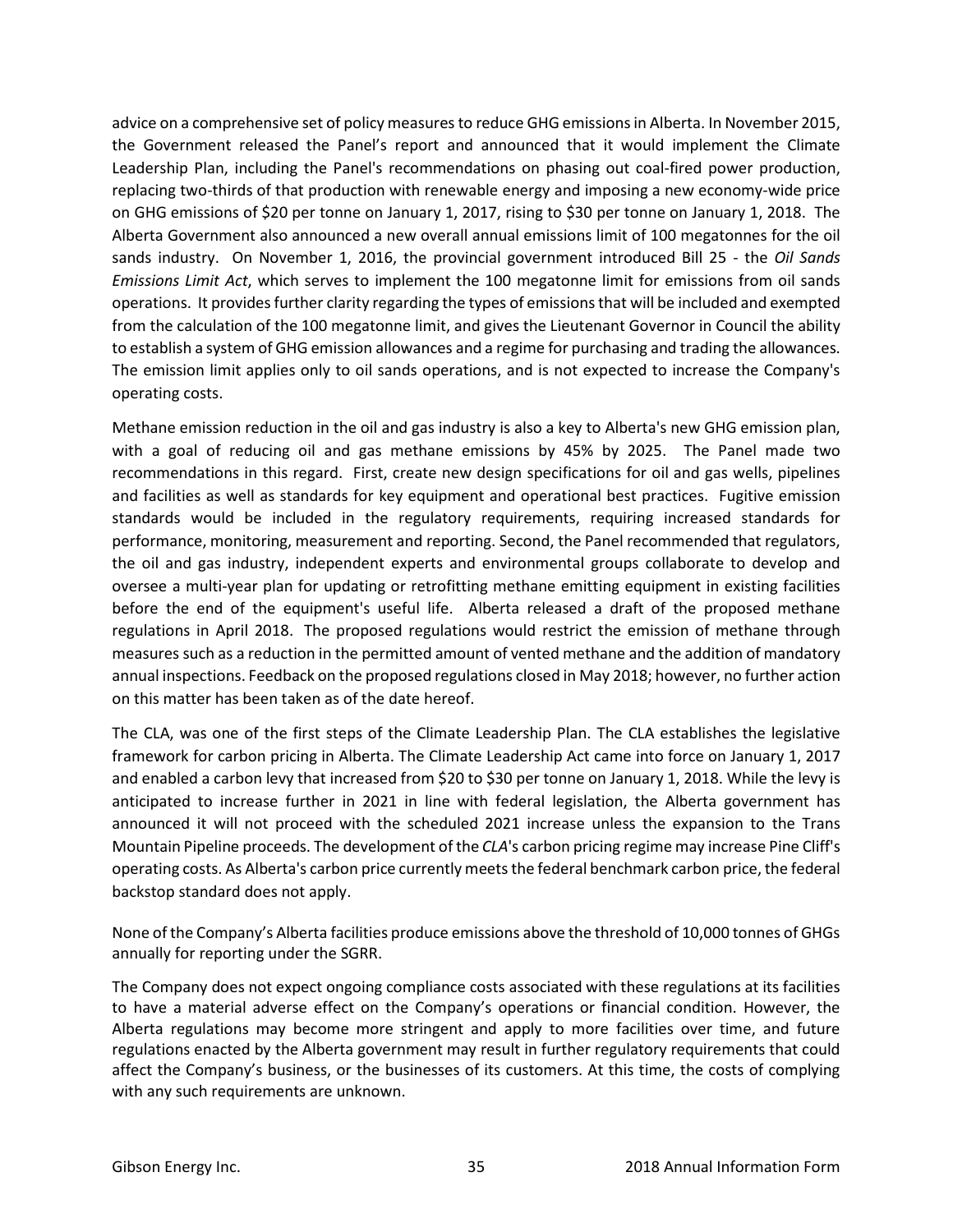advice on a comprehensive set of policy measures to reduce GHG emissions in Alberta. In November 2015, the Government released the Panel's report and announced that it would implement the Climate Leadership Plan, including the Panel's recommendations on phasing out coal-fired power production, replacing two-thirds of that production with renewable energy and imposing a new economy-wide price on GHG emissions of $20 per tonne on January 1, 2017, rising to $30 per tonne on January 1, 2018. The Alberta Government also announced a new overall annual emissions limit of 100 megatonnes for the oil sands industry. On November 1, 2016, the provincial government introduced Bill 25 - the *Oil Sands Emissions Limit Act*, which serves to implement the 100 megatonne limit for emissions from oil sands operations. It provides further clarity regarding the types of emissions that will be included and exempted from the calculation of the 100 megatonne limit, and gives the Lieutenant Governor in Council the ability to establish a system of GHG emission allowances and a regime for purchasing and trading the allowances. The emission limit applies only to oil sands operations, and is not expected to increase the Company's operating costs.

Methane emission reduction in the oil and gas industry is also a key to Alberta's new GHG emission plan, with a goal of reducing oil and gas methane emissions by 45% by 2025. The Panel made two recommendations in this regard. First, create new design specifications for oil and gas wells, pipelines and facilities as well as standards for key equipment and operational best practices. Fugitive emission standards would be included in the regulatory requirements, requiring increased standards for performance, monitoring, measurement and reporting. Second, the Panel recommended that regulators, the oil and gas industry, independent experts and environmental groups collaborate to develop and oversee a multi-year plan for updating or retrofitting methane emitting equipment in existing facilities before the end of the equipment's useful life. Alberta released a draft of the proposed methane regulations in April 2018. The proposed regulations would restrict the emission of methane through measures such as a reduction in the permitted amount of vented methane and the addition of mandatory annual inspections. Feedback on the proposed regulations closed in May 2018; however, no further action on this matter has been taken as of the date hereof.

The CLA, was one of the first steps of the Climate Leadership Plan. The CLA establishes the legislative framework for carbon pricing in Alberta. The Climate Leadership Act came into force on January 1, 2017 and enabled a carbon levy that increased from $20 to $30 per tonne on January 1, 2018. While the levy is anticipated to increase further in 2021 in line with federal legislation, the Alberta government has announced it will not proceed with the scheduled 2021 increase unless the expansion to the Trans Mountain Pipeline proceeds. The development of the *CLA*'s carbon pricing regime may increase Pine Cliff's operating costs. As Alberta's carbon price currently meets the federal benchmark carbon price, the federal backstop standard does not apply.

None of the Company's Alberta facilities produce emissions above the threshold of 10,000 tonnes of GHGs annually for reporting under the SGRR.

The Company does not expect ongoing compliance costs associated with these regulations at its facilities to have a material adverse effect on the Company's operations or financial condition. However, the Alberta regulations may become more stringent and apply to more facilities over time, and future regulations enacted by the Alberta government may result in further regulatory requirements that could affect the Company's business, or the businesses of its customers. At this time, the costs of complying with any such requirements are unknown.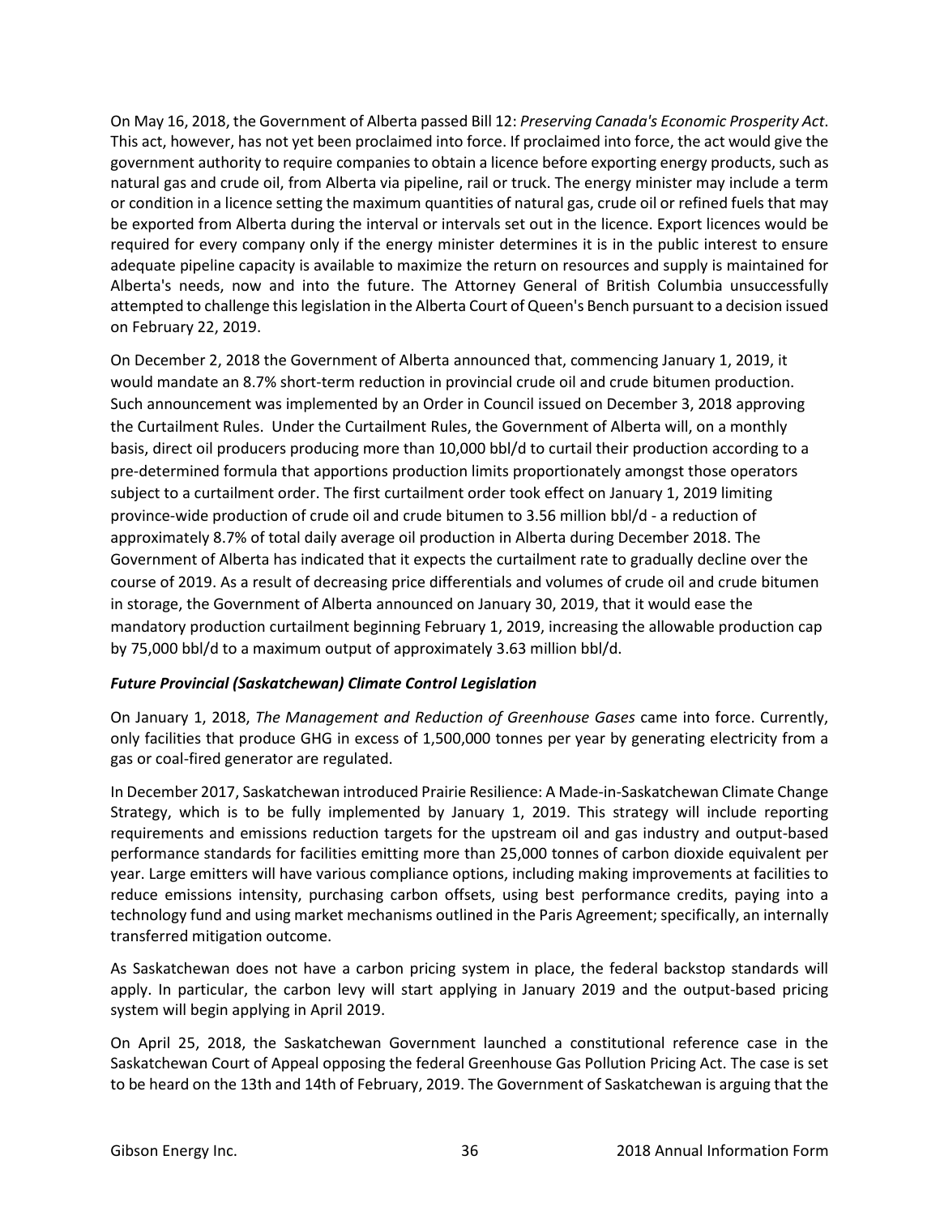On May 16, 2018, the Government of Alberta passed Bill 12: *Preserving Canada's Economic Prosperity Act*. This act, however, has not yet been proclaimed into force. If proclaimed into force, the act would give the government authority to require companies to obtain a licence before exporting energy products, such as natural gas and crude oil, from Alberta via pipeline, rail or truck. The energy minister may include a term or condition in a licence setting the maximum quantities of natural gas, crude oil or refined fuels that may be exported from Alberta during the interval or intervals set out in the licence. Export licences would be required for every company only if the energy minister determines it is in the public interest to ensure adequate pipeline capacity is available to maximize the return on resources and supply is maintained for Alberta's needs, now and into the future. The Attorney General of British Columbia unsuccessfully attempted to challenge this legislation in the Alberta Court of Queen's Bench pursuant to a decision issued on February 22, 2019.

On December 2, 2018 the Government of Alberta announced that, commencing January 1, 2019, it would mandate an 8.7% short-term reduction in provincial crude oil and crude bitumen production. Such announcement was implemented by an Order in Council issued on December 3, 2018 approving the Curtailment Rules. Under the Curtailment Rules, the Government of Alberta will, on a monthly basis, direct oil producers producing more than 10,000 bbl/d to curtail their production according to a pre-determined formula that apportions production limits proportionately amongst those operators subject to a curtailment order. The first curtailment order took effect on January 1, 2019 limiting province-wide production of crude oil and crude bitumen to 3.56 million bbl/d - a reduction of approximately 8.7% of total daily average oil production in Alberta during December 2018. The Government of Alberta has indicated that it expects the curtailment rate to gradually decline over the course of 2019. As a result of decreasing price differentials and volumes of crude oil and crude bitumen in storage, the Government of Alberta announced on January 30, 2019, that it would ease the mandatory production curtailment beginning February 1, 2019, increasing the allowable production cap by 75,000 bbl/d to a maximum output of approximately 3.63 million bbl/d.

***Future Provincial (Saskatchewan) Climate Control Legislation***

On January 1, 2018, *The Management and Reduction of Greenhouse Gases* came into force. Currently, only facilities that produce GHG in excess of 1,500,000 tonnes per year by generating electricity from a gas or coal-fired generator are regulated.

In December 2017, Saskatchewan introduced Prairie Resilience: A Made-in-Saskatchewan Climate Change Strategy, which is to be fully implemented by January 1, 2019. This strategy will include reporting requirements and emissions reduction targets for the upstream oil and gas industry and output-based performance standards for facilities emitting more than 25,000 tonnes of carbon dioxide equivalent per year. Large emitters will have various compliance options, including making improvements at facilities to reduce emissions intensity, purchasing carbon offsets, using best performance credits, paying into a technology fund and using market mechanisms outlined in the Paris Agreement; specifically, an internally transferred mitigation outcome.

As Saskatchewan does not have a carbon pricing system in place, the federal backstop standards will apply. In particular, the carbon levy will start applying in January 2019 and the output-based pricing system will begin applying in April 2019.

On April 25, 2018, the Saskatchewan Government launched a constitutional reference case in the Saskatchewan Court of Appeal opposing the federal Greenhouse Gas Pollution Pricing Act. The case is set to be heard on the 13th and 14th of February, 2019. The Government of Saskatchewan is arguing that the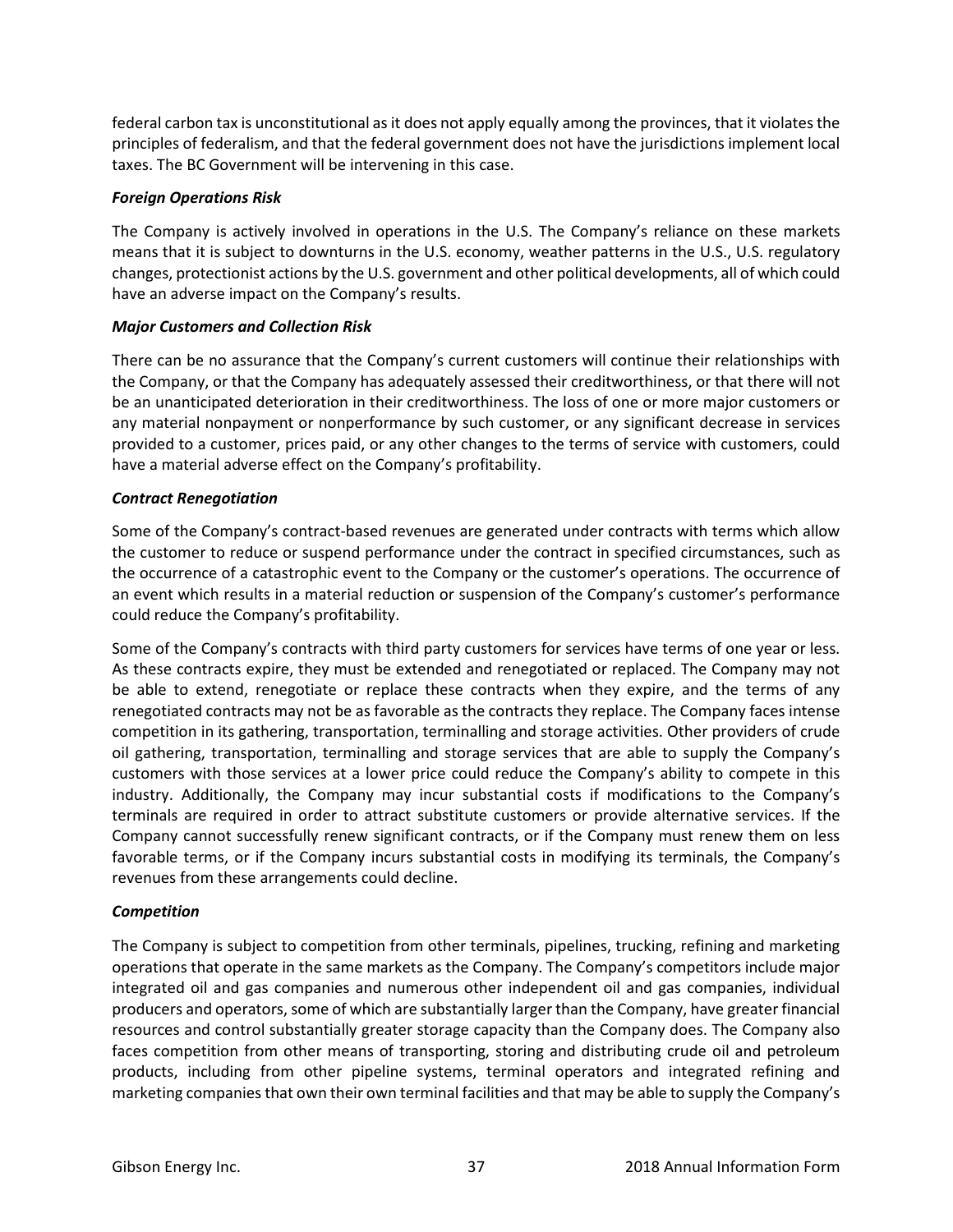federal carbon tax is unconstitutional as it does not apply equally among the provinces, that it violates the principles of federalism, and that the federal government does not have the jurisdictions implement local taxes. The BC Government will be intervening in this case.

***Foreign Operations Risk***

The Company is actively involved in operations in the U.S. The Company's reliance on these markets means that it is subject to downturns in the U.S. economy, weather patterns in the U.S., U.S. regulatory changes, protectionist actions by the U.S. government and other political developments, all of which could have an adverse impact on the Company's results.

***Major Customers and Collection Risk***

There can be no assurance that the Company's current customers will continue their relationships with the Company, or that the Company has adequately assessed their creditworthiness, or that there will not be an unanticipated deterioration in their creditworthiness. The loss of one or more major customers or any material nonpayment or nonperformance by such customer, or any significant decrease in services provided to a customer, prices paid, or any other changes to the terms of service with customers, could have a material adverse effect on the Company's profitability.

***Contract Renegotiation***

Some of the Company's contract-based revenues are generated under contracts with terms which allow the customer to reduce or suspend performance under the contract in specified circumstances, such as the occurrence of a catastrophic event to the Company or the customer's operations. The occurrence of an event which results in a material reduction or suspension of the Company's customer's performance could reduce the Company's profitability.

Some of the Company's contracts with third party customers for services have terms of one year or less. As these contracts expire, they must be extended and renegotiated or replaced. The Company may not be able to extend, renegotiate or replace these contracts when they expire, and the terms of any renegotiated contracts may not be as favorable as the contracts they replace. The Company faces intense competition in its gathering, transportation, terminalling and storage activities. Other providers of crude oil gathering, transportation, terminalling and storage services that are able to supply the Company's customers with those services at a lower price could reduce the Company's ability to compete in this industry. Additionally, the Company may incur substantial costs if modifications to the Company's terminals are required in order to attract substitute customers or provide alternative services. If the Company cannot successfully renew significant contracts, or if the Company must renew them on less favorable terms, or if the Company incurs substantial costs in modifying its terminals, the Company's revenues from these arrangements could decline.

***Competition***

The Company is subject to competition from other terminals, pipelines, trucking, refining and marketing operations that operate in the same markets as the Company. The Company's competitors include major integrated oil and gas companies and numerous other independent oil and gas companies, individual producers and operators, some of which are substantially larger than the Company, have greater financial resources and control substantially greater storage capacity than the Company does. The Company also faces competition from other means of transporting, storing and distributing crude oil and petroleum products, including from other pipeline systems, terminal operators and integrated refining and marketing companies that own their own terminal facilities and that may be able to supply the Company's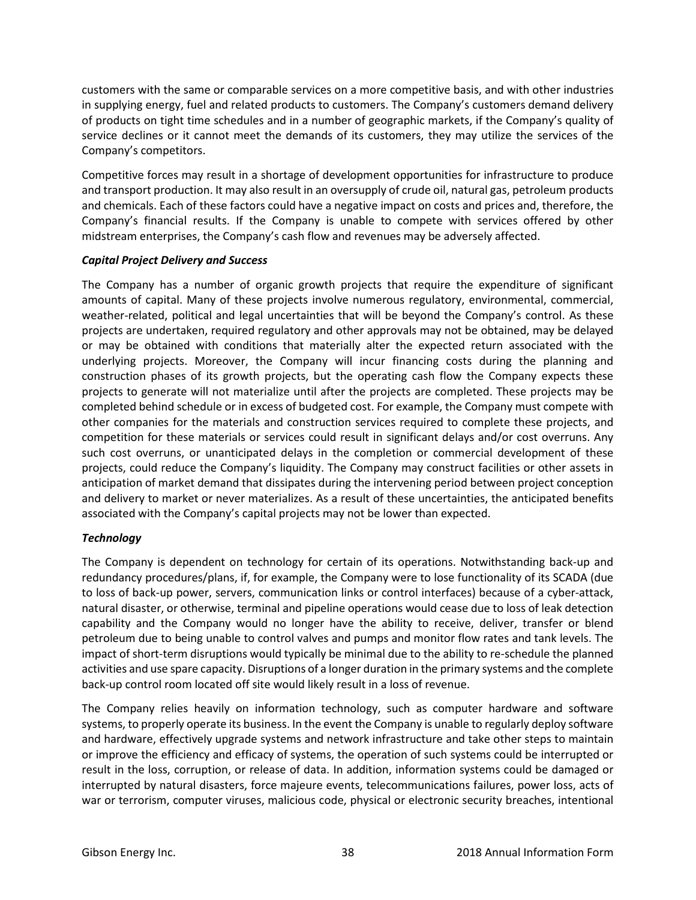customers with the same or comparable services on a more competitive basis, and with other industries in supplying energy, fuel and related products to customers. The Company's customers demand delivery of products on tight time schedules and in a number of geographic markets, if the Company's quality of service declines or it cannot meet the demands of its customers, they may utilize the services of the Company's competitors.

Competitive forces may result in a shortage of development opportunities for infrastructure to produce and transport production. It may also result in an oversupply of crude oil, natural gas, petroleum products and chemicals. Each of these factors could have a negative impact on costs and prices and, therefore, the Company's financial results. If the Company is unable to compete with services offered by other midstream enterprises, the Company's cash flow and revenues may be adversely affected.

***Capital Project Delivery and Success***

The Company has a number of organic growth projects that require the expenditure of significant amounts of capital. Many of these projects involve numerous regulatory, environmental, commercial, weather-related, political and legal uncertainties that will be beyond the Company's control. As these projects are undertaken, required regulatory and other approvals may not be obtained, may be delayed or may be obtained with conditions that materially alter the expected return associated with the underlying projects. Moreover, the Company will incur financing costs during the planning and construction phases of its growth projects, but the operating cash flow the Company expects these projects to generate will not materialize until after the projects are completed. These projects may be completed behind schedule or in excess of budgeted cost. For example, the Company must compete with other companies for the materials and construction services required to complete these projects, and competition for these materials or services could result in significant delays and/or cost overruns. Any such cost overruns, or unanticipated delays in the completion or commercial development of these projects, could reduce the Company's liquidity. The Company may construct facilities or other assets in anticipation of market demand that dissipates during the intervening period between project conception and delivery to market or never materializes. As a result of these uncertainties, the anticipated benefits associated with the Company's capital projects may not be lower than expected.

***Technology***

The Company is dependent on technology for certain of its operations. Notwithstanding back-up and redundancy procedures/plans, if, for example, the Company were to lose functionality of its SCADA (due to loss of back-up power, servers, communication links or control interfaces) because of a cyber-attack, natural disaster, or otherwise, terminal and pipeline operations would cease due to loss of leak detection capability and the Company would no longer have the ability to receive, deliver, transfer or blend petroleum due to being unable to control valves and pumps and monitor flow rates and tank levels. The impact of short-term disruptions would typically be minimal due to the ability to re-schedule the planned activities and use spare capacity. Disruptions of a longer duration in the primary systems and the complete back-up control room located off site would likely result in a loss of revenue.

The Company relies heavily on information technology, such as computer hardware and software systems, to properly operate its business. In the event the Company is unable to regularly deploy software and hardware, effectively upgrade systems and network infrastructure and take other steps to maintain or improve the efficiency and efficacy of systems, the operation of such systems could be interrupted or result in the loss, corruption, or release of data. In addition, information systems could be damaged or interrupted by natural disasters, force majeure events, telecommunications failures, power loss, acts of war or terrorism, computer viruses, malicious code, physical or electronic security breaches, intentional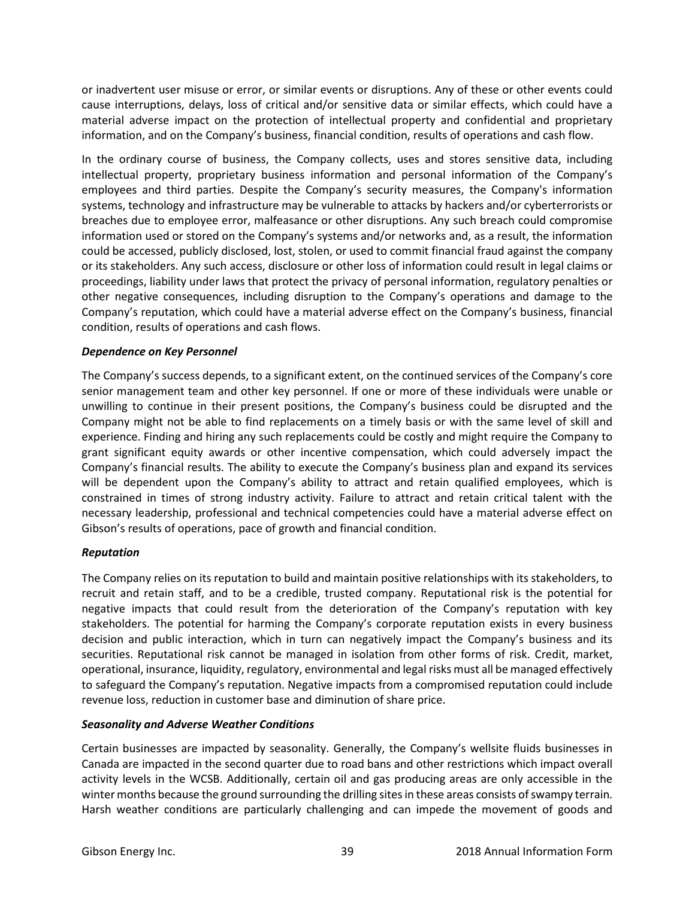or inadvertent user misuse or error, or similar events or disruptions. Any of these or other events could cause interruptions, delays, loss of critical and/or sensitive data or similar effects, which could have a material adverse impact on the protection of intellectual property and confidential and proprietary information, and on the Company's business, financial condition, results of operations and cash flow.

In the ordinary course of business, the Company collects, uses and stores sensitive data, including intellectual property, proprietary business information and personal information of the Company's employees and third parties. Despite the Company's security measures, the Company's information systems, technology and infrastructure may be vulnerable to attacks by hackers and/or cyberterrorists or breaches due to employee error, malfeasance or other disruptions. Any such breach could compromise information used or stored on the Company's systems and/or networks and, as a result, the information could be accessed, publicly disclosed, lost, stolen, or used to commit financial fraud against the company or its stakeholders. Any such access, disclosure or other loss of information could result in legal claims or proceedings, liability under laws that protect the privacy of personal information, regulatory penalties or other negative consequences, including disruption to the Company's operations and damage to the Company's reputation, which could have a material adverse effect on the Company's business, financial condition, results of operations and cash flows.

***Dependence on Key Personnel***

The Company's success depends, to a significant extent, on the continued services of the Company's core senior management team and other key personnel. If one or more of these individuals were unable or unwilling to continue in their present positions, the Company's business could be disrupted and the Company might not be able to find replacements on a timely basis or with the same level of skill and experience. Finding and hiring any such replacements could be costly and might require the Company to grant significant equity awards or other incentive compensation, which could adversely impact the Company's financial results. The ability to execute the Company's business plan and expand its services will be dependent upon the Company's ability to attract and retain qualified employees, which is constrained in times of strong industry activity. Failure to attract and retain critical talent with the necessary leadership, professional and technical competencies could have a material adverse effect on Gibson's results of operations, pace of growth and financial condition.

***Reputation***

The Company relies on its reputation to build and maintain positive relationships with its stakeholders, to recruit and retain staff, and to be a credible, trusted company. Reputational risk is the potential for negative impacts that could result from the deterioration of the Company's reputation with key stakeholders. The potential for harming the Company's corporate reputation exists in every business decision and public interaction, which in turn can negatively impact the Company's business and its securities. Reputational risk cannot be managed in isolation from other forms of risk. Credit, market, operational, insurance, liquidity, regulatory, environmental and legal risks must all be managed effectively to safeguard the Company's reputation. Negative impacts from a compromised reputation could include revenue loss, reduction in customer base and diminution of share price.

***Seasonality and Adverse Weather Conditions***

Certain businesses are impacted by seasonality. Generally, the Company's wellsite fluids businesses in Canada are impacted in the second quarter due to road bans and other restrictions which impact overall activity levels in the WCSB. Additionally, certain oil and gas producing areas are only accessible in the winter months because the ground surrounding the drilling sites in these areas consists of swampy terrain. Harsh weather conditions are particularly challenging and can impede the movement of goods and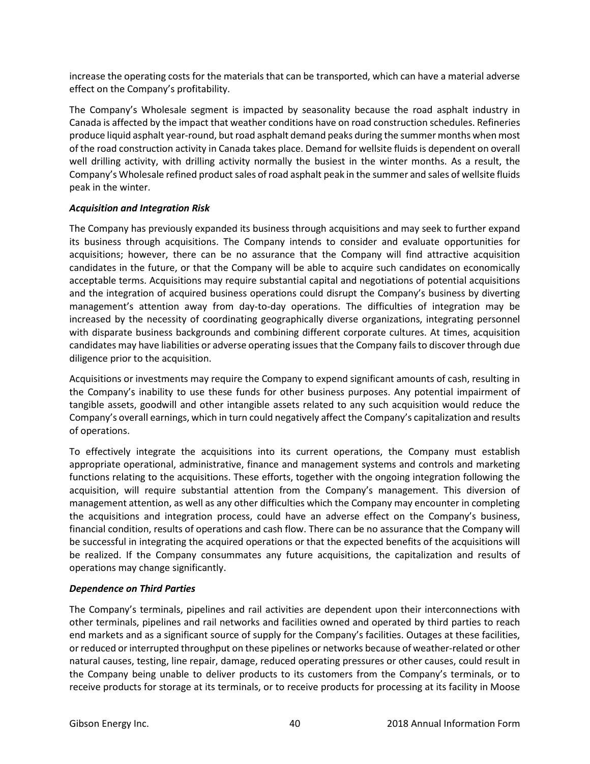increase the operating costs for the materials that can be transported, which can have a material adverse effect on the Company's profitability.

The Company's Wholesale segment is impacted by seasonality because the road asphalt industry in Canada is affected by the impact that weather conditions have on road construction schedules. Refineries produce liquid asphalt year-round, but road asphalt demand peaks during the summer months when most of the road construction activity in Canada takes place. Demand for wellsite fluids is dependent on overall well drilling activity, with drilling activity normally the busiest in the winter months. As a result, the Company's Wholesale refined product sales of road asphalt peak in the summer and sales of wellsite fluids peak in the winter.

***Acquisition and Integration Risk***

The Company has previously expanded its business through acquisitions and may seek to further expand its business through acquisitions. The Company intends to consider and evaluate opportunities for acquisitions; however, there can be no assurance that the Company will find attractive acquisition candidates in the future, or that the Company will be able to acquire such candidates on economically acceptable terms. Acquisitions may require substantial capital and negotiations of potential acquisitions and the integration of acquired business operations could disrupt the Company's business by diverting management's attention away from day-to-day operations. The difficulties of integration may be increased by the necessity of coordinating geographically diverse organizations, integrating personnel with disparate business backgrounds and combining different corporate cultures. At times, acquisition candidates may have liabilities or adverse operating issues that the Company fails to discover through due diligence prior to the acquisition.

Acquisitions or investments may require the Company to expend significant amounts of cash, resulting in the Company's inability to use these funds for other business purposes. Any potential impairment of tangible assets, goodwill and other intangible assets related to any such acquisition would reduce the Company's overall earnings, which in turn could negatively affect the Company's capitalization and results of operations.

To effectively integrate the acquisitions into its current operations, the Company must establish appropriate operational, administrative, finance and management systems and controls and marketing functions relating to the acquisitions. These efforts, together with the ongoing integration following the acquisition, will require substantial attention from the Company's management. This diversion of management attention, as well as any other difficulties which the Company may encounter in completing the acquisitions and integration process, could have an adverse effect on the Company's business, financial condition, results of operations and cash flow. There can be no assurance that the Company will be successful in integrating the acquired operations or that the expected benefits of the acquisitions will be realized. If the Company consummates any future acquisitions, the capitalization and results of operations may change significantly.

***Dependence on Third Parties***

The Company's terminals, pipelines and rail activities are dependent upon their interconnections with other terminals, pipelines and rail networks and facilities owned and operated by third parties to reach end markets and as a significant source of supply for the Company's facilities. Outages at these facilities, or reduced or interrupted throughput on these pipelines or networks because of weather-related or other natural causes, testing, line repair, damage, reduced operating pressures or other causes, could result in the Company being unable to deliver products to its customers from the Company's terminals, or to receive products for storage at its terminals, or to receive products for processing at its facility in Moose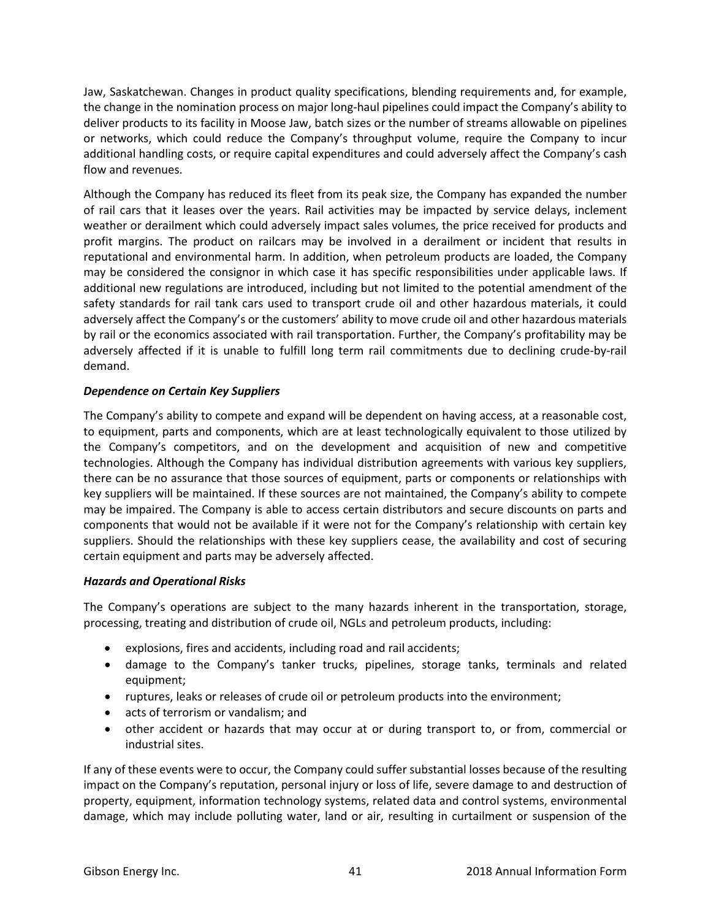Jaw, Saskatchewan. Changes in product quality specifications, blending requirements and, for example, the change in the nomination process on major long-haul pipelines could impact the Company's ability to deliver products to its facility in Moose Jaw, batch sizes or the number of streams allowable on pipelines or networks, which could reduce the Company's throughput volume, require the Company to incur additional handling costs, or require capital expenditures and could adversely affect the Company's cash flow and revenues.

Although the Company has reduced its fleet from its peak size, the Company has expanded the number of rail cars that it leases over the years. Rail activities may be impacted by service delays, inclement weather or derailment which could adversely impact sales volumes, the price received for products and profit margins. The product on railcars may be involved in a derailment or incident that results in reputational and environmental harm. In addition, when petroleum products are loaded, the Company may be considered the consignor in which case it has specific responsibilities under applicable laws. If additional new regulations are introduced, including but not limited to the potential amendment of the safety standards for rail tank cars used to transport crude oil and other hazardous materials, it could adversely affect the Company's or the customers' ability to move crude oil and other hazardous materials by rail or the economics associated with rail transportation. Further, the Company's profitability may be adversely affected if it is unable to fulfill long term rail commitments due to declining crude-by-rail demand.

***Dependence on Certain Key Suppliers***

The Company's ability to compete and expand will be dependent on having access, at a reasonable cost, to equipment, parts and components, which are at least technologically equivalent to those utilized by the Company's competitors, and on the development and acquisition of new and competitive technologies. Although the Company has individual distribution agreements with various key suppliers, there can be no assurance that those sources of equipment, parts or components or relationships with key suppliers will be maintained. If these sources are not maintained, the Company's ability to compete may be impaired. The Company is able to access certain distributors and secure discounts on parts and components that would not be available if it were not for the Company's relationship with certain key suppliers. Should the relationships with these key suppliers cease, the availability and cost of securing certain equipment and parts may be adversely affected.

***Hazards and Operational Risks***

The Company's operations are subject to the many hazards inherent in the transportation, storage, processing, treating and distribution of crude oil, NGLs and petroleum products, including:

- explosions, fires and accidents, including road and rail accidents;
- damage to the Company's tanker trucks, pipelines, storage tanks, terminals and related equipment;
- ruptures, leaks or releases of crude oil or petroleum products into the environment;
- acts of terrorism or vandalism; and
- other accident or hazards that may occur at or during transport to, or from, commercial or industrial sites.

If any of these events were to occur, the Company could suffer substantial losses because of the resulting impact on the Company's reputation, personal injury or loss of life, severe damage to and destruction of property, equipment, information technology systems, related data and control systems, environmental damage, which may include polluting water, land or air, resulting in curtailment or suspension of the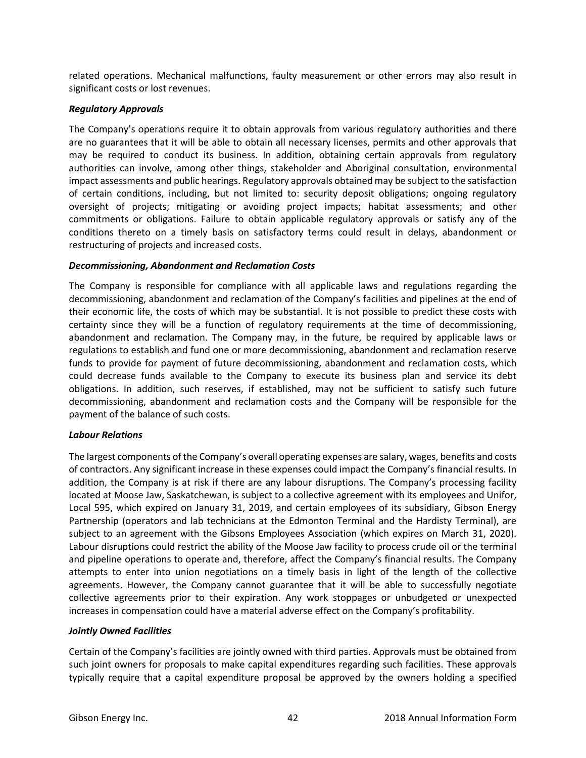related operations. Mechanical malfunctions, faulty measurement or other errors may also result in significant costs or lost revenues.

***Regulatory Approvals***

The Company's operations require it to obtain approvals from various regulatory authorities and there are no guarantees that it will be able to obtain all necessary licenses, permits and other approvals that may be required to conduct its business. In addition, obtaining certain approvals from regulatory authorities can involve, among other things, stakeholder and Aboriginal consultation, environmental impact assessments and public hearings. Regulatory approvals obtained may be subject to the satisfaction of certain conditions, including, but not limited to: security deposit obligations; ongoing regulatory oversight of projects; mitigating or avoiding project impacts; habitat assessments; and other commitments or obligations. Failure to obtain applicable regulatory approvals or satisfy any of the conditions thereto on a timely basis on satisfactory terms could result in delays, abandonment or restructuring of projects and increased costs.

***Decommissioning, Abandonment and Reclamation Costs***

The Company is responsible for compliance with all applicable laws and regulations regarding the decommissioning, abandonment and reclamation of the Company's facilities and pipelines at the end of their economic life, the costs of which may be substantial. It is not possible to predict these costs with certainty since they will be a function of regulatory requirements at the time of decommissioning, abandonment and reclamation. The Company may, in the future, be required by applicable laws or regulations to establish and fund one or more decommissioning, abandonment and reclamation reserve funds to provide for payment of future decommissioning, abandonment and reclamation costs, which could decrease funds available to the Company to execute its business plan and service its debt obligations. In addition, such reserves, if established, may not be sufficient to satisfy such future decommissioning, abandonment and reclamation costs and the Company will be responsible for the payment of the balance of such costs.

***Labour Relations***

The largest components of the Company's overall operating expenses are salary, wages, benefits and costs of contractors. Any significant increase in these expenses could impact the Company's financial results. In addition, the Company is at risk if there are any labour disruptions. The Company's processing facility located at Moose Jaw, Saskatchewan, is subject to a collective agreement with its employees and Unifor, Local 595, which expired on January 31, 2019, and certain employees of its subsidiary, Gibson Energy Partnership (operators and lab technicians at the Edmonton Terminal and the Hardisty Terminal), are subject to an agreement with the Gibsons Employees Association (which expires on March 31, 2020). Labour disruptions could restrict the ability of the Moose Jaw facility to process crude oil or the terminal and pipeline operations to operate and, therefore, affect the Company's financial results. The Company attempts to enter into union negotiations on a timely basis in light of the length of the collective agreements. However, the Company cannot guarantee that it will be able to successfully negotiate collective agreements prior to their expiration. Any work stoppages or unbudgeted or unexpected increases in compensation could have a material adverse effect on the Company's profitability.

***Jointly Owned Facilities***

Certain of the Company's facilities are jointly owned with third parties. Approvals must be obtained from such joint owners for proposals to make capital expenditures regarding such facilities. These approvals typically require that a capital expenditure proposal be approved by the owners holding a specified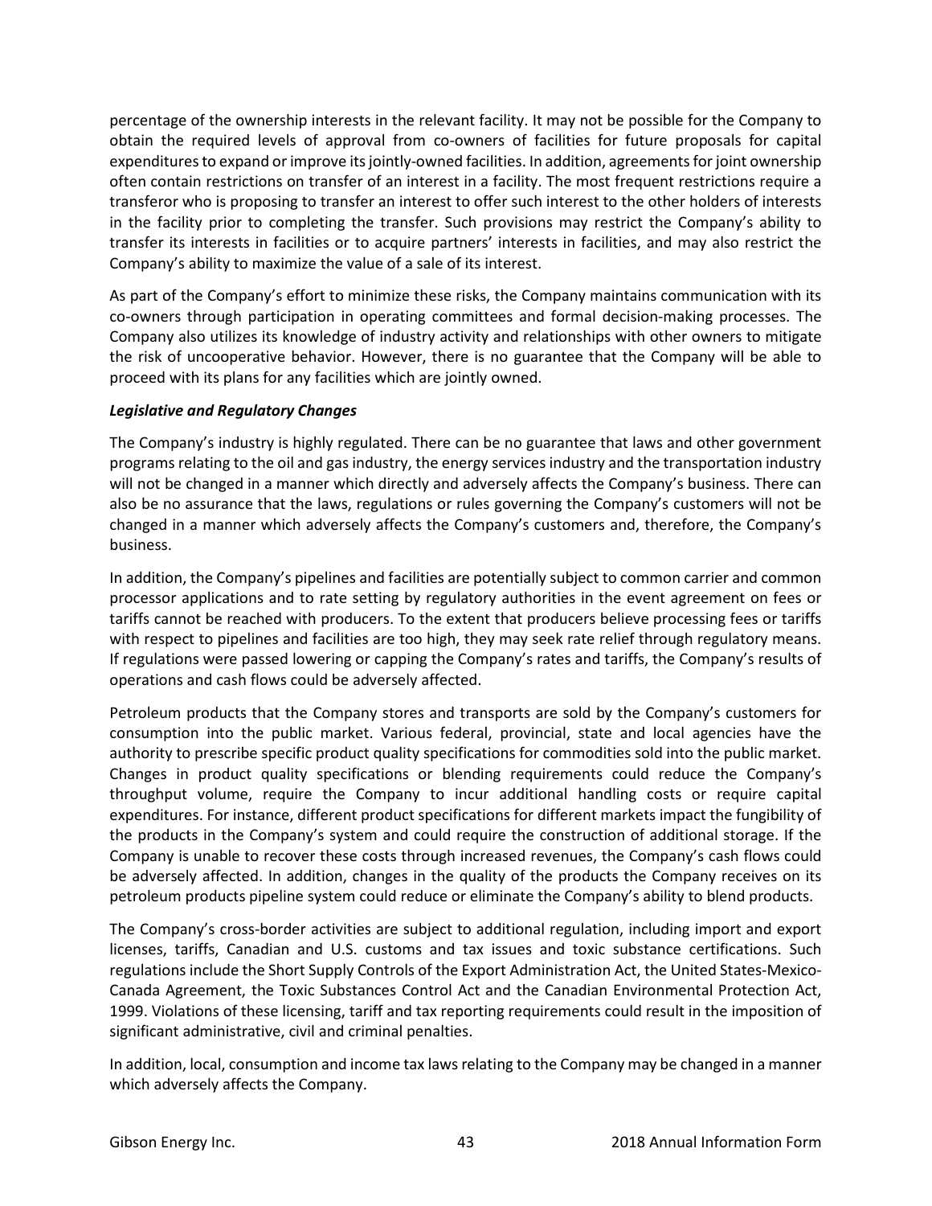percentage of the ownership interests in the relevant facility. It may not be possible for the Company to obtain the required levels of approval from co-owners of facilities for future proposals for capital expenditures to expand or improve its jointly-owned facilities. In addition, agreements for joint ownership often contain restrictions on transfer of an interest in a facility. The most frequent restrictions require a transferor who is proposing to transfer an interest to offer such interest to the other holders of interests in the facility prior to completing the transfer. Such provisions may restrict the Company's ability to transfer its interests in facilities or to acquire partners' interests in facilities, and may also restrict the Company's ability to maximize the value of a sale of its interest.

As part of the Company's effort to minimize these risks, the Company maintains communication with its co-owners through participation in operating committees and formal decision-making processes. The Company also utilizes its knowledge of industry activity and relationships with other owners to mitigate the risk of uncooperative behavior. However, there is no guarantee that the Company will be able to proceed with its plans for any facilities which are jointly owned.

***Legislative and Regulatory Changes***

The Company's industry is highly regulated. There can be no guarantee that laws and other government programs relating to the oil and gas industry, the energy services industry and the transportation industry will not be changed in a manner which directly and adversely affects the Company's business. There can also be no assurance that the laws, regulations or rules governing the Company's customers will not be changed in a manner which adversely affects the Company's customers and, therefore, the Company's business.

In addition, the Company's pipelines and facilities are potentially subject to common carrier and common processor applications and to rate setting by regulatory authorities in the event agreement on fees or tariffs cannot be reached with producers. To the extent that producers believe processing fees or tariffs with respect to pipelines and facilities are too high, they may seek rate relief through regulatory means. If regulations were passed lowering or capping the Company's rates and tariffs, the Company's results of operations and cash flows could be adversely affected.

Petroleum products that the Company stores and transports are sold by the Company's customers for consumption into the public market. Various federal, provincial, state and local agencies have the authority to prescribe specific product quality specifications for commodities sold into the public market. Changes in product quality specifications or blending requirements could reduce the Company's throughput volume, require the Company to incur additional handling costs or require capital expenditures. For instance, different product specifications for different markets impact the fungibility of the products in the Company's system and could require the construction of additional storage. If the Company is unable to recover these costs through increased revenues, the Company's cash flows could be adversely affected. In addition, changes in the quality of the products the Company receives on its petroleum products pipeline system could reduce or eliminate the Company's ability to blend products.

The Company's cross-border activities are subject to additional regulation, including import and export licenses, tariffs, Canadian and U.S. customs and tax issues and toxic substance certifications. Such regulations include the Short Supply Controls of the Export Administration Act, the United States-Mexico-Canada Agreement, the Toxic Substances Control Act and the Canadian Environmental Protection Act, 1999. Violations of these licensing, tariff and tax reporting requirements could result in the imposition of significant administrative, civil and criminal penalties.

In addition, local, consumption and income tax laws relating to the Company may be changed in a manner which adversely affects the Company.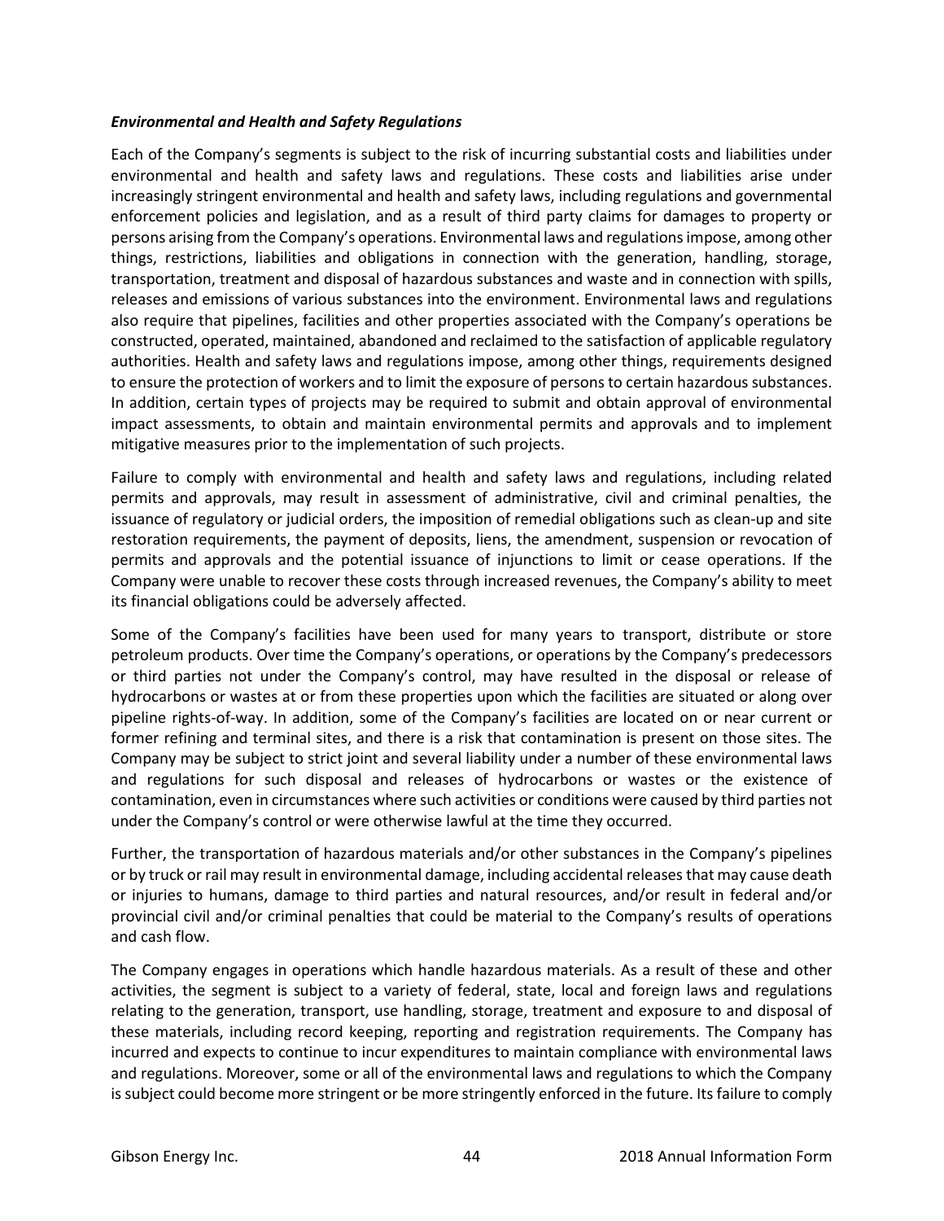***Environmental and Health and Safety Regulations***

Each of the Company's segments is subject to the risk of incurring substantial costs and liabilities under environmental and health and safety laws and regulations. These costs and liabilities arise under increasingly stringent environmental and health and safety laws, including regulations and governmental enforcement policies and legislation, and as a result of third party claims for damages to property or persons arising from the Company's operations. Environmental laws and regulations impose, among other things, restrictions, liabilities and obligations in connection with the generation, handling, storage, transportation, treatment and disposal of hazardous substances and waste and in connection with spills, releases and emissions of various substances into the environment. Environmental laws and regulations also require that pipelines, facilities and other properties associated with the Company's operations be constructed, operated, maintained, abandoned and reclaimed to the satisfaction of applicable regulatory authorities. Health and safety laws and regulations impose, among other things, requirements designed to ensure the protection of workers and to limit the exposure of persons to certain hazardous substances. In addition, certain types of projects may be required to submit and obtain approval of environmental impact assessments, to obtain and maintain environmental permits and approvals and to implement mitigative measures prior to the implementation of such projects.

Failure to comply with environmental and health and safety laws and regulations, including related permits and approvals, may result in assessment of administrative, civil and criminal penalties, the issuance of regulatory or judicial orders, the imposition of remedial obligations such as clean-up and site restoration requirements, the payment of deposits, liens, the amendment, suspension or revocation of permits and approvals and the potential issuance of injunctions to limit or cease operations. If the Company were unable to recover these costs through increased revenues, the Company's ability to meet its financial obligations could be adversely affected.

Some of the Company's facilities have been used for many years to transport, distribute or store petroleum products. Over time the Company's operations, or operations by the Company's predecessors or third parties not under the Company's control, may have resulted in the disposal or release of hydrocarbons or wastes at or from these properties upon which the facilities are situated or along over pipeline rights-of-way. In addition, some of the Company's facilities are located on or near current or former refining and terminal sites, and there is a risk that contamination is present on those sites. The Company may be subject to strict joint and several liability under a number of these environmental laws and regulations for such disposal and releases of hydrocarbons or wastes or the existence of contamination, even in circumstances where such activities or conditions were caused by third parties not under the Company's control or were otherwise lawful at the time they occurred.

Further, the transportation of hazardous materials and/or other substances in the Company's pipelines or by truck or rail may result in environmental damage, including accidental releases that may cause death or injuries to humans, damage to third parties and natural resources, and/or result in federal and/or provincial civil and/or criminal penalties that could be material to the Company's results of operations and cash flow.

The Company engages in operations which handle hazardous materials. As a result of these and other activities, the segment is subject to a variety of federal, state, local and foreign laws and regulations relating to the generation, transport, use handling, storage, treatment and exposure to and disposal of these materials, including record keeping, reporting and registration requirements. The Company has incurred and expects to continue to incur expenditures to maintain compliance with environmental laws and regulations. Moreover, some or all of the environmental laws and regulations to which the Company is subject could become more stringent or be more stringently enforced in the future. Its failure to comply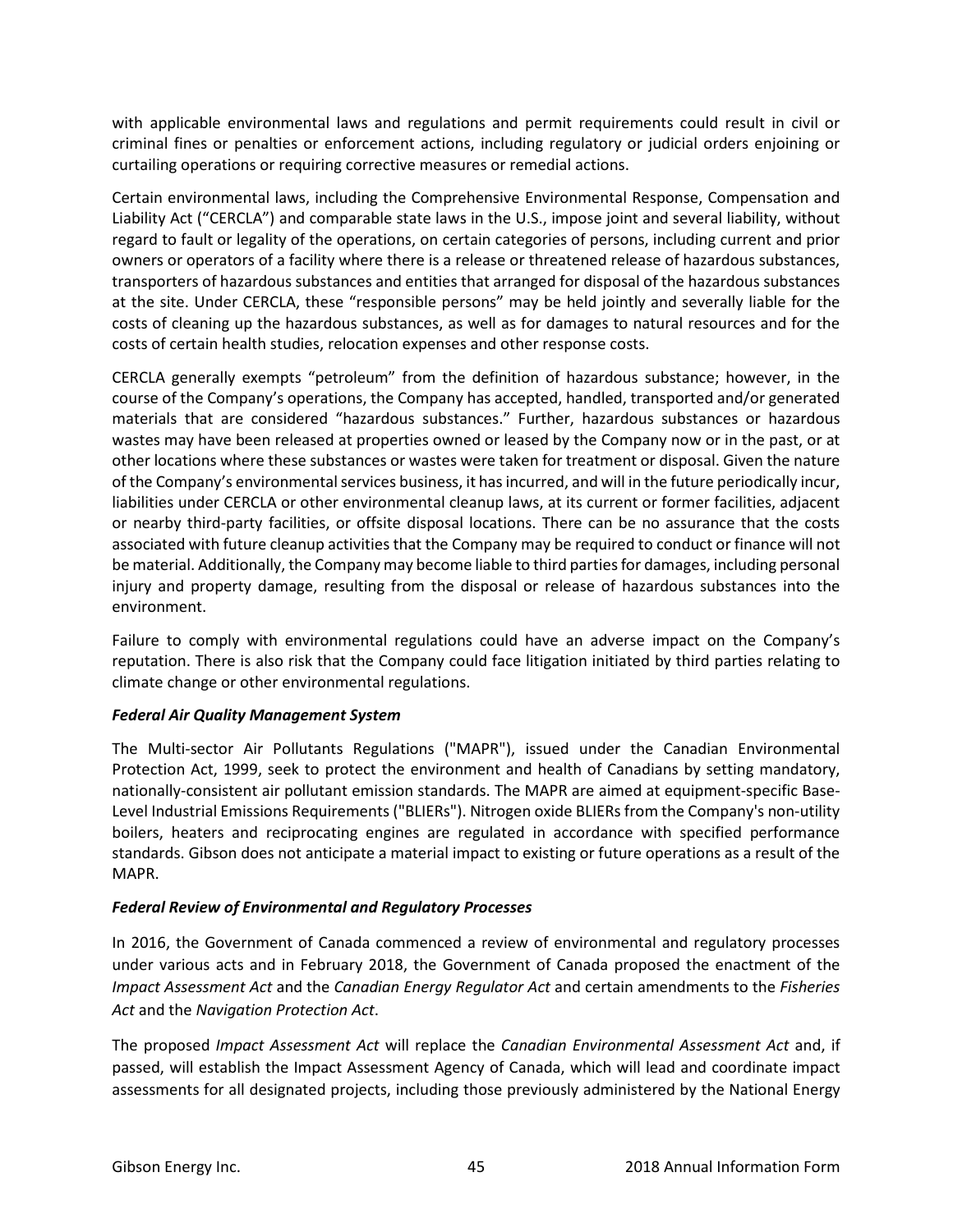with applicable environmental laws and regulations and permit requirements could result in civil or criminal fines or penalties or enforcement actions, including regulatory or judicial orders enjoining or curtailing operations or requiring corrective measures or remedial actions.

Certain environmental laws, including the Comprehensive Environmental Response, Compensation and Liability Act ("CERCLA") and comparable state laws in the U.S., impose joint and several liability, without regard to fault or legality of the operations, on certain categories of persons, including current and prior owners or operators of a facility where there is a release or threatened release of hazardous substances, transporters of hazardous substances and entities that arranged for disposal of the hazardous substances at the site. Under CERCLA, these "responsible persons" may be held jointly and severally liable for the costs of cleaning up the hazardous substances, as well as for damages to natural resources and for the costs of certain health studies, relocation expenses and other response costs.

CERCLA generally exempts "petroleum" from the definition of hazardous substance; however, in the course of the Company's operations, the Company has accepted, handled, transported and/or generated materials that are considered "hazardous substances." Further, hazardous substances or hazardous wastes may have been released at properties owned or leased by the Company now or in the past, or at other locations where these substances or wastes were taken for treatment or disposal. Given the nature of the Company's environmental services business, it has incurred, and will in the future periodically incur, liabilities under CERCLA or other environmental cleanup laws, at its current or former facilities, adjacent or nearby third-party facilities, or offsite disposal locations. There can be no assurance that the costs associated with future cleanup activities that the Company may be required to conduct or finance will not be material. Additionally, the Company may become liable to third parties for damages, including personal injury and property damage, resulting from the disposal or release of hazardous substances into the environment.

Failure to comply with environmental regulations could have an adverse impact on the Company's reputation. There is also risk that the Company could face litigation initiated by third parties relating to climate change or other environmental regulations.

***Federal Air Quality Management System***

The Multi-sector Air Pollutants Regulations ("MAPR"), issued under the Canadian Environmental Protection Act, 1999, seek to protect the environment and health of Canadians by setting mandatory, nationally-consistent air pollutant emission standards. The MAPR are aimed at equipment-specific Base-Level Industrial Emissions Requirements ("BLIERs"). Nitrogen oxide BLIERs from the Company's non-utility boilers, heaters and reciprocating engines are regulated in accordance with specified performance standards. Gibson does not anticipate a material impact to existing or future operations as a result of the MAPR.

***Federal Review of Environmental and Regulatory Processes***

In 2016, the Government of Canada commenced a review of environmental and regulatory processes under various acts and in February 2018, the Government of Canada proposed the enactment of the *Impact Assessment Act* and the *Canadian Energy Regulator Act* and certain amendments to the *Fisheries Act* and the *Navigation Protection Act*.

The proposed *Impact Assessment Act* will replace the *Canadian Environmental Assessment Act* and, if passed, will establish the Impact Assessment Agency of Canada, which will lead and coordinate impact assessments for all designated projects, including those previously administered by the National Energy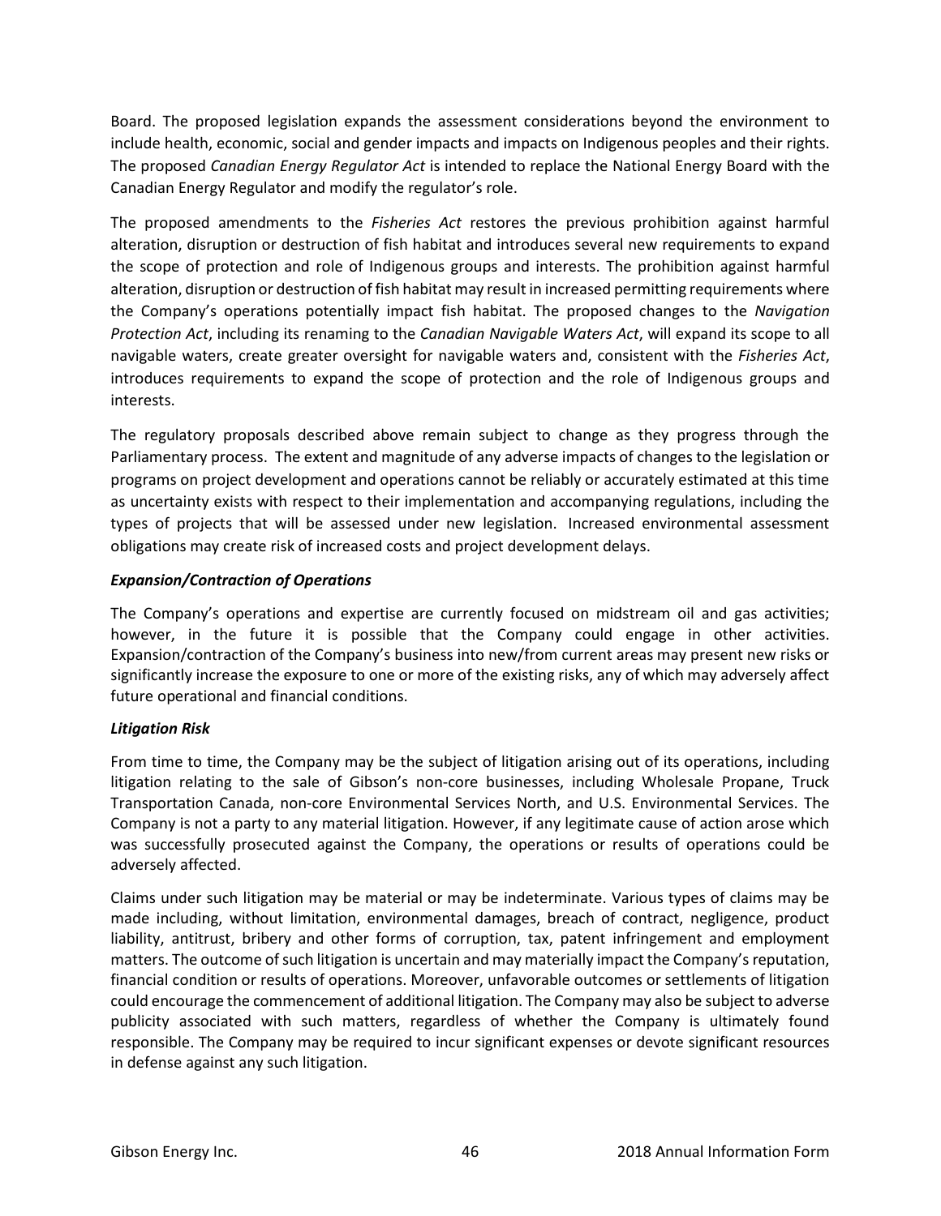Board. The proposed legislation expands the assessment considerations beyond the environment to include health, economic, social and gender impacts and impacts on Indigenous peoples and their rights. The proposed *Canadian Energy Regulator Act* is intended to replace the National Energy Board with the Canadian Energy Regulator and modify the regulator's role.

The proposed amendments to the *Fisheries Act* restores the previous prohibition against harmful alteration, disruption or destruction of fish habitat and introduces several new requirements to expand the scope of protection and role of Indigenous groups and interests. The prohibition against harmful alteration, disruption or destruction of fish habitat may result in increased permitting requirements where the Company's operations potentially impact fish habitat. The proposed changes to the *Navigation Protection Act*, including its renaming to the *Canadian Navigable Waters Act*, will expand its scope to all navigable waters, create greater oversight for navigable waters and, consistent with the *Fisheries Act*, introduces requirements to expand the scope of protection and the role of Indigenous groups and interests.

The regulatory proposals described above remain subject to change as they progress through the Parliamentary process. The extent and magnitude of any adverse impacts of changes to the legislation or programs on project development and operations cannot be reliably or accurately estimated at this time as uncertainty exists with respect to their implementation and accompanying regulations, including the types of projects that will be assessed under new legislation. Increased environmental assessment obligations may create risk of increased costs and project development delays.

***Expansion/Contraction of Operations***

The Company's operations and expertise are currently focused on midstream oil and gas activities; however, in the future it is possible that the Company could engage in other activities. Expansion/contraction of the Company's business into new/from current areas may present new risks or significantly increase the exposure to one or more of the existing risks, any of which may adversely affect future operational and financial conditions.

***Litigation Risk***

From time to time, the Company may be the subject of litigation arising out of its operations, including litigation relating to the sale of Gibson's non-core businesses, including Wholesale Propane, Truck Transportation Canada, non-core Environmental Services North, and U.S. Environmental Services. The Company is not a party to any material litigation. However, if any legitimate cause of action arose which was successfully prosecuted against the Company, the operations or results of operations could be adversely affected.

Claims under such litigation may be material or may be indeterminate. Various types of claims may be made including, without limitation, environmental damages, breach of contract, negligence, product liability, antitrust, bribery and other forms of corruption, tax, patent infringement and employment matters. The outcome of such litigation is uncertain and may materially impact the Company's reputation, financial condition or results of operations. Moreover, unfavorable outcomes or settlements of litigation could encourage the commencement of additional litigation. The Company may also be subject to adverse publicity associated with such matters, regardless of whether the Company is ultimately found responsible. The Company may be required to incur significant expenses or devote significant resources in defense against any such litigation.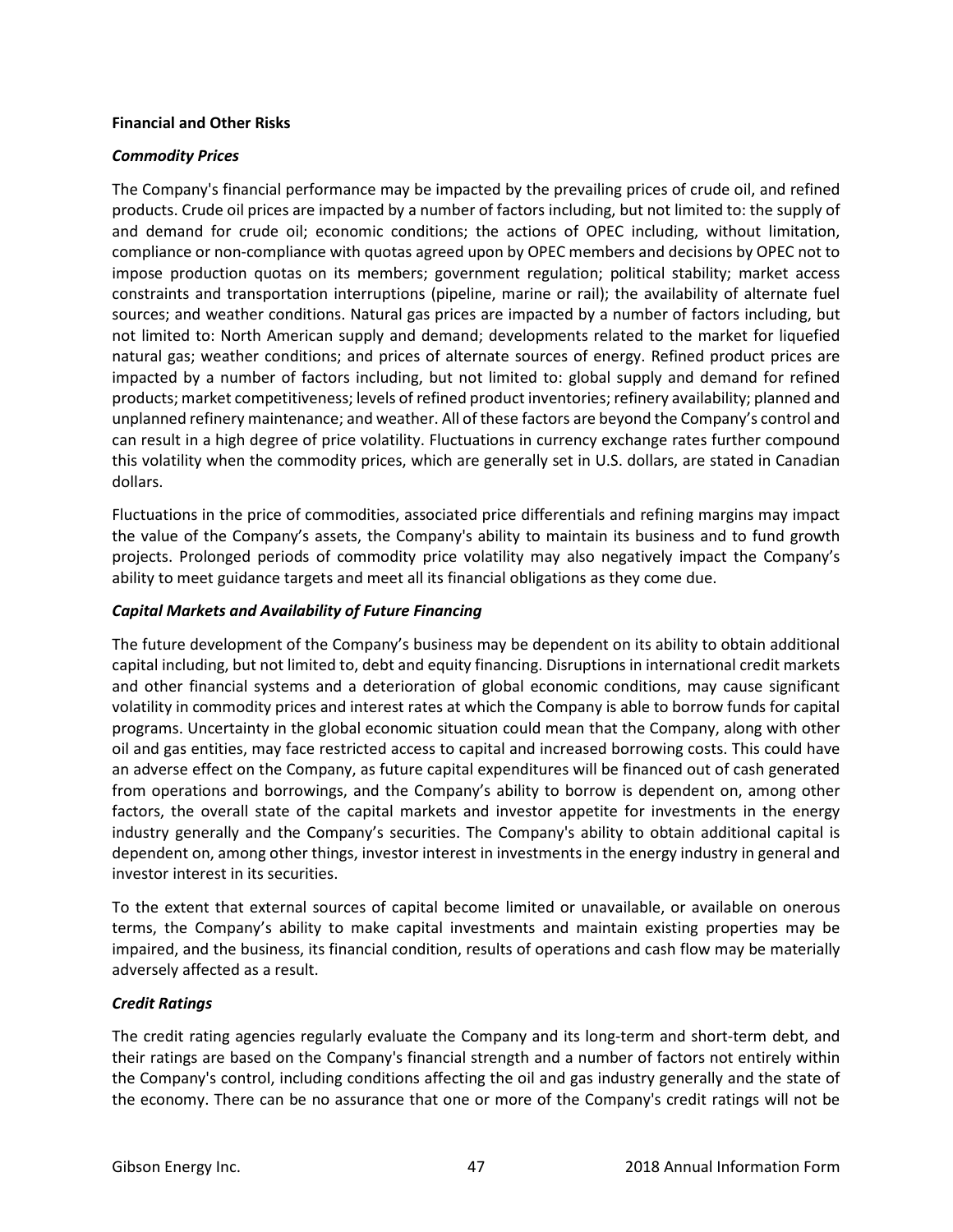**Financial and Other Risks**

***Commodity Prices***

The Company's financial performance may be impacted by the prevailing prices of crude oil, and refined products. Crude oil prices are impacted by a number of factors including, but not limited to: the supply of and demand for crude oil; economic conditions; the actions of OPEC including, without limitation, compliance or non-compliance with quotas agreed upon by OPEC members and decisions by OPEC not to impose production quotas on its members; government regulation; political stability; market access constraints and transportation interruptions (pipeline, marine or rail); the availability of alternate fuel sources; and weather conditions. Natural gas prices are impacted by a number of factors including, but not limited to: North American supply and demand; developments related to the market for liquefied natural gas; weather conditions; and prices of alternate sources of energy. Refined product prices are impacted by a number of factors including, but not limited to: global supply and demand for refined products; market competitiveness; levels of refined product inventories; refinery availability; planned and unplanned refinery maintenance; and weather. All of these factors are beyond the Company's control and can result in a high degree of price volatility. Fluctuations in currency exchange rates further compound this volatility when the commodity prices, which are generally set in U.S. dollars, are stated in Canadian dollars.

Fluctuations in the price of commodities, associated price differentials and refining margins may impact the value of the Company's assets, the Company's ability to maintain its business and to fund growth projects. Prolonged periods of commodity price volatility may also negatively impact the Company's ability to meet guidance targets and meet all its financial obligations as they come due.

***Capital Markets and Availability of Future Financing***

The future development of the Company's business may be dependent on its ability to obtain additional capital including, but not limited to, debt and equity financing. Disruptions in international credit markets and other financial systems and a deterioration of global economic conditions, may cause significant volatility in commodity prices and interest rates at which the Company is able to borrow funds for capital programs. Uncertainty in the global economic situation could mean that the Company, along with other oil and gas entities, may face restricted access to capital and increased borrowing costs. This could have an adverse effect on the Company, as future capital expenditures will be financed out of cash generated from operations and borrowings, and the Company's ability to borrow is dependent on, among other factors, the overall state of the capital markets and investor appetite for investments in the energy industry generally and the Company's securities. The Company's ability to obtain additional capital is dependent on, among other things, investor interest in investments in the energy industry in general and investor interest in its securities.

To the extent that external sources of capital become limited or unavailable, or available on onerous terms, the Company's ability to make capital investments and maintain existing properties may be impaired, and the business, its financial condition, results of operations and cash flow may be materially adversely affected as a result.

***Credit Ratings***

The credit rating agencies regularly evaluate the Company and its long-term and short-term debt, and their ratings are based on the Company's financial strength and a number of factors not entirely within the Company's control, including conditions affecting the oil and gas industry generally and the state of the economy. There can be no assurance that one or more of the Company's credit ratings will not be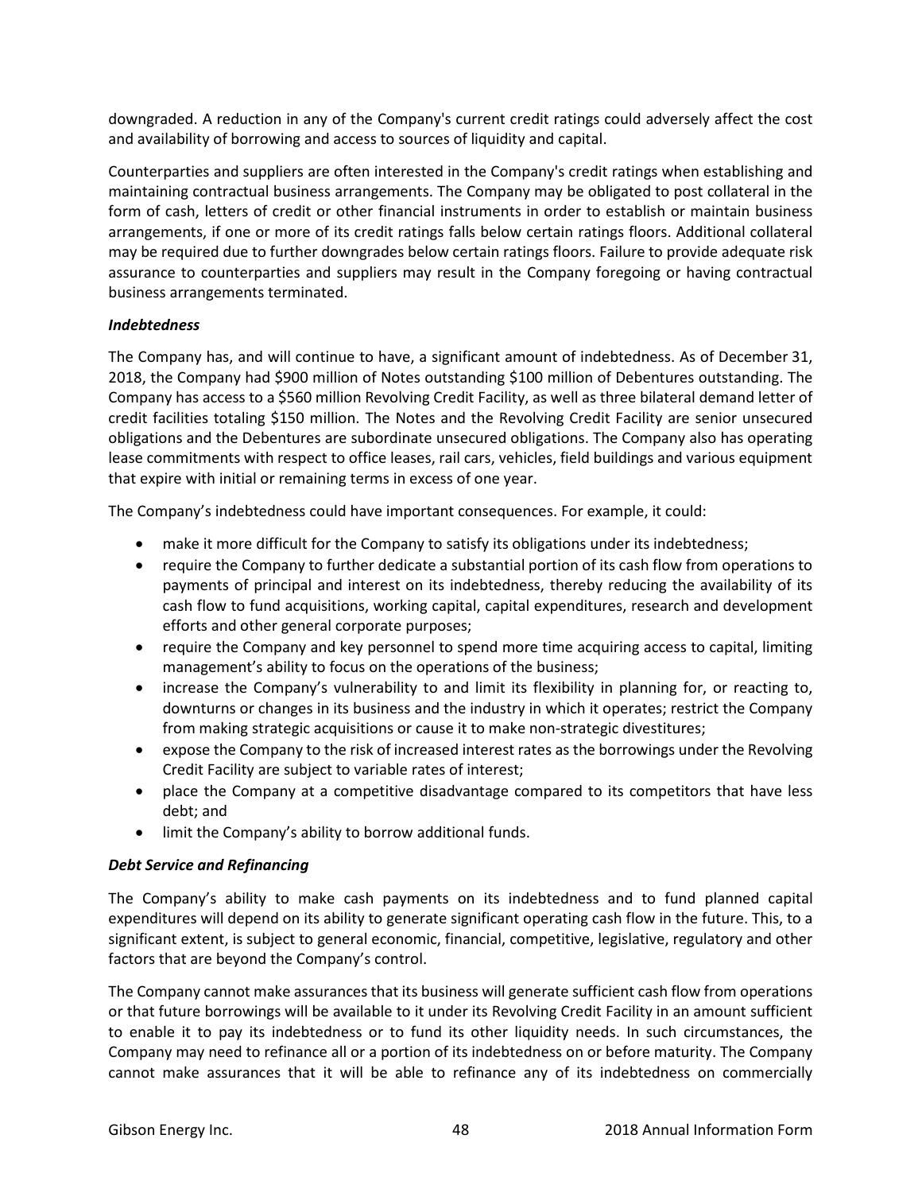downgraded. A reduction in any of the Company's current credit ratings could adversely affect the cost and availability of borrowing and access to sources of liquidity and capital.

Counterparties and suppliers are often interested in the Company's credit ratings when establishing and maintaining contractual business arrangements. The Company may be obligated to post collateral in the form of cash, letters of credit or other financial instruments in order to establish or maintain business arrangements, if one or more of its credit ratings falls below certain ratings floors. Additional collateral may be required due to further downgrades below certain ratings floors. Failure to provide adequate risk assurance to counterparties and suppliers may result in the Company foregoing or having contractual business arrangements terminated.

***Indebtedness***

The Company has, and will continue to have, a significant amount of indebtedness. As of December 31, 2018, the Company had $900 million of Notes outstanding $100 million of Debentures outstanding. The Company has access to a $560 million Revolving Credit Facility, as well as three bilateral demand letter of credit facilities totaling $150 million. The Notes and the Revolving Credit Facility are senior unsecured obligations and the Debentures are subordinate unsecured obligations. The Company also has operating lease commitments with respect to office leases, rail cars, vehicles, field buildings and various equipment that expire with initial or remaining terms in excess of one year.

The Company's indebtedness could have important consequences. For example, it could:

- make it more difficult for the Company to satisfy its obligations under its indebtedness;
- require the Company to further dedicate a substantial portion of its cash flow from operations to payments of principal and interest on its indebtedness, thereby reducing the availability of its cash flow to fund acquisitions, working capital, capital expenditures, research and development efforts and other general corporate purposes;
- require the Company and key personnel to spend more time acquiring access to capital, limiting management's ability to focus on the operations of the business;
- increase the Company's vulnerability to and limit its flexibility in planning for, or reacting to, downturns or changes in its business and the industry in which it operates; restrict the Company from making strategic acquisitions or cause it to make non-strategic divestitures;
- expose the Company to the risk of increased interest rates as the borrowings under the Revolving Credit Facility are subject to variable rates of interest;
- place the Company at a competitive disadvantage compared to its competitors that have less debt; and
- limit the Company's ability to borrow additional funds.

***Debt Service and Refinancing***

The Company's ability to make cash payments on its indebtedness and to fund planned capital expenditures will depend on its ability to generate significant operating cash flow in the future. This, to a significant extent, is subject to general economic, financial, competitive, legislative, regulatory and other factors that are beyond the Company's control.

The Company cannot make assurances that its business will generate sufficient cash flow from operations or that future borrowings will be available to it under its Revolving Credit Facility in an amount sufficient to enable it to pay its indebtedness or to fund its other liquidity needs. In such circumstances, the Company may need to refinance all or a portion of its indebtedness on or before maturity. The Company cannot make assurances that it will be able to refinance any of its indebtedness on commercially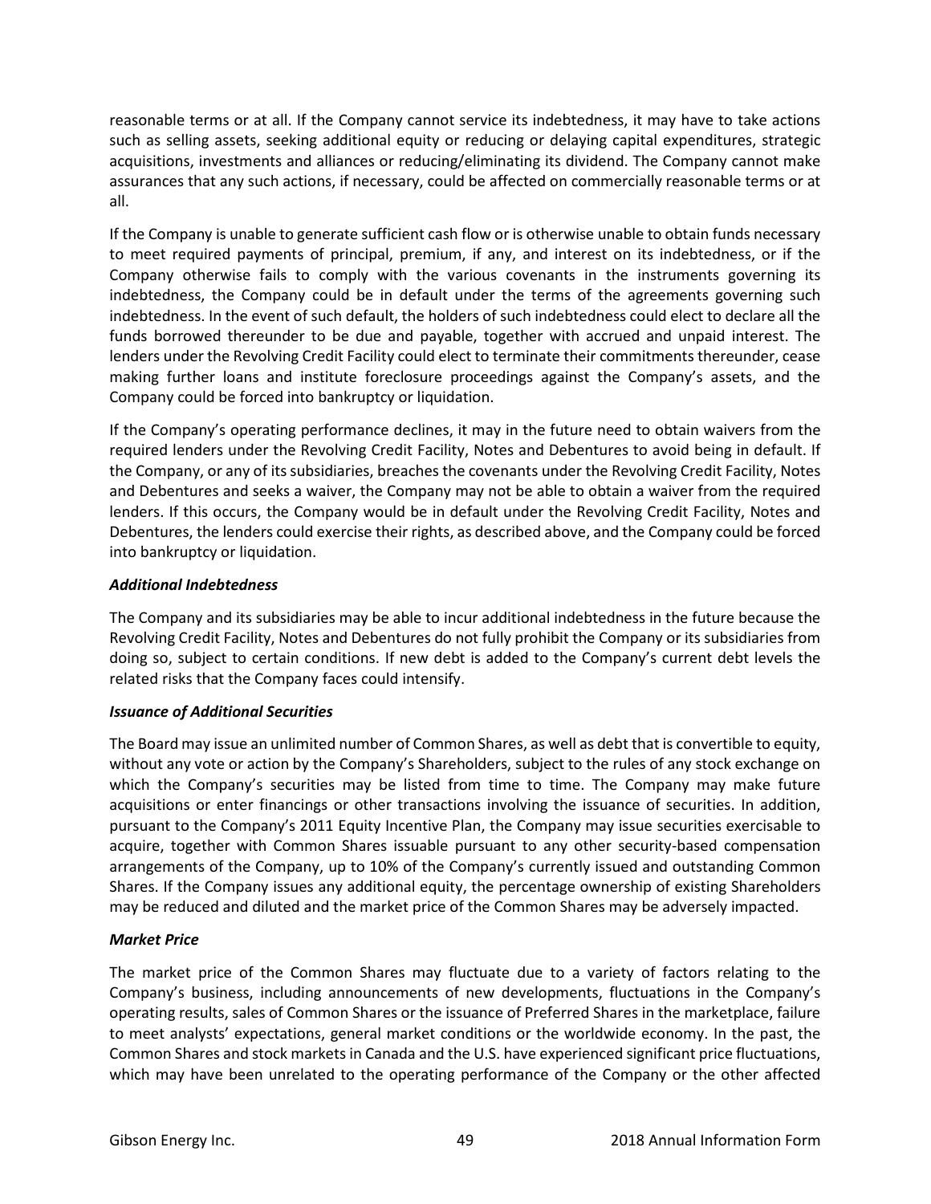reasonable terms or at all. If the Company cannot service its indebtedness, it may have to take actions such as selling assets, seeking additional equity or reducing or delaying capital expenditures, strategic acquisitions, investments and alliances or reducing/eliminating its dividend. The Company cannot make assurances that any such actions, if necessary, could be affected on commercially reasonable terms or at all.

If the Company is unable to generate sufficient cash flow or is otherwise unable to obtain funds necessary to meet required payments of principal, premium, if any, and interest on its indebtedness, or if the Company otherwise fails to comply with the various covenants in the instruments governing its indebtedness, the Company could be in default under the terms of the agreements governing such indebtedness. In the event of such default, the holders of such indebtedness could elect to declare all the funds borrowed thereunder to be due and payable, together with accrued and unpaid interest. The lenders under the Revolving Credit Facility could elect to terminate their commitments thereunder, cease making further loans and institute foreclosure proceedings against the Company's assets, and the Company could be forced into bankruptcy or liquidation.

If the Company's operating performance declines, it may in the future need to obtain waivers from the required lenders under the Revolving Credit Facility, Notes and Debentures to avoid being in default. If the Company, or any of its subsidiaries, breaches the covenants under the Revolving Credit Facility, Notes and Debentures and seeks a waiver, the Company may not be able to obtain a waiver from the required lenders. If this occurs, the Company would be in default under the Revolving Credit Facility, Notes and Debentures, the lenders could exercise their rights, as described above, and the Company could be forced into bankruptcy or liquidation.

***Additional Indebtedness***

The Company and its subsidiaries may be able to incur additional indebtedness in the future because the Revolving Credit Facility, Notes and Debentures do not fully prohibit the Company or its subsidiaries from doing so, subject to certain conditions. If new debt is added to the Company's current debt levels the related risks that the Company faces could intensify.

***Issuance of Additional Securities***

The Board may issue an unlimited number of Common Shares, as well as debt that is convertible to equity, without any vote or action by the Company's Shareholders, subject to the rules of any stock exchange on which the Company's securities may be listed from time to time. The Company may make future acquisitions or enter financings or other transactions involving the issuance of securities. In addition, pursuant to the Company's 2011 Equity Incentive Plan, the Company may issue securities exercisable to acquire, together with Common Shares issuable pursuant to any other security-based compensation arrangements of the Company, up to 10% of the Company's currently issued and outstanding Common Shares. If the Company issues any additional equity, the percentage ownership of existing Shareholders may be reduced and diluted and the market price of the Common Shares may be adversely impacted.

***Market Price***

The market price of the Common Shares may fluctuate due to a variety of factors relating to the Company's business, including announcements of new developments, fluctuations in the Company's operating results, sales of Common Shares or the issuance of Preferred Shares in the marketplace, failure to meet analysts' expectations, general market conditions or the worldwide economy. In the past, the Common Shares and stock markets in Canada and the U.S. have experienced significant price fluctuations, which may have been unrelated to the operating performance of the Company or the other affected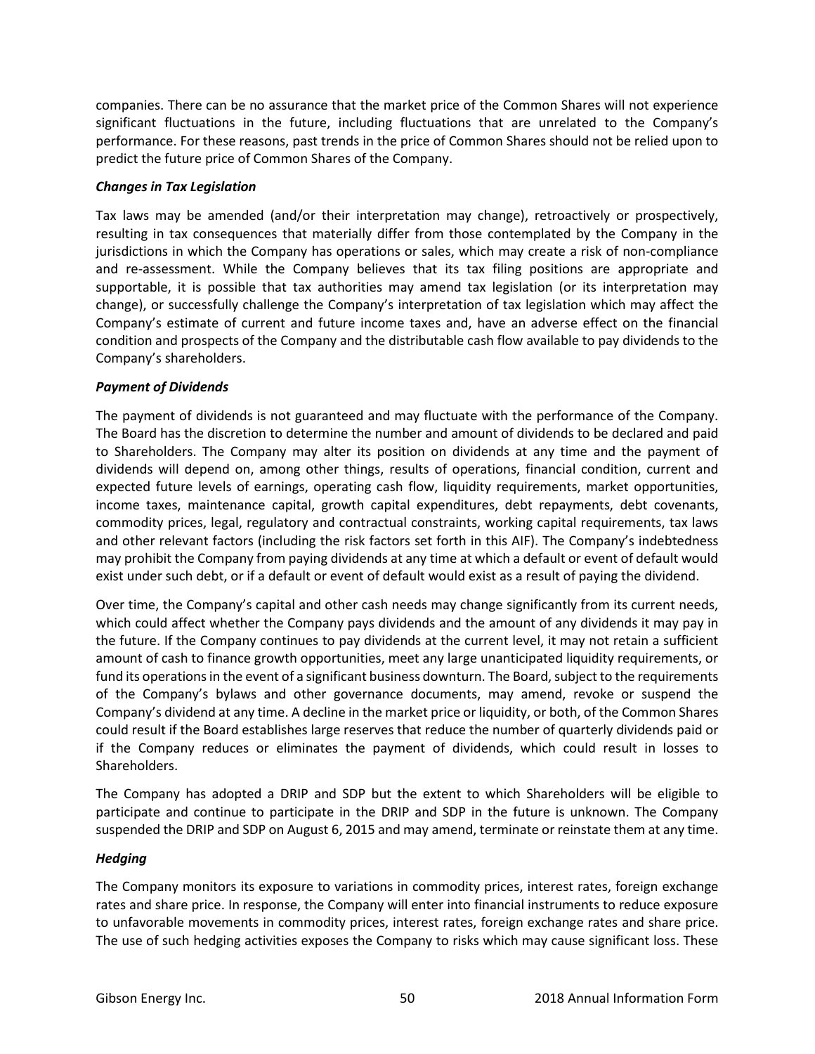companies. There can be no assurance that the market price of the Common Shares will not experience significant fluctuations in the future, including fluctuations that are unrelated to the Company's performance. For these reasons, past trends in the price of Common Shares should not be relied upon to predict the future price of Common Shares of the Company.

***Changes in Tax Legislation***

Tax laws may be amended (and/or their interpretation may change), retroactively or prospectively, resulting in tax consequences that materially differ from those contemplated by the Company in the jurisdictions in which the Company has operations or sales, which may create a risk of non-compliance and re-assessment. While the Company believes that its tax filing positions are appropriate and supportable, it is possible that tax authorities may amend tax legislation (or its interpretation may change), or successfully challenge the Company's interpretation of tax legislation which may affect the Company's estimate of current and future income taxes and, have an adverse effect on the financial condition and prospects of the Company and the distributable cash flow available to pay dividends to the Company's shareholders.

***Payment of Dividends***

The payment of dividends is not guaranteed and may fluctuate with the performance of the Company. The Board has the discretion to determine the number and amount of dividends to be declared and paid to Shareholders. The Company may alter its position on dividends at any time and the payment of dividends will depend on, among other things, results of operations, financial condition, current and expected future levels of earnings, operating cash flow, liquidity requirements, market opportunities, income taxes, maintenance capital, growth capital expenditures, debt repayments, debt covenants, commodity prices, legal, regulatory and contractual constraints, working capital requirements, tax laws and other relevant factors (including the risk factors set forth in this AIF). The Company's indebtedness may prohibit the Company from paying dividends at any time at which a default or event of default would exist under such debt, or if a default or event of default would exist as a result of paying the dividend.

Over time, the Company's capital and other cash needs may change significantly from its current needs, which could affect whether the Company pays dividends and the amount of any dividends it may pay in the future. If the Company continues to pay dividends at the current level, it may not retain a sufficient amount of cash to finance growth opportunities, meet any large unanticipated liquidity requirements, or fund its operations in the event of a significant business downturn. The Board, subject to the requirements of the Company's bylaws and other governance documents, may amend, revoke or suspend the Company's dividend at any time. A decline in the market price or liquidity, or both, of the Common Shares could result if the Board establishes large reserves that reduce the number of quarterly dividends paid or if the Company reduces or eliminates the payment of dividends, which could result in losses to Shareholders.

The Company has adopted a DRIP and SDP but the extent to which Shareholders will be eligible to participate and continue to participate in the DRIP and SDP in the future is unknown. The Company suspended the DRIP and SDP on August 6, 2015 and may amend, terminate or reinstate them at any time.

***Hedging***

The Company monitors its exposure to variations in commodity prices, interest rates, foreign exchange rates and share price. In response, the Company will enter into financial instruments to reduce exposure to unfavorable movements in commodity prices, interest rates, foreign exchange rates and share price. The use of such hedging activities exposes the Company to risks which may cause significant loss. These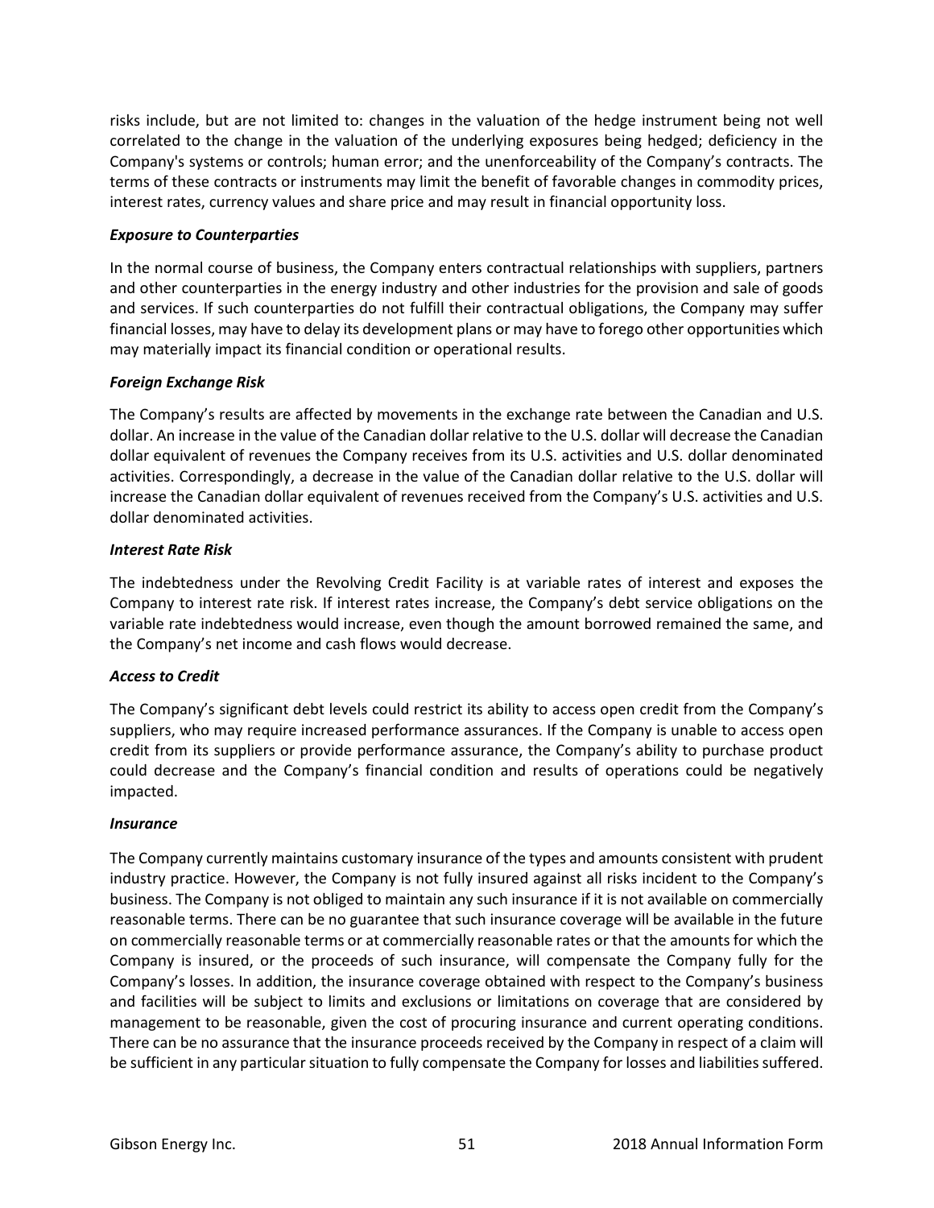risks include, but are not limited to: changes in the valuation of the hedge instrument being not well correlated to the change in the valuation of the underlying exposures being hedged; deficiency in the Company's systems or controls; human error; and the unenforceability of the Company's contracts. The terms of these contracts or instruments may limit the benefit of favorable changes in commodity prices, interest rates, currency values and share price and may result in financial opportunity loss.

***Exposure to Counterparties***

In the normal course of business, the Company enters contractual relationships with suppliers, partners and other counterparties in the energy industry and other industries for the provision and sale of goods and services. If such counterparties do not fulfill their contractual obligations, the Company may suffer financial losses, may have to delay its development plans or may have to forego other opportunities which may materially impact its financial condition or operational results.

***Foreign Exchange Risk***

The Company's results are affected by movements in the exchange rate between the Canadian and U.S. dollar. An increase in the value of the Canadian dollar relative to the U.S. dollar will decrease the Canadian dollar equivalent of revenues the Company receives from its U.S. activities and U.S. dollar denominated activities. Correspondingly, a decrease in the value of the Canadian dollar relative to the U.S. dollar will increase the Canadian dollar equivalent of revenues received from the Company's U.S. activities and U.S. dollar denominated activities.

***Interest Rate Risk***

The indebtedness under the Revolving Credit Facility is at variable rates of interest and exposes the Company to interest rate risk. If interest rates increase, the Company's debt service obligations on the variable rate indebtedness would increase, even though the amount borrowed remained the same, and the Company's net income and cash flows would decrease.

***Access to Credit***

The Company's significant debt levels could restrict its ability to access open credit from the Company's suppliers, who may require increased performance assurances. If the Company is unable to access open credit from its suppliers or provide performance assurance, the Company's ability to purchase product could decrease and the Company's financial condition and results of operations could be negatively impacted.

***Insurance***

The Company currently maintains customary insurance of the types and amounts consistent with prudent industry practice. However, the Company is not fully insured against all risks incident to the Company's business. The Company is not obliged to maintain any such insurance if it is not available on commercially reasonable terms. There can be no guarantee that such insurance coverage will be available in the future on commercially reasonable terms or at commercially reasonable rates or that the amounts for which the Company is insured, or the proceeds of such insurance, will compensate the Company fully for the Company's losses. In addition, the insurance coverage obtained with respect to the Company's business and facilities will be subject to limits and exclusions or limitations on coverage that are considered by management to be reasonable, given the cost of procuring insurance and current operating conditions. There can be no assurance that the insurance proceeds received by the Company in respect of a claim will be sufficient in any particular situation to fully compensate the Company for losses and liabilities suffered.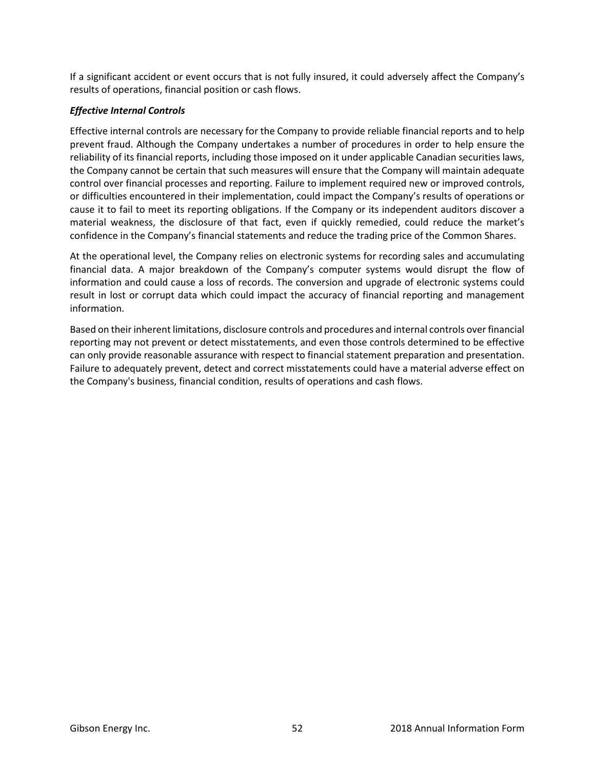If a significant accident or event occurs that is not fully insured, it could adversely affect the Company's results of operations, financial position or cash flows.

***Effective Internal Controls***

Effective internal controls are necessary for the Company to provide reliable financial reports and to help prevent fraud. Although the Company undertakes a number of procedures in order to help ensure the reliability of its financial reports, including those imposed on it under applicable Canadian securities laws, the Company cannot be certain that such measures will ensure that the Company will maintain adequate control over financial processes and reporting. Failure to implement required new or improved controls, or difficulties encountered in their implementation, could impact the Company's results of operations or cause it to fail to meet its reporting obligations. If the Company or its independent auditors discover a material weakness, the disclosure of that fact, even if quickly remedied, could reduce the market's confidence in the Company's financial statements and reduce the trading price of the Common Shares.

At the operational level, the Company relies on electronic systems for recording sales and accumulating financial data. A major breakdown of the Company's computer systems would disrupt the flow of information and could cause a loss of records. The conversion and upgrade of electronic systems could result in lost or corrupt data which could impact the accuracy of financial reporting and management information.

Based on their inherent limitations, disclosure controls and procedures and internal controls over financial reporting may not prevent or detect misstatements, and even those controls determined to be effective can only provide reasonable assurance with respect to financial statement preparation and presentation. Failure to adequately prevent, detect and correct misstatements could have a material adverse effect on the Company's business, financial condition, results of operations and cash flows.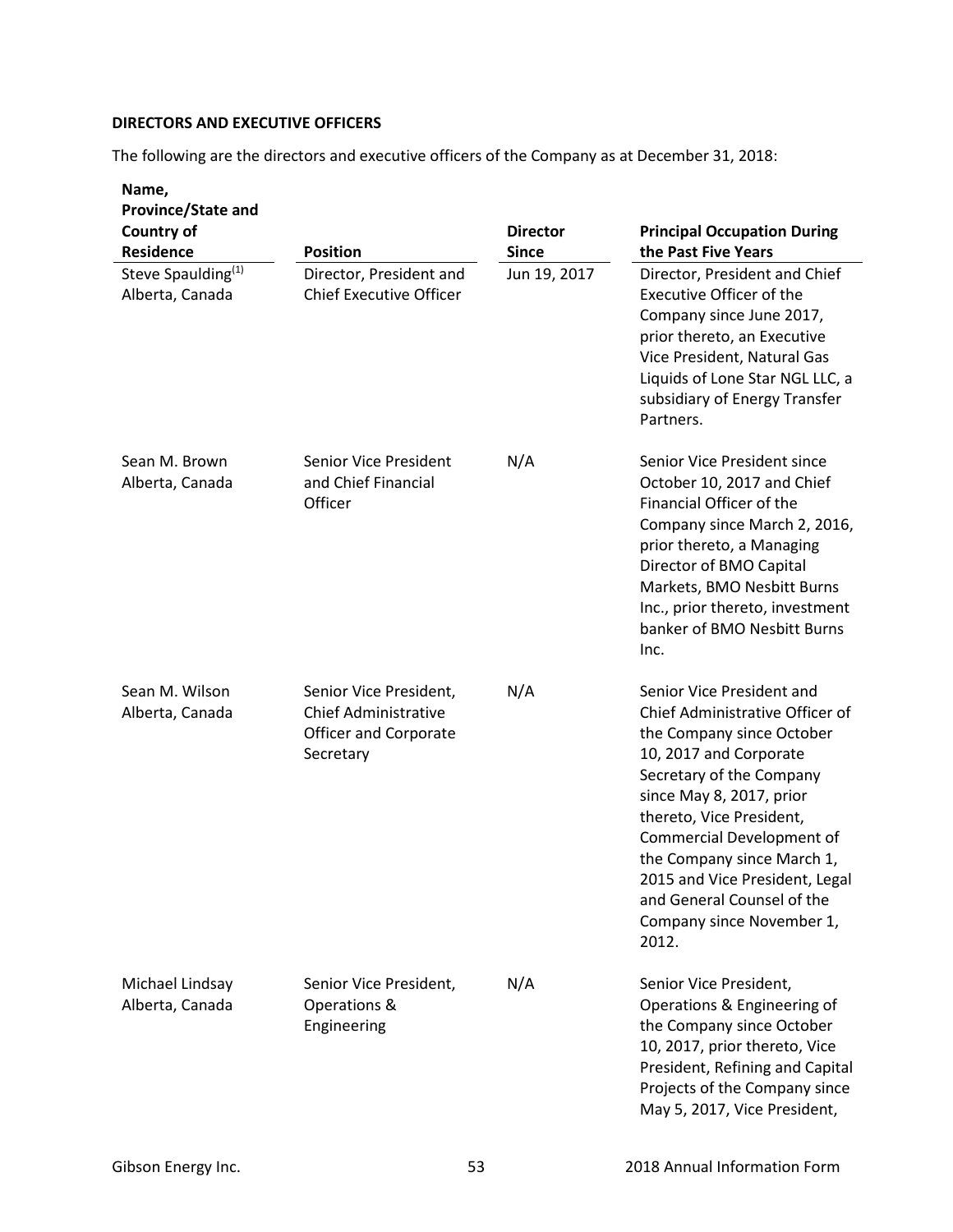**DIRECTORS AND EXECUTIVE OFFICERS**

The following are the directors and executive officers of the Company as at December 31, 2018:

| Name, Province/State and Country of Residence | Position | Director Since | Principal Occupation During the Past Five Years |
|---|---|---|---|
| Steve Spaulding[(1)] Alberta, Canada | Director, President and Chief Executive Officer | Jun 19, 2017 | Director, President and Chief Executive Officer of the Company since June 2017, prior thereto, an Executive Vice President, Natural Gas Liquids of Lone Star NGL LLC, a subsidiary of Energy Transfer Partners. |
| Sean M. Brown Alberta, Canada | Senior Vice President and Chief Financial Officer | N/A | Senior Vice President since October 10, 2017 and Chief Financial Officer of the Company since March 2, 2016, prior thereto, a Managing Director of BMO Capital Markets, BMO Nesbitt Burns Inc., prior thereto, investment banker of BMO Nesbitt Burns Inc. |
| Sean M. Wilson Alberta, Canada | Senior Vice President, Chief Administrative Officer and Corporate Secretary | N/A | Senior Vice President and Chief Administrative Officer of the Company since October 10, 2017 and Corporate Secretary of the Company since May 8, 2017, prior thereto, Vice President, Commercial Development of the Company since March 1, 2015 and Vice President, Legal and General Counsel of the Company since November 1, 2012. |
| Michael Lindsay Alberta, Canada | Senior Vice President, Operations & Engineering | N/A | Senior Vice President, Operations & Engineering of the Company since October 10, 2017, prior thereto, Vice President, Refining and Capital Projects of the Company since May 5, 2017, Vice President, |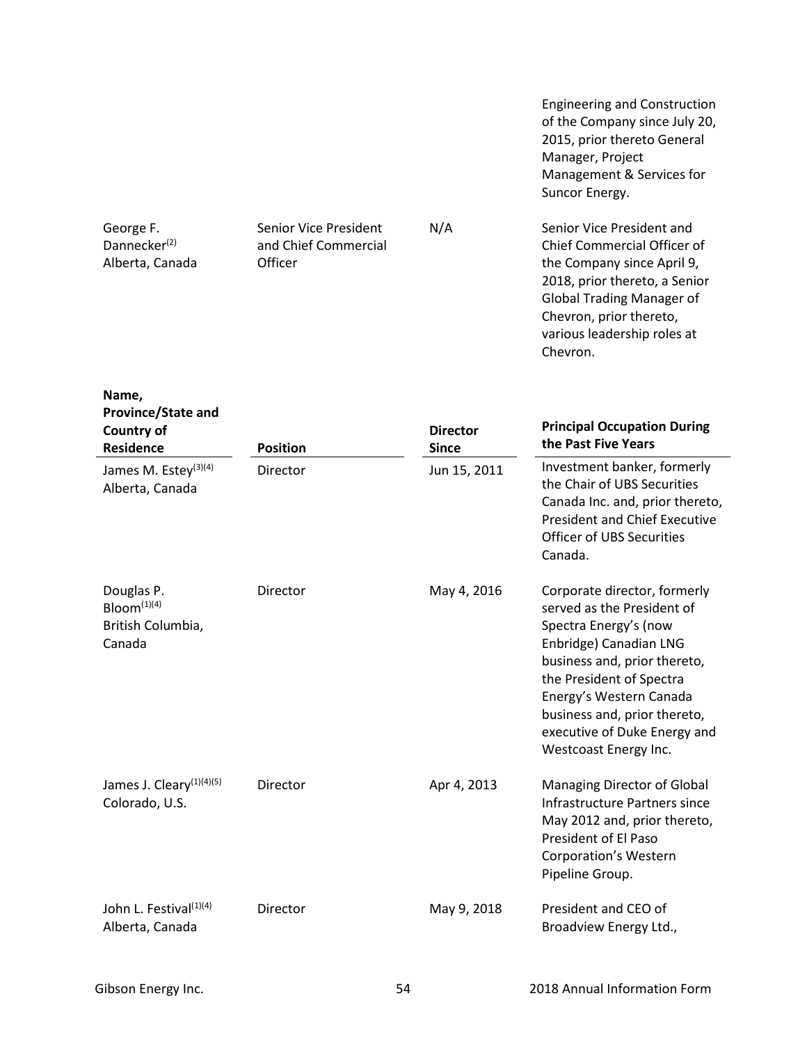| | | | |
|---|---|---|---|
| | | | Engineering and Construction of the Company since July 20, 2015, prior thereto General Manager, Project Management & Services for Suncor Energy. |
| George F. Dannecker[2] Alberta, Canada | Senior Vice President and Chief Commercial Officer | N/A | Senior Vice President and Chief Commercial Officer of the Company since April 9, 2018, prior thereto, a Senior Global Trading Manager of Chevron, prior thereto, various leadership roles at Chevron. |

| Name, Province/State and Country of Residence | Position | Director Since | Principal Occupation During the Past Five Years |
|---|---|---|---|
| James M. Estey[3][4] Alberta, Canada | Director | Jun 15, 2011 | Investment banker, formerly the Chair of UBS Securities Canada Inc. and, prior thereto, President and Chief Executive Officer of UBS Securities Canada. |
| Douglas P. Bloom[1][4] British Columbia, Canada | Director | May 4, 2016 | Corporate director, formerly served as the President of Spectra Energy's (now Enbridge) Canadian LNG business and, prior thereto, the President of Spectra Energy's Western Canada business and, prior thereto, executive of Duke Energy and Westcoast Energy Inc. |
| James J. Cleary[1][4][5] Colorado, U.S. | Director | Apr 4, 2013 | Managing Director of Global Infrastructure Partners since May 2012 and, prior thereto, President of El Paso Corporation's Western Pipeline Group. |
| John L. Festival[1][4] Alberta, Canada | Director | May 9, 2018 | President and CEO of Broadview Energy Ltd., |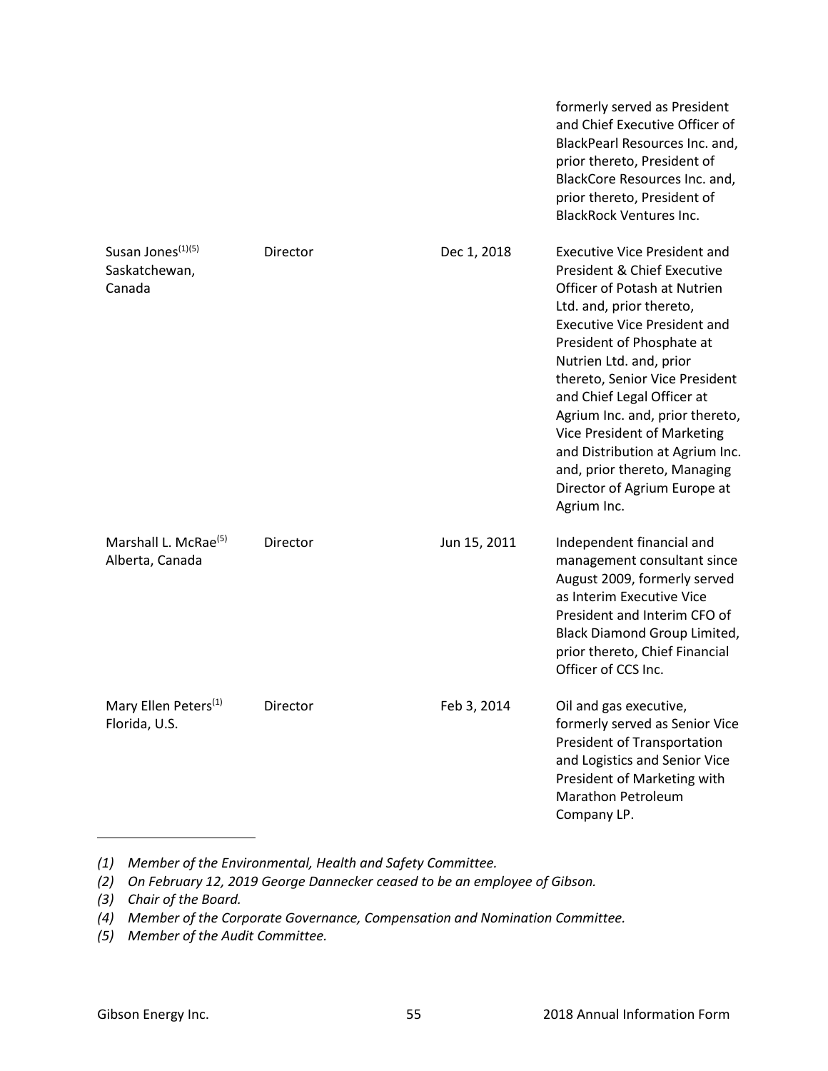| | | | |
|---|---|---|---|
| | | | formerly served as President and Chief Executive Officer of BlackPearl Resources Inc. and, prior thereto, President of BlackCore Resources Inc. and, prior thereto, President of BlackRock Ventures Inc. |
| Susan Jones[(1)(5)] Saskatchewan, Canada | Director | Dec 1, 2018 | Executive Vice President and President & Chief Executive Officer of Potash at Nutrien Ltd. and, prior thereto, Executive Vice President and President of Phosphate at Nutrien Ltd. and, prior thereto, Senior Vice President and Chief Legal Officer at Agrium Inc. and, prior thereto, Vice President of Marketing and Distribution at Agrium Inc. and, prior thereto, Managing Director of Agrium Europe at Agrium Inc. |
| Marshall L. McRae[(5)] Alberta, Canada | Director | Jun 15, 2011 | Independent financial and management consultant since August 2009, formerly served as Interim Executive Vice President and Interim CFO of Black Diamond Group Limited, prior thereto, Chief Financial Officer of CCS Inc. |
| Mary Ellen Peters[(1)] Florida, U.S. | Director | Feb 3, 2014 | Oil and gas executive, formerly served as Senior Vice President of Transportation and Logistics and Senior Vice President of Marketing with Marathon Petroleum Company LP. |

*(1) Member of the Environmental, Health and Safety Committee.*

*(2) On February 12, 2019 George Dannecker ceased to be an employee of Gibson.*

*(3) Chair of the Board.*

*(4) Member of the Corporate Governance, Compensation and Nomination Committee.*

*(5) Member of the Audit Committee.*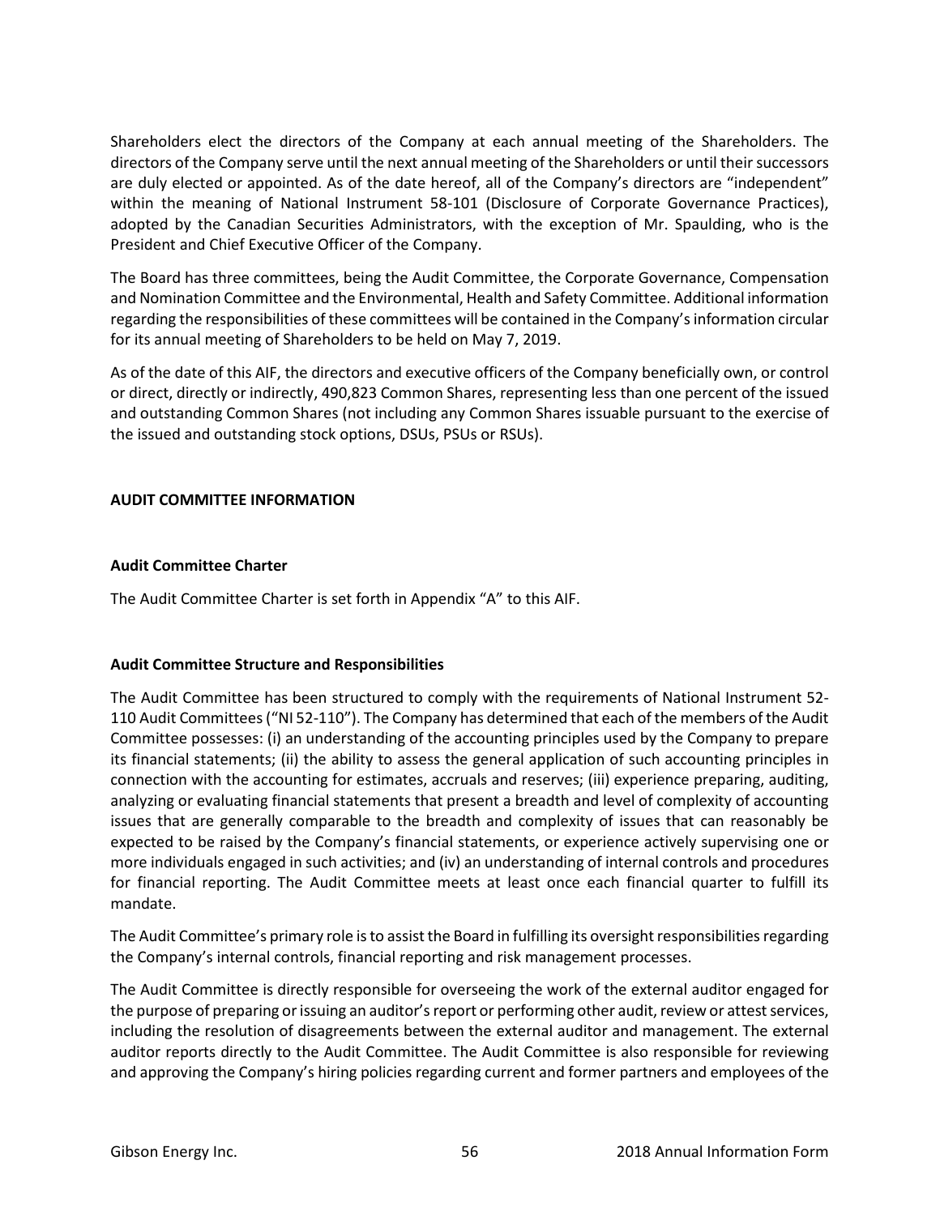Shareholders elect the directors of the Company at each annual meeting of the Shareholders. The directors of the Company serve until the next annual meeting of the Shareholders or until their successors are duly elected or appointed. As of the date hereof, all of the Company's directors are "independent" within the meaning of National Instrument 58-101 (Disclosure of Corporate Governance Practices), adopted by the Canadian Securities Administrators, with the exception of Mr. Spaulding, who is the President and Chief Executive Officer of the Company.

The Board has three committees, being the Audit Committee, the Corporate Governance, Compensation and Nomination Committee and the Environmental, Health and Safety Committee. Additional information regarding the responsibilities of these committees will be contained in the Company's information circular for its annual meeting of Shareholders to be held on May 7, 2019.

As of the date of this AIF, the directors and executive officers of the Company beneficially own, or control or direct, directly or indirectly, 490,823 Common Shares, representing less than one percent of the issued and outstanding Common Shares (not including any Common Shares issuable pursuant to the exercise of the issued and outstanding stock options, DSUs, PSUs or RSUs).

## AUDIT COMMITTEE INFORMATION

### Audit Committee Charter

The Audit Committee Charter is set forth in Appendix "A" to this AIF.

### Audit Committee Structure and Responsibilities

The Audit Committee has been structured to comply with the requirements of National Instrument 52-110 Audit Committees ("NI 52-110"). The Company has determined that each of the members of the Audit Committee possesses: (i) an understanding of the accounting principles used by the Company to prepare its financial statements; (ii) the ability to assess the general application of such accounting principles in connection with the accounting for estimates, accruals and reserves; (iii) experience preparing, auditing, analyzing or evaluating financial statements that present a breadth and level of complexity of accounting issues that are generally comparable to the breadth and complexity of issues that can reasonably be expected to be raised by the Company's financial statements, or experience actively supervising one or more individuals engaged in such activities; and (iv) an understanding of internal controls and procedures for financial reporting. The Audit Committee meets at least once each financial quarter to fulfill its mandate.

The Audit Committee's primary role is to assist the Board in fulfilling its oversight responsibilities regarding the Company's internal controls, financial reporting and risk management processes.

The Audit Committee is directly responsible for overseeing the work of the external auditor engaged for the purpose of preparing or issuing an auditor's report or performing other audit, review or attest services, including the resolution of disagreements between the external auditor and management. The external auditor reports directly to the Audit Committee. The Audit Committee is also responsible for reviewing and approving the Company's hiring policies regarding current and former partners and employees of the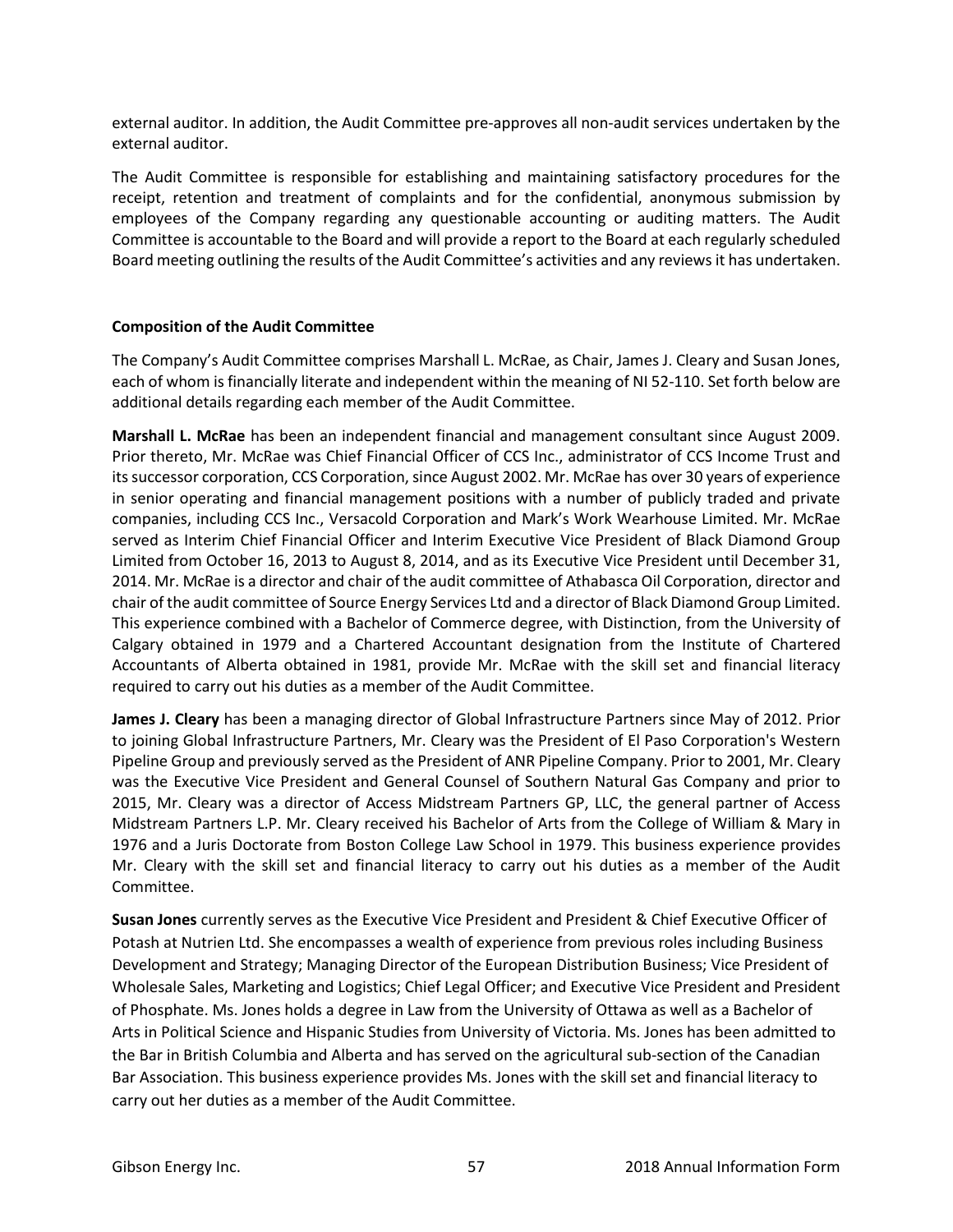external auditor. In addition, the Audit Committee pre-approves all non-audit services undertaken by the external auditor.

The Audit Committee is responsible for establishing and maintaining satisfactory procedures for the receipt, retention and treatment of complaints and for the confidential, anonymous submission by employees of the Company regarding any questionable accounting or auditing matters. The Audit Committee is accountable to the Board and will provide a report to the Board at each regularly scheduled Board meeting outlining the results of the Audit Committee's activities and any reviews it has undertaken.

**Composition of the Audit Committee**

The Company's Audit Committee comprises Marshall L. McRae, as Chair, James J. Cleary and Susan Jones, each of whom is financially literate and independent within the meaning of NI 52-110. Set forth below are additional details regarding each member of the Audit Committee.

**Marshall L. McRae** has been an independent financial and management consultant since August 2009. Prior thereto, Mr. McRae was Chief Financial Officer of CCS Inc., administrator of CCS Income Trust and its successor corporation, CCS Corporation, since August 2002. Mr. McRae has over 30 years of experience in senior operating and financial management positions with a number of publicly traded and private companies, including CCS Inc., Versacold Corporation and Mark's Work Wearhouse Limited. Mr. McRae served as Interim Chief Financial Officer and Interim Executive Vice President of Black Diamond Group Limited from October 16, 2013 to August 8, 2014, and as its Executive Vice President until December 31, 2014. Mr. McRae is a director and chair of the audit committee of Athabasca Oil Corporation, director and chair of the audit committee of Source Energy Services Ltd and a director of Black Diamond Group Limited. This experience combined with a Bachelor of Commerce degree, with Distinction, from the University of Calgary obtained in 1979 and a Chartered Accountant designation from the Institute of Chartered Accountants of Alberta obtained in 1981, provide Mr. McRae with the skill set and financial literacy required to carry out his duties as a member of the Audit Committee.

**James J. Cleary** has been a managing director of Global Infrastructure Partners since May of 2012. Prior to joining Global Infrastructure Partners, Mr. Cleary was the President of El Paso Corporation's Western Pipeline Group and previously served as the President of ANR Pipeline Company. Prior to 2001, Mr. Cleary was the Executive Vice President and General Counsel of Southern Natural Gas Company and prior to 2015, Mr. Cleary was a director of Access Midstream Partners GP, LLC, the general partner of Access Midstream Partners L.P. Mr. Cleary received his Bachelor of Arts from the College of William & Mary in 1976 and a Juris Doctorate from Boston College Law School in 1979. This business experience provides Mr. Cleary with the skill set and financial literacy to carry out his duties as a member of the Audit Committee.

**Susan Jones** currently serves as the Executive Vice President and President & Chief Executive Officer of Potash at Nutrien Ltd. She encompasses a wealth of experience from previous roles including Business Development and Strategy; Managing Director of the European Distribution Business; Vice President of Wholesale Sales, Marketing and Logistics; Chief Legal Officer; and Executive Vice President and President of Phosphate. Ms. Jones holds a degree in Law from the University of Ottawa as well as a Bachelor of Arts in Political Science and Hispanic Studies from University of Victoria. Ms. Jones has been admitted to the Bar in British Columbia and Alberta and has served on the agricultural sub-section of the Canadian Bar Association. This business experience provides Ms. Jones with the skill set and financial literacy to carry out her duties as a member of the Audit Committee.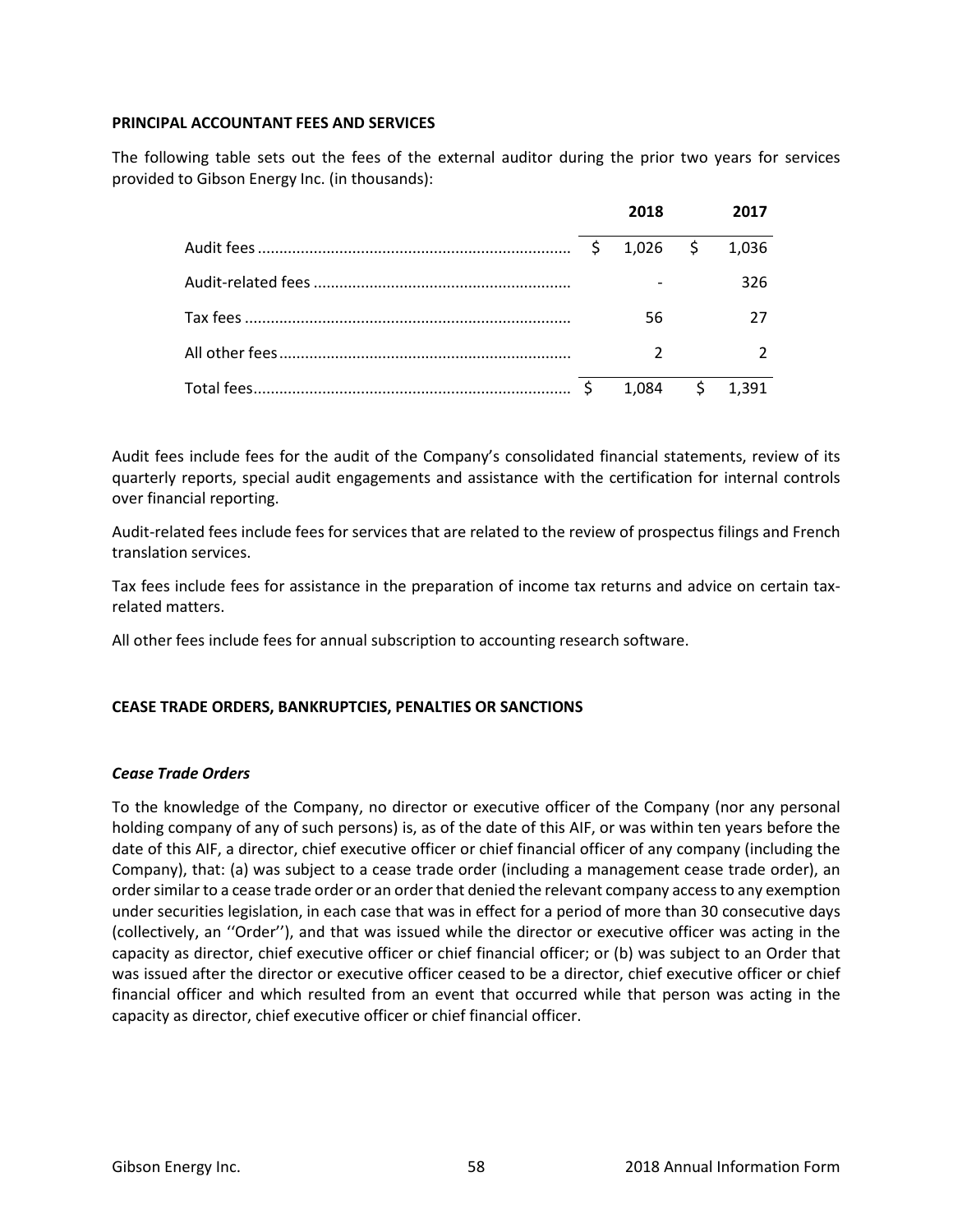## PRINCIPAL ACCOUNTANT FEES AND SERVICES

The following table sets out the fees of the external auditor during the prior two years for services provided to Gibson Energy Inc. (in thousands):

| | 2018 | 2017 |
|---|---|---|
| Audit fees | $ 1,026 | $ 1,036 |
| Audit-related fees | - | 326 |
| Tax fees | 56 | 27 |
| All other fees | 2 | 2 |
| Total fees | $ 1,084 | $ 1,391 |

Audit fees include fees for the audit of the Company's consolidated financial statements, review of its quarterly reports, special audit engagements and assistance with the certification for internal controls over financial reporting.

Audit-related fees include fees for services that are related to the review of prospectus filings and French translation services.

Tax fees include fees for assistance in the preparation of income tax returns and advice on certain tax-related matters.

All other fees include fees for annual subscription to accounting research software.

## CEASE TRADE ORDERS, BANKRUPTCIES, PENALTIES OR SANCTIONS

### *Cease Trade Orders*

To the knowledge of the Company, no director or executive officer of the Company (nor any personal holding company of any of such persons) is, as of the date of this AIF, or was within ten years before the date of this AIF, a director, chief executive officer or chief financial officer of any company (including the Company), that: (a) was subject to a cease trade order (including a management cease trade order), an order similar to a cease trade order or an order that denied the relevant company access to any exemption under securities legislation, in each case that was in effect for a period of more than 30 consecutive days (collectively, an ''Order''), and that was issued while the director or executive officer was acting in the capacity as director, chief executive officer or chief financial officer; or (b) was subject to an Order that was issued after the director or executive officer ceased to be a director, chief executive officer or chief financial officer and which resulted from an event that occurred while that person was acting in the capacity as director, chief executive officer or chief financial officer.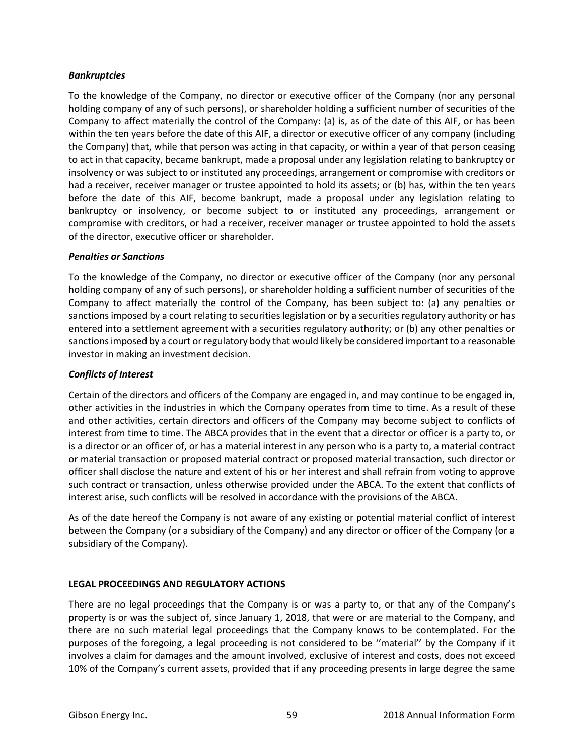### *Bankruptcies*

To the knowledge of the Company, no director or executive officer of the Company (nor any personal holding company of any of such persons), or shareholder holding a sufficient number of securities of the Company to affect materially the control of the Company: (a) is, as of the date of this AIF, or has been within the ten years before the date of this AIF, a director or executive officer of any company (including the Company) that, while that person was acting in that capacity, or within a year of that person ceasing to act in that capacity, became bankrupt, made a proposal under any legislation relating to bankruptcy or insolvency or was subject to or instituted any proceedings, arrangement or compromise with creditors or had a receiver, receiver manager or trustee appointed to hold its assets; or (b) has, within the ten years before the date of this AIF, become bankrupt, made a proposal under any legislation relating to bankruptcy or insolvency, or become subject to or instituted any proceedings, arrangement or compromise with creditors, or had a receiver, receiver manager or trustee appointed to hold the assets of the director, executive officer or shareholder.

### *Penalties or Sanctions*

To the knowledge of the Company, no director or executive officer of the Company (nor any personal holding company of any of such persons), or shareholder holding a sufficient number of securities of the Company to affect materially the control of the Company, has been subject to: (a) any penalties or sanctions imposed by a court relating to securities legislation or by a securities regulatory authority or has entered into a settlement agreement with a securities regulatory authority; or (b) any other penalties or sanctions imposed by a court or regulatory body that would likely be considered important to a reasonable investor in making an investment decision.

### *Conflicts of Interest*

Certain of the directors and officers of the Company are engaged in, and may continue to be engaged in, other activities in the industries in which the Company operates from time to time. As a result of these and other activities, certain directors and officers of the Company may become subject to conflicts of interest from time to time. The ABCA provides that in the event that a director or officer is a party to, or is a director or an officer of, or has a material interest in any person who is a party to, a material contract or material transaction or proposed material contract or proposed material transaction, such director or officer shall disclose the nature and extent of his or her interest and shall refrain from voting to approve such contract or transaction, unless otherwise provided under the ABCA. To the extent that conflicts of interest arise, such conflicts will be resolved in accordance with the provisions of the ABCA.

As of the date hereof the Company is not aware of any existing or potential material conflict of interest between the Company (or a subsidiary of the Company) and any director or officer of the Company (or a subsidiary of the Company).

## LEGAL PROCEEDINGS AND REGULATORY ACTIONS

There are no legal proceedings that the Company is or was a party to, or that any of the Company's property is or was the subject of, since January 1, 2018, that were or are material to the Company, and there are no such material legal proceedings that the Company knows to be contemplated. For the purposes of the foregoing, a legal proceeding is not considered to be ''material'' by the Company if it involves a claim for damages and the amount involved, exclusive of interest and costs, does not exceed 10% of the Company's current assets, provided that if any proceeding presents in large degree the same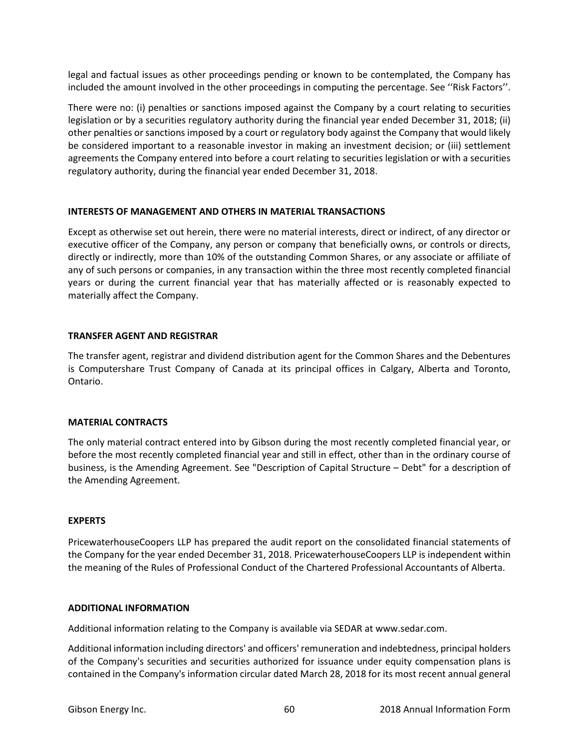legal and factual issues as other proceedings pending or known to be contemplated, the Company has included the amount involved in the other proceedings in computing the percentage. See ''Risk Factors''.

There were no: (i) penalties or sanctions imposed against the Company by a court relating to securities legislation or by a securities regulatory authority during the financial year ended December 31, 2018; (ii) other penalties or sanctions imposed by a court or regulatory body against the Company that would likely be considered important to a reasonable investor in making an investment decision; or (iii) settlement agreements the Company entered into before a court relating to securities legislation or with a securities regulatory authority, during the financial year ended December 31, 2018.

## INTERESTS OF MANAGEMENT AND OTHERS IN MATERIAL TRANSACTIONS

Except as otherwise set out herein, there were no material interests, direct or indirect, of any director or executive officer of the Company, any person or company that beneficially owns, or controls or directs, directly or indirectly, more than 10% of the outstanding Common Shares, or any associate or affiliate of any of such persons or companies, in any transaction within the three most recently completed financial years or during the current financial year that has materially affected or is reasonably expected to materially affect the Company.

## TRANSFER AGENT AND REGISTRAR

The transfer agent, registrar and dividend distribution agent for the Common Shares and the Debentures is Computershare Trust Company of Canada at its principal offices in Calgary, Alberta and Toronto, Ontario.

## MATERIAL CONTRACTS

The only material contract entered into by Gibson during the most recently completed financial year, or before the most recently completed financial year and still in effect, other than in the ordinary course of business, is the Amending Agreement. See "Description of Capital Structure – Debt" for a description of the Amending Agreement.

## EXPERTS

PricewaterhouseCoopers LLP has prepared the audit report on the consolidated financial statements of the Company for the year ended December 31, 2018. PricewaterhouseCoopers LLP is independent within the meaning of the Rules of Professional Conduct of the Chartered Professional Accountants of Alberta.

## ADDITIONAL INFORMATION

Additional information relating to the Company is available via SEDAR at www.sedar.com.

Additional information including directors' and officers' remuneration and indebtedness, principal holders of the Company's securities and securities authorized for issuance under equity compensation plans is contained in the Company's information circular dated March 28, 2018 for its most recent annual general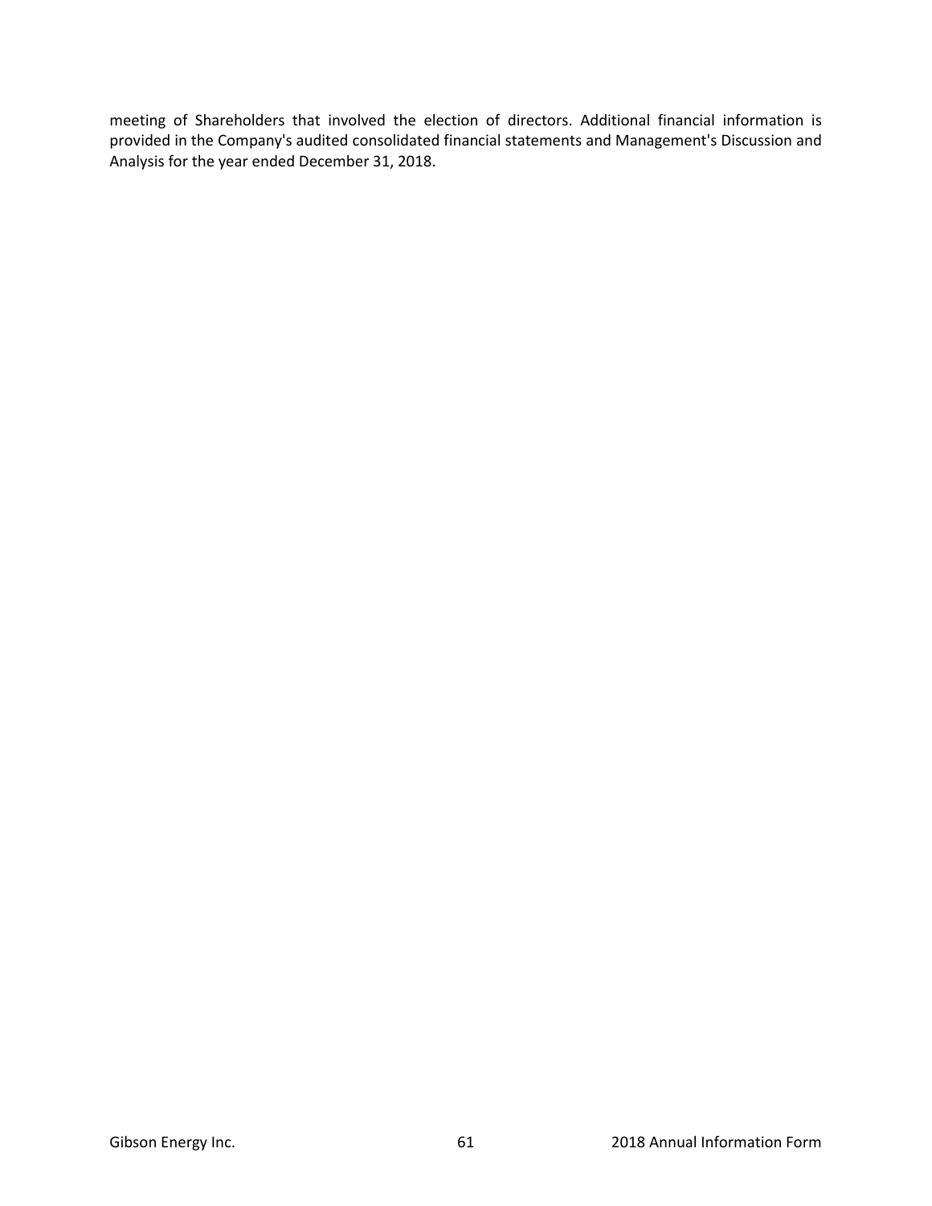meeting of Shareholders that involved the election of directors. Additional financial information is provided in the Company's audited consolidated financial statements and Management's Discussion and Analysis for the year ended December 31, 2018.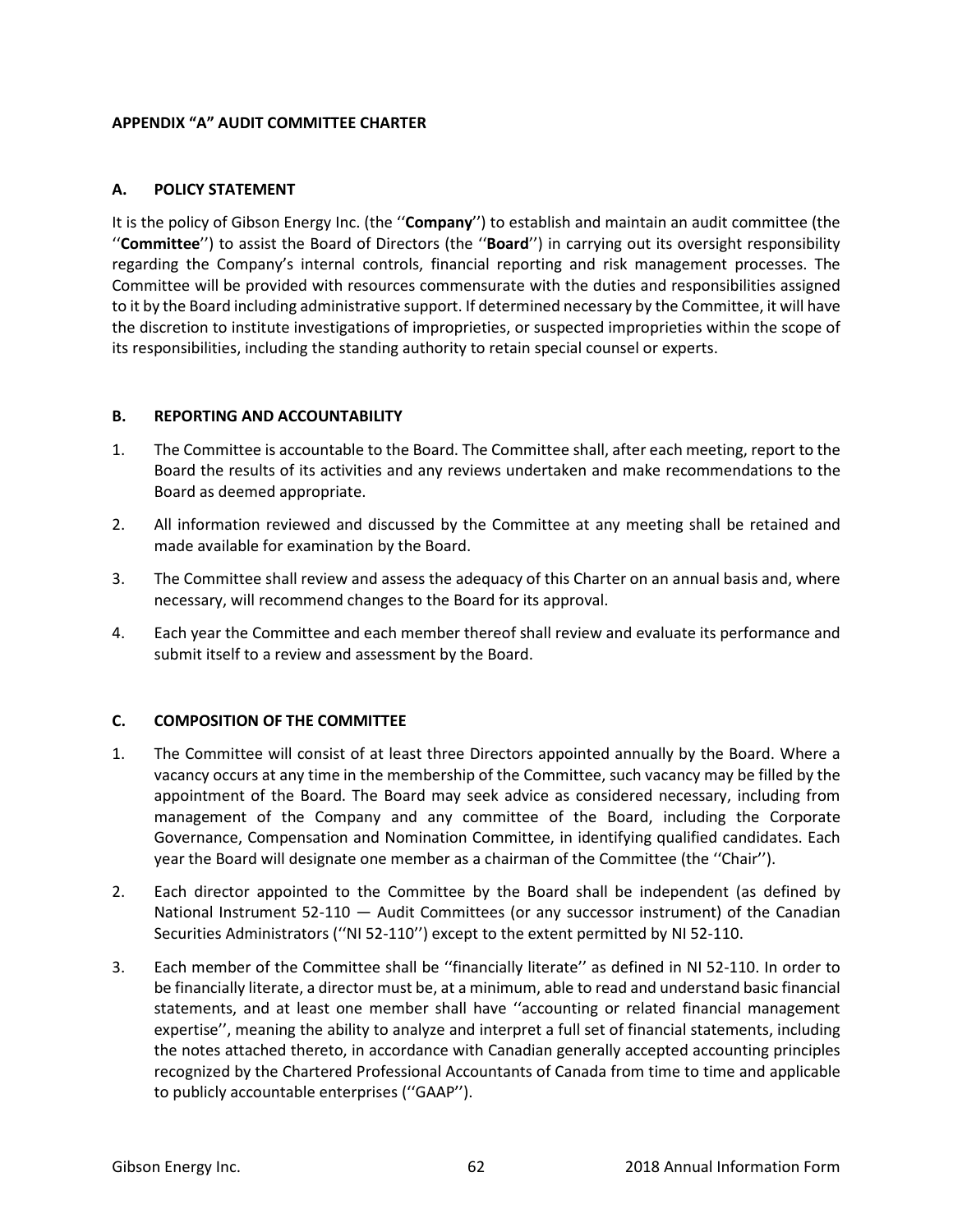## APPENDIX "A" AUDIT COMMITTEE CHARTER

### A. POLICY STATEMENT

It is the policy of Gibson Energy Inc. (the ''**Company**'') to establish and maintain an audit committee (the ''**Committee**'') to assist the Board of Directors (the ''**Board**'') in carrying out its oversight responsibility regarding the Company's internal controls, financial reporting and risk management processes. The Committee will be provided with resources commensurate with the duties and responsibilities assigned to it by the Board including administrative support. If determined necessary by the Committee, it will have the discretion to institute investigations of improprieties, or suspected improprieties within the scope of its responsibilities, including the standing authority to retain special counsel or experts.

### B. REPORTING AND ACCOUNTABILITY

1. The Committee is accountable to the Board. The Committee shall, after each meeting, report to the Board the results of its activities and any reviews undertaken and make recommendations to the Board as deemed appropriate.
2. All information reviewed and discussed by the Committee at any meeting shall be retained and made available for examination by the Board.
3. The Committee shall review and assess the adequacy of this Charter on an annual basis and, where necessary, will recommend changes to the Board for its approval.
4. Each year the Committee and each member thereof shall review and evaluate its performance and submit itself to a review and assessment by the Board.

### C. COMPOSITION OF THE COMMITTEE

1. The Committee will consist of at least three Directors appointed annually by the Board. Where a vacancy occurs at any time in the membership of the Committee, such vacancy may be filled by the appointment of the Board. The Board may seek advice as considered necessary, including from management of the Company and any committee of the Board, including the Corporate Governance, Compensation and Nomination Committee, in identifying qualified candidates. Each year the Board will designate one member as a chairman of the Committee (the ''Chair'').
2. Each director appointed to the Committee by the Board shall be independent (as defined by National Instrument 52-110 — Audit Committees (or any successor instrument) of the Canadian Securities Administrators (''NI 52-110'') except to the extent permitted by NI 52-110.
3. Each member of the Committee shall be ''financially literate'' as defined in NI 52-110. In order to be financially literate, a director must be, at a minimum, able to read and understand basic financial statements, and at least one member shall have ''accounting or related financial management expertise'', meaning the ability to analyze and interpret a full set of financial statements, including the notes attached thereto, in accordance with Canadian generally accepted accounting principles recognized by the Chartered Professional Accountants of Canada from time to time and applicable to publicly accountable enterprises (''GAAP'').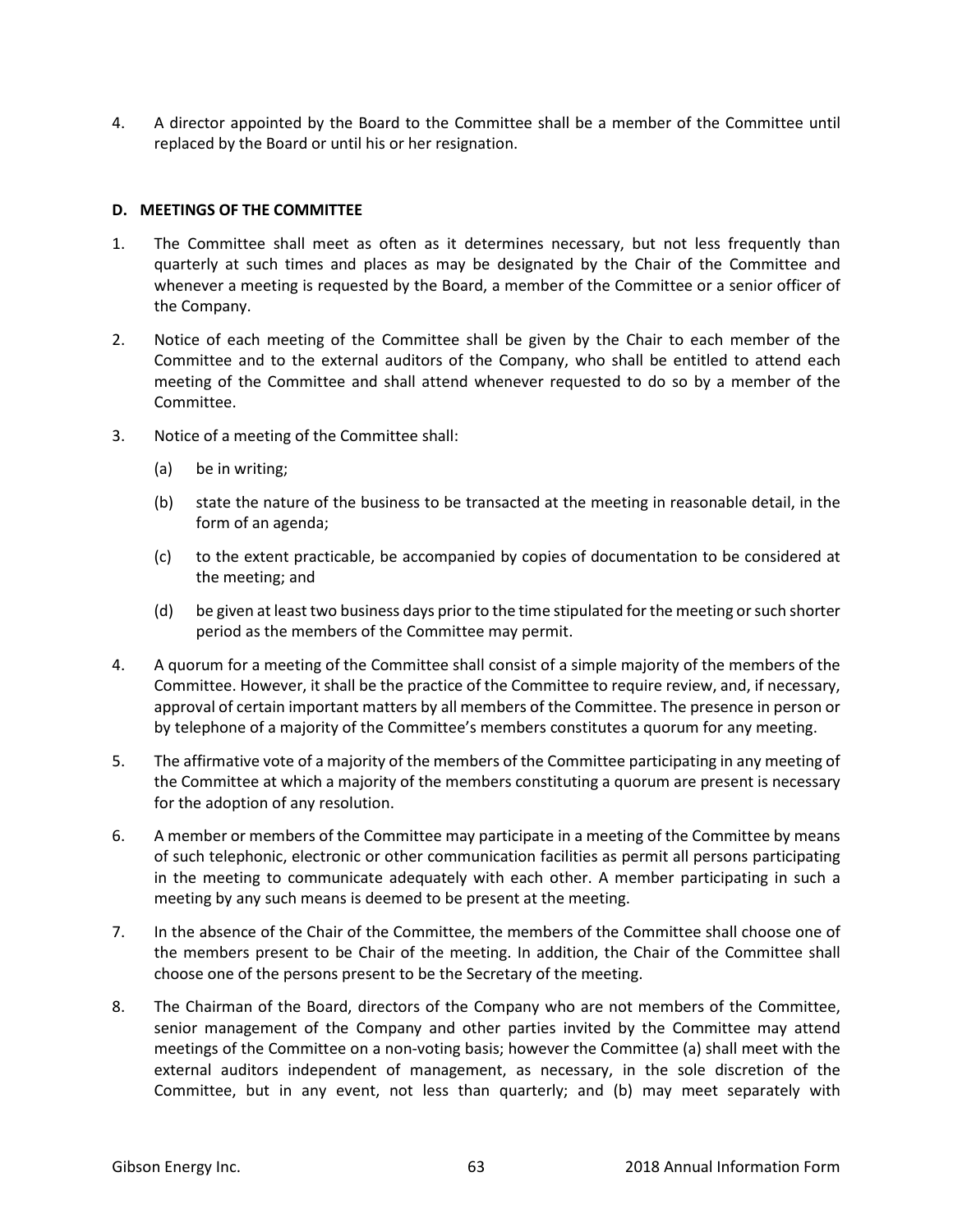4. A director appointed by the Board to the Committee shall be a member of the Committee until replaced by the Board or until his or her resignation.

**D. MEETINGS OF THE COMMITTEE**

1. The Committee shall meet as often as it determines necessary, but not less frequently than quarterly at such times and places as may be designated by the Chair of the Committee and whenever a meeting is requested by the Board, a member of the Committee or a senior officer of the Company.

2. Notice of each meeting of the Committee shall be given by the Chair to each member of the Committee and to the external auditors of the Company, who shall be entitled to attend each meeting of the Committee and shall attend whenever requested to do so by a member of the Committee.

3. Notice of a meeting of the Committee shall:

   (a) be in writing;

   (b) state the nature of the business to be transacted at the meeting in reasonable detail, in the form of an agenda;

   (c) to the extent practicable, be accompanied by copies of documentation to be considered at the meeting; and

   (d) be given at least two business days prior to the time stipulated for the meeting or such shorter period as the members of the Committee may permit.

4. A quorum for a meeting of the Committee shall consist of a simple majority of the members of the Committee. However, it shall be the practice of the Committee to require review, and, if necessary, approval of certain important matters by all members of the Committee. The presence in person or by telephone of a majority of the Committee's members constitutes a quorum for any meeting.

5. The affirmative vote of a majority of the members of the Committee participating in any meeting of the Committee at which a majority of the members constituting a quorum are present is necessary for the adoption of any resolution.

6. A member or members of the Committee may participate in a meeting of the Committee by means of such telephonic, electronic or other communication facilities as permit all persons participating in the meeting to communicate adequately with each other. A member participating in such a meeting by any such means is deemed to be present at the meeting.

7. In the absence of the Chair of the Committee, the members of the Committee shall choose one of the members present to be Chair of the meeting. In addition, the Chair of the Committee shall choose one of the persons present to be the Secretary of the meeting.

8. The Chairman of the Board, directors of the Company who are not members of the Committee, senior management of the Company and other parties invited by the Committee may attend meetings of the Committee on a non-voting basis; however the Committee (a) shall meet with the external auditors independent of management, as necessary, in the sole discretion of the Committee, but in any event, not less than quarterly; and (b) may meet separately with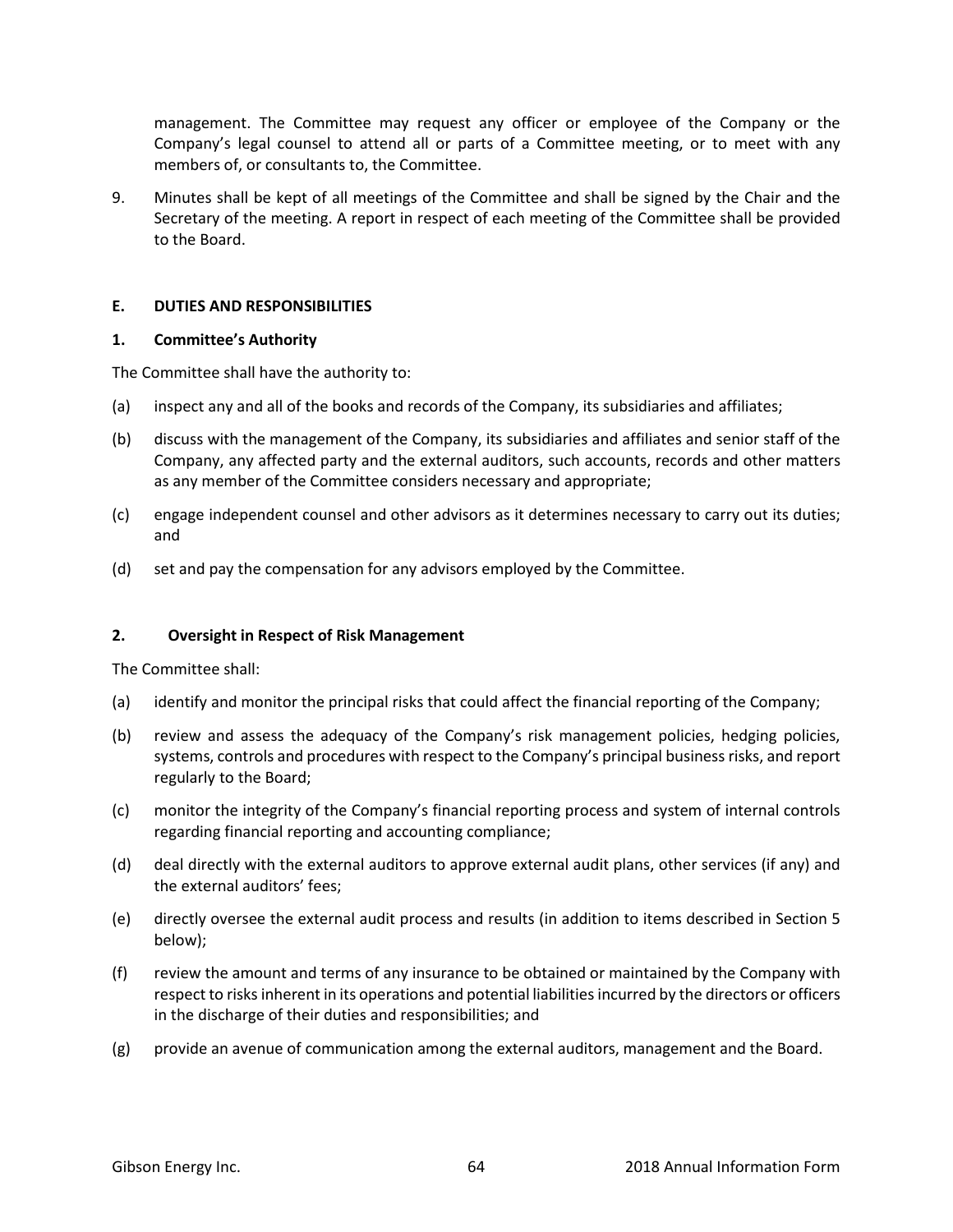management. The Committee may request any officer or employee of the Company or the Company's legal counsel to attend all or parts of a Committee meeting, or to meet with any members of, or consultants to, the Committee.

9. Minutes shall be kept of all meetings of the Committee and shall be signed by the Chair and the Secretary of the meeting. A report in respect of each meeting of the Committee shall be provided to the Board.

**E. DUTIES AND RESPONSIBILITIES**

**1. Committee's Authority**

The Committee shall have the authority to:

(a) inspect any and all of the books and records of the Company, its subsidiaries and affiliates;

(b) discuss with the management of the Company, its subsidiaries and affiliates and senior staff of the Company, any affected party and the external auditors, such accounts, records and other matters as any member of the Committee considers necessary and appropriate;

(c) engage independent counsel and other advisors as it determines necessary to carry out its duties; and

(d) set and pay the compensation for any advisors employed by the Committee.

**2. Oversight in Respect of Risk Management**

The Committee shall:

(a) identify and monitor the principal risks that could affect the financial reporting of the Company;

(b) review and assess the adequacy of the Company's risk management policies, hedging policies, systems, controls and procedures with respect to the Company's principal business risks, and report regularly to the Board;

(c) monitor the integrity of the Company's financial reporting process and system of internal controls regarding financial reporting and accounting compliance;

(d) deal directly with the external auditors to approve external audit plans, other services (if any) and the external auditors' fees;

(e) directly oversee the external audit process and results (in addition to items described in Section 5 below);

(f) review the amount and terms of any insurance to be obtained or maintained by the Company with respect to risks inherent in its operations and potential liabilities incurred by the directors or officers in the discharge of their duties and responsibilities; and

(g) provide an avenue of communication among the external auditors, management and the Board.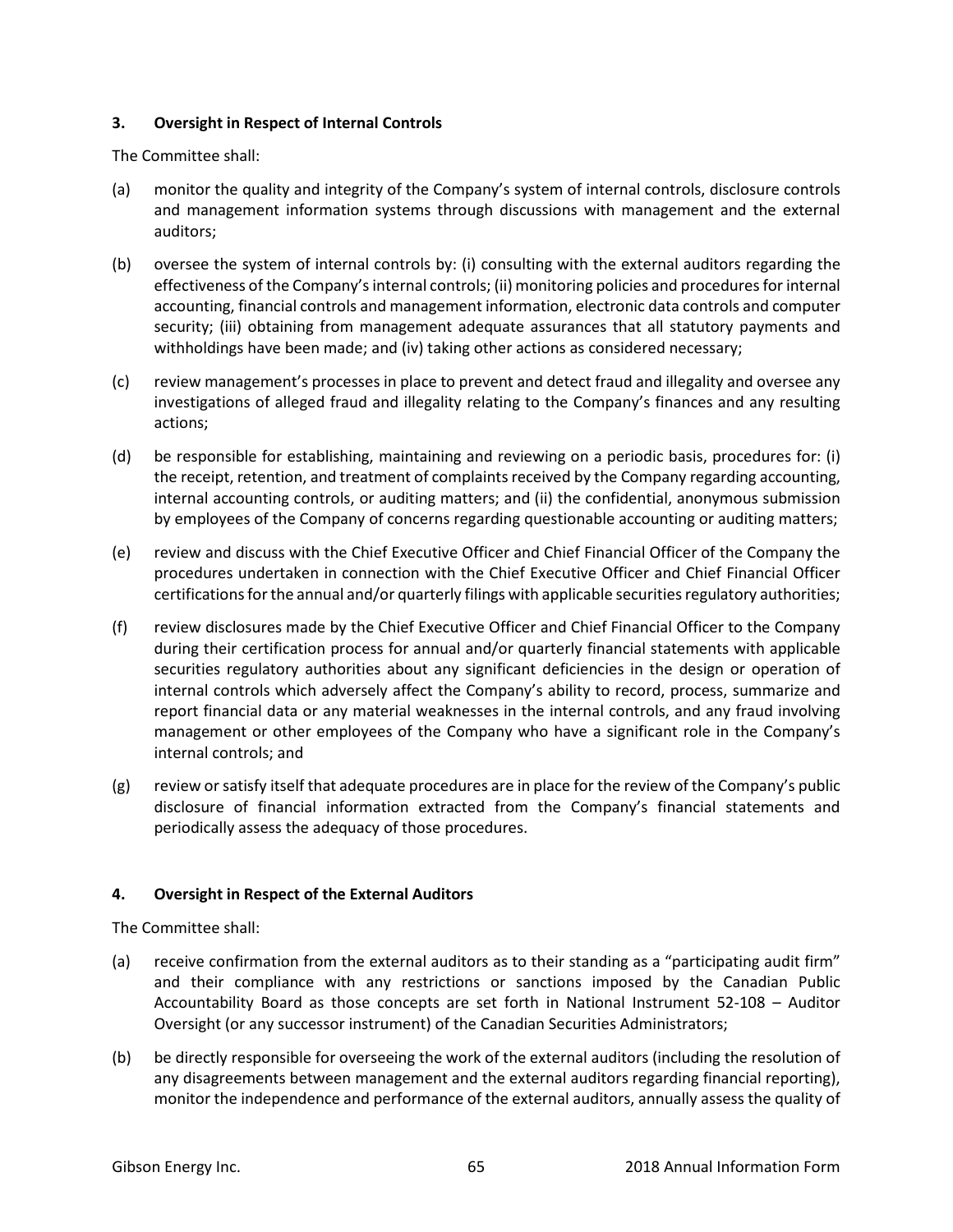### 3. Oversight in Respect of Internal Controls

The Committee shall:

(a) monitor the quality and integrity of the Company's system of internal controls, disclosure controls and management information systems through discussions with management and the external auditors;

(b) oversee the system of internal controls by: (i) consulting with the external auditors regarding the effectiveness of the Company's internal controls; (ii) monitoring policies and procedures for internal accounting, financial controls and management information, electronic data controls and computer security; (iii) obtaining from management adequate assurances that all statutory payments and withholdings have been made; and (iv) taking other actions as considered necessary;

(c) review management's processes in place to prevent and detect fraud and illegality and oversee any investigations of alleged fraud and illegality relating to the Company's finances and any resulting actions;

(d) be responsible for establishing, maintaining and reviewing on a periodic basis, procedures for: (i) the receipt, retention, and treatment of complaints received by the Company regarding accounting, internal accounting controls, or auditing matters; and (ii) the confidential, anonymous submission by employees of the Company of concerns regarding questionable accounting or auditing matters;

(e) review and discuss with the Chief Executive Officer and Chief Financial Officer of the Company the procedures undertaken in connection with the Chief Executive Officer and Chief Financial Officer certifications for the annual and/or quarterly filings with applicable securities regulatory authorities;

(f) review disclosures made by the Chief Executive Officer and Chief Financial Officer to the Company during their certification process for annual and/or quarterly financial statements with applicable securities regulatory authorities about any significant deficiencies in the design or operation of internal controls which adversely affect the Company's ability to record, process, summarize and report financial data or any material weaknesses in the internal controls, and any fraud involving management or other employees of the Company who have a significant role in the Company's internal controls; and

(g) review or satisfy itself that adequate procedures are in place for the review of the Company's public disclosure of financial information extracted from the Company's financial statements and periodically assess the adequacy of those procedures.

### 4. Oversight in Respect of the External Auditors

The Committee shall:

(a) receive confirmation from the external auditors as to their standing as a "participating audit firm" and their compliance with any restrictions or sanctions imposed by the Canadian Public Accountability Board as those concepts are set forth in National Instrument 52-108 – Auditor Oversight (or any successor instrument) of the Canadian Securities Administrators;

(b) be directly responsible for overseeing the work of the external auditors (including the resolution of any disagreements between management and the external auditors regarding financial reporting), monitor the independence and performance of the external auditors, annually assess the quality of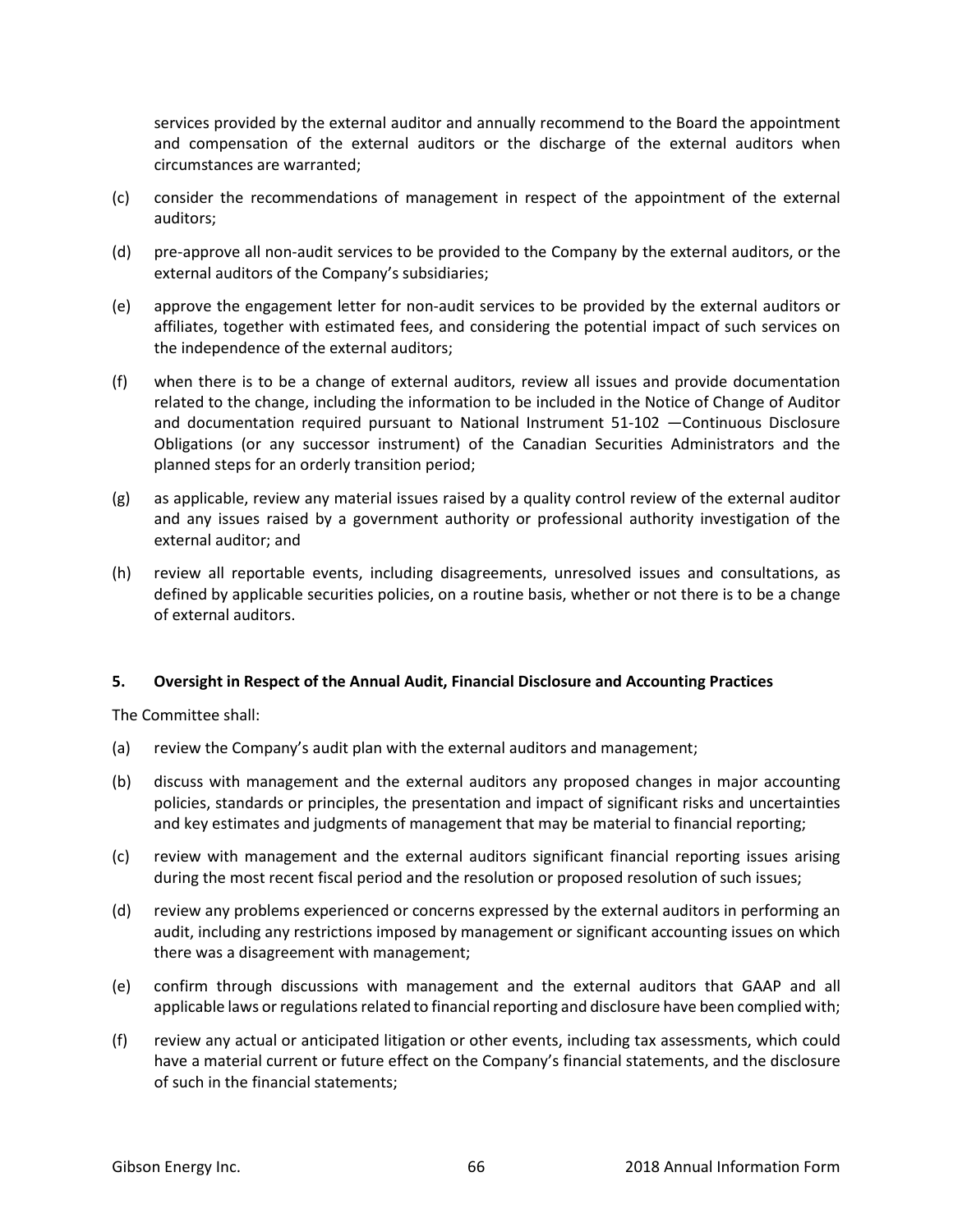services provided by the external auditor and annually recommend to the Board the appointment and compensation of the external auditors or the discharge of the external auditors when circumstances are warranted;

(c) consider the recommendations of management in respect of the appointment of the external auditors;

(d) pre-approve all non-audit services to be provided to the Company by the external auditors, or the external auditors of the Company's subsidiaries;

(e) approve the engagement letter for non-audit services to be provided by the external auditors or affiliates, together with estimated fees, and considering the potential impact of such services on the independence of the external auditors;

(f) when there is to be a change of external auditors, review all issues and provide documentation related to the change, including the information to be included in the Notice of Change of Auditor and documentation required pursuant to National Instrument 51-102 —Continuous Disclosure Obligations (or any successor instrument) of the Canadian Securities Administrators and the planned steps for an orderly transition period;

(g) as applicable, review any material issues raised by a quality control review of the external auditor and any issues raised by a government authority or professional authority investigation of the external auditor; and

(h) review all reportable events, including disagreements, unresolved issues and consultations, as defined by applicable securities policies, on a routine basis, whether or not there is to be a change of external auditors.

**5. Oversight in Respect of the Annual Audit, Financial Disclosure and Accounting Practices**

The Committee shall:

(a) review the Company's audit plan with the external auditors and management;

(b) discuss with management and the external auditors any proposed changes in major accounting policies, standards or principles, the presentation and impact of significant risks and uncertainties and key estimates and judgments of management that may be material to financial reporting;

(c) review with management and the external auditors significant financial reporting issues arising during the most recent fiscal period and the resolution or proposed resolution of such issues;

(d) review any problems experienced or concerns expressed by the external auditors in performing an audit, including any restrictions imposed by management or significant accounting issues on which there was a disagreement with management;

(e) confirm through discussions with management and the external auditors that GAAP and all applicable laws or regulations related to financial reporting and disclosure have been complied with;

(f) review any actual or anticipated litigation or other events, including tax assessments, which could have a material current or future effect on the Company's financial statements, and the disclosure of such in the financial statements;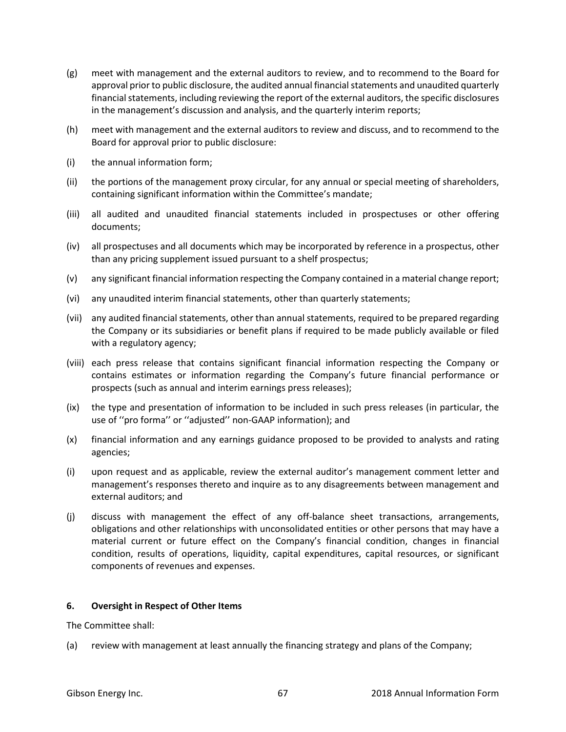(g) meet with management and the external auditors to review, and to recommend to the Board for approval prior to public disclosure, the audited annual financial statements and unaudited quarterly financial statements, including reviewing the report of the external auditors, the specific disclosures in the management's discussion and analysis, and the quarterly interim reports;

(h) meet with management and the external auditors to review and discuss, and to recommend to the Board for approval prior to public disclosure:

(i) the annual information form;

(ii) the portions of the management proxy circular, for any annual or special meeting of shareholders, containing significant information within the Committee's mandate;

(iii) all audited and unaudited financial statements included in prospectuses or other offering documents;

(iv) all prospectuses and all documents which may be incorporated by reference in a prospectus, other than any pricing supplement issued pursuant to a shelf prospectus;

(v) any significant financial information respecting the Company contained in a material change report;

(vi) any unaudited interim financial statements, other than quarterly statements;

(vii) any audited financial statements, other than annual statements, required to be prepared regarding the Company or its subsidiaries or benefit plans if required to be made publicly available or filed with a regulatory agency;

(viii) each press release that contains significant financial information respecting the Company or contains estimates or information regarding the Company's future financial performance or prospects (such as annual and interim earnings press releases);

(ix) the type and presentation of information to be included in such press releases (in particular, the use of ''pro forma'' or ''adjusted'' non-GAAP information); and

(x) financial information and any earnings guidance proposed to be provided to analysts and rating agencies;

(i) upon request and as applicable, review the external auditor's management comment letter and management's responses thereto and inquire as to any disagreements between management and external auditors; and

(j) discuss with management the effect of any off-balance sheet transactions, arrangements, obligations and other relationships with unconsolidated entities or other persons that may have a material current or future effect on the Company's financial condition, changes in financial condition, results of operations, liquidity, capital expenditures, capital resources, or significant components of revenues and expenses.

### 6. Oversight in Respect of Other Items

The Committee shall:

(a) review with management at least annually the financing strategy and plans of the Company;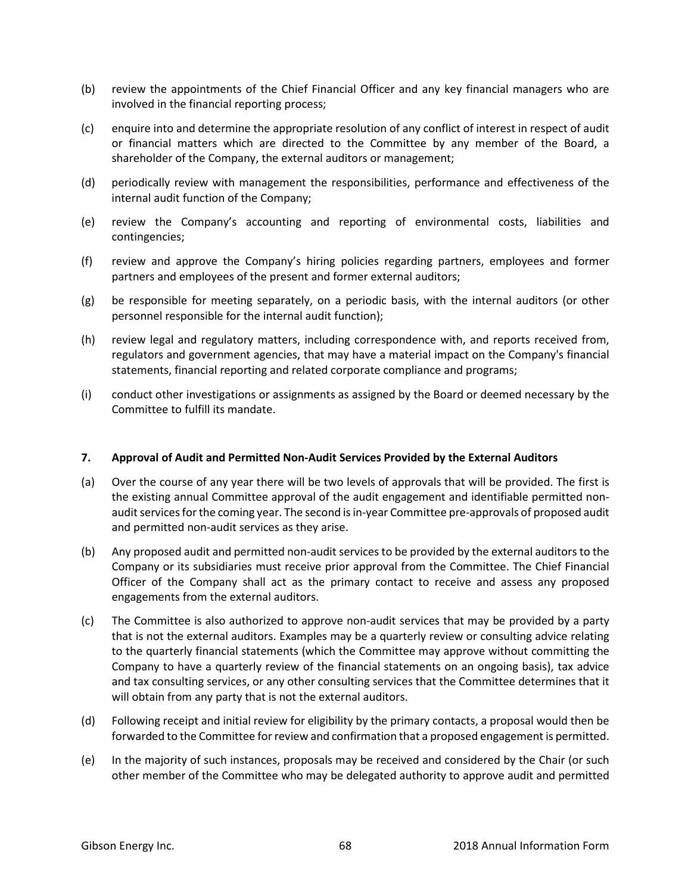(b) review the appointments of the Chief Financial Officer and any key financial managers who are involved in the financial reporting process;

(c) enquire into and determine the appropriate resolution of any conflict of interest in respect of audit or financial matters which are directed to the Committee by any member of the Board, a shareholder of the Company, the external auditors or management;

(d) periodically review with management the responsibilities, performance and effectiveness of the internal audit function of the Company;

(e) review the Company's accounting and reporting of environmental costs, liabilities and contingencies;

(f) review and approve the Company's hiring policies regarding partners, employees and former partners and employees of the present and former external auditors;

(g) be responsible for meeting separately, on a periodic basis, with the internal auditors (or other personnel responsible for the internal audit function);

(h) review legal and regulatory matters, including correspondence with, and reports received from, regulators and government agencies, that may have a material impact on the Company's financial statements, financial reporting and related corporate compliance and programs;

(i) conduct other investigations or assignments as assigned by the Board or deemed necessary by the Committee to fulfill its mandate.

**7. Approval of Audit and Permitted Non-Audit Services Provided by the External Auditors**

(a) Over the course of any year there will be two levels of approvals that will be provided. The first is the existing annual Committee approval of the audit engagement and identifiable permitted non-audit services for the coming year. The second is in-year Committee pre-approvals of proposed audit and permitted non-audit services as they arise.

(b) Any proposed audit and permitted non-audit services to be provided by the external auditors to the Company or its subsidiaries must receive prior approval from the Committee. The Chief Financial Officer of the Company shall act as the primary contact to receive and assess any proposed engagements from the external auditors.

(c) The Committee is also authorized to approve non-audit services that may be provided by a party that is not the external auditors. Examples may be a quarterly review or consulting advice relating to the quarterly financial statements (which the Committee may approve without committing the Company to have a quarterly review of the financial statements on an ongoing basis), tax advice and tax consulting services, or any other consulting services that the Committee determines that it will obtain from any party that is not the external auditors.

(d) Following receipt and initial review for eligibility by the primary contacts, a proposal would then be forwarded to the Committee for review and confirmation that a proposed engagement is permitted.

(e) In the majority of such instances, proposals may be received and considered by the Chair (or such other member of the Committee who may be delegated authority to approve audit and permitted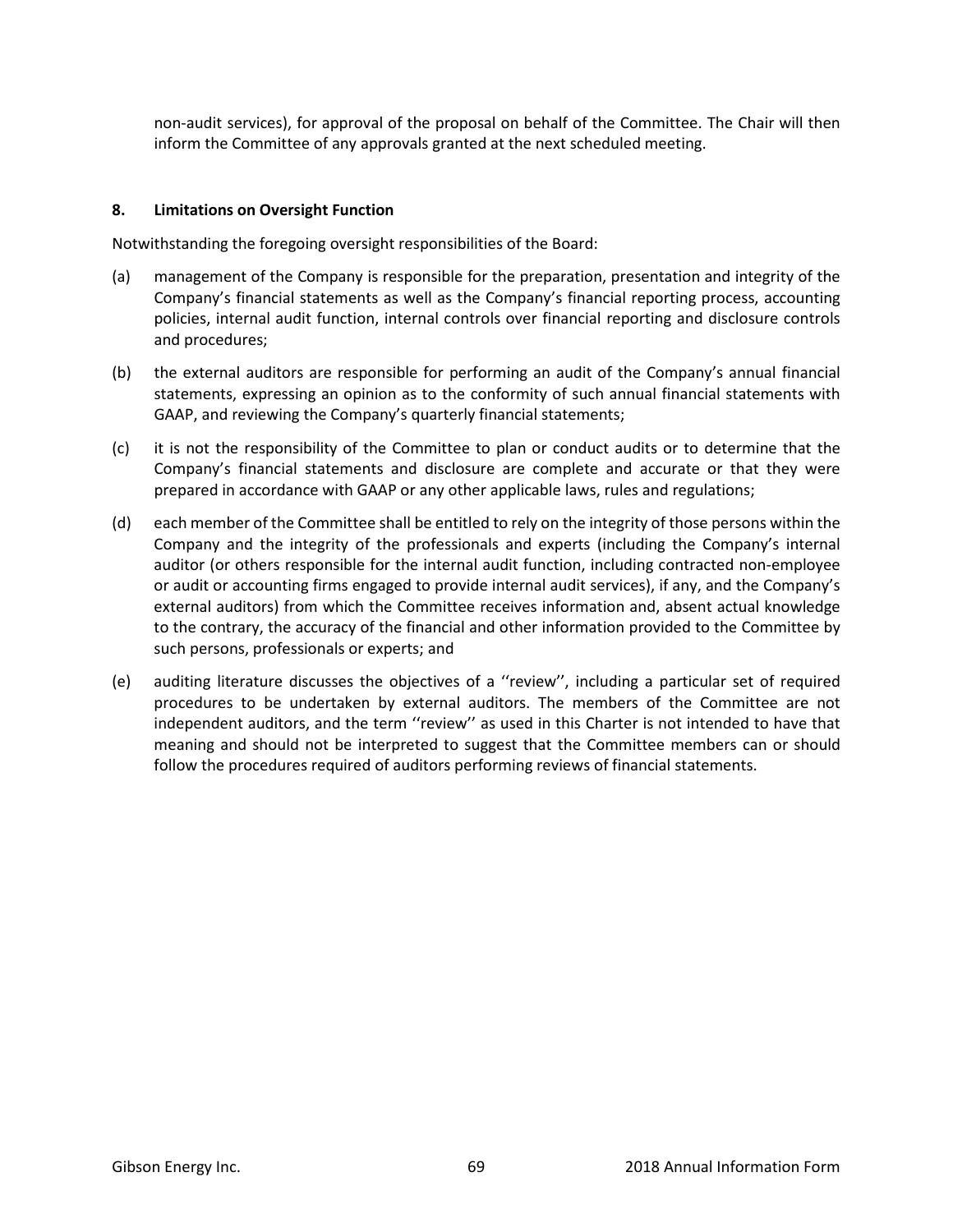non-audit services), for approval of the proposal on behalf of the Committee. The Chair will then inform the Committee of any approvals granted at the next scheduled meeting.

**8. Limitations on Oversight Function**

Notwithstanding the foregoing oversight responsibilities of the Board:

(a) management of the Company is responsible for the preparation, presentation and integrity of the Company's financial statements as well as the Company's financial reporting process, accounting policies, internal audit function, internal controls over financial reporting and disclosure controls and procedures;

(b) the external auditors are responsible for performing an audit of the Company's annual financial statements, expressing an opinion as to the conformity of such annual financial statements with GAAP, and reviewing the Company's quarterly financial statements;

(c) it is not the responsibility of the Committee to plan or conduct audits or to determine that the Company's financial statements and disclosure are complete and accurate or that they were prepared in accordance with GAAP or any other applicable laws, rules and regulations;

(d) each member of the Committee shall be entitled to rely on the integrity of those persons within the Company and the integrity of the professionals and experts (including the Company's internal auditor (or others responsible for the internal audit function, including contracted non-employee or audit or accounting firms engaged to provide internal audit services), if any, and the Company's external auditors) from which the Committee receives information and, absent actual knowledge to the contrary, the accuracy of the financial and other information provided to the Committee by such persons, professionals or experts; and

(e) auditing literature discusses the objectives of a ''review'', including a particular set of required procedures to be undertaken by external auditors. The members of the Committee are not independent auditors, and the term ''review'' as used in this Charter is not intended to have that meaning and should not be interpreted to suggest that the Committee members can or should follow the procedures required of auditors performing reviews of financial statements.